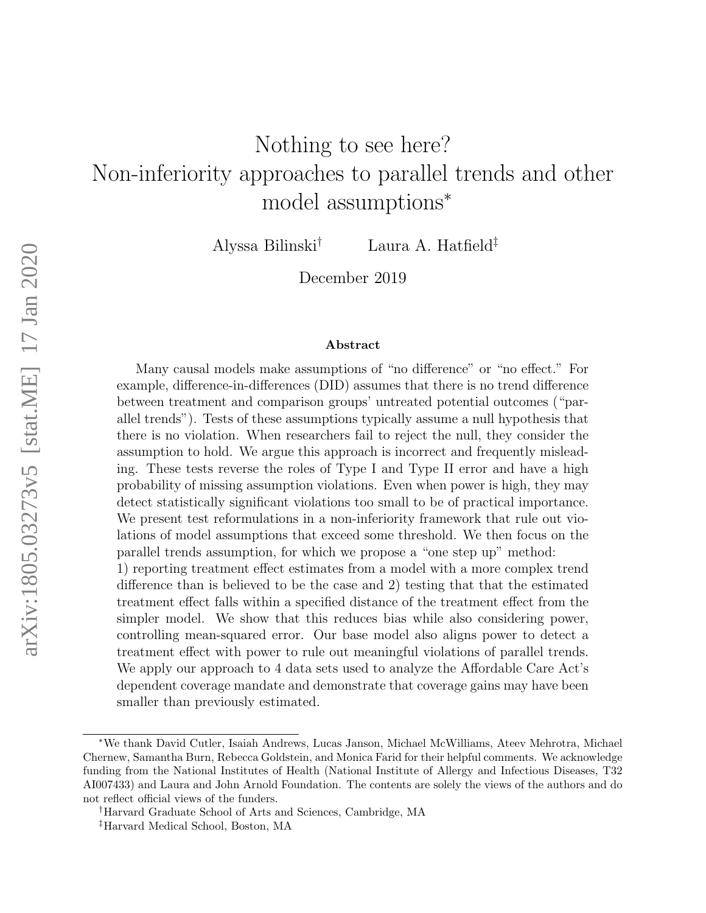# Nothing to see here? Non-inferiority approaches to parallel trends and other model assumptions*

Alyssa Bilinski[†] Laura A. Hatfield[‡]

December 2019

## Abstract

Many causal models make assumptions of "no difference" or "no effect." For example, difference-in-differences (DID) assumes that there is no trend difference between treatment and comparison groups' untreated potential outcomes ("parallel trends"). Tests of these assumptions typically assume a null hypothesis that there is no violation. When researchers fail to reject the null, they consider the assumption to hold. We argue this approach is incorrect and frequently misleading. These tests reverse the roles of Type I and Type II error and have a high probability of missing assumption violations. Even when power is high, they may detect statistically significant violations too small to be of practical importance. We present test reformulations in a non-inferiority framework that rule out violations of model assumptions that exceed some threshold. We then focus on the parallel trends assumption, for which we propose a "one step up" method: 1) reporting treatment effect estimates from a model with a more complex trend difference than is believed to be the case and 2) testing that that the estimated treatment effect falls within a specified distance of the treatment effect from the simpler model. We show that this reduces bias while also considering power, controlling mean-squared error. Our base model also aligns power to detect a treatment effect with power to rule out meaningful violations of parallel trends. We apply our approach to 4 data sets used to analyze the Affordable Care Act's dependent coverage mandate and demonstrate that coverage gains may have been smaller than previously estimated.

---

*We thank David Cutler, Isaiah Andrews, Lucas Janson, Michael McWilliams, Ateev Mehrotra, Michael Chernew, Samantha Burn, Rebecca Goldstein, and Monica Farid for their helpful comments. We acknowledge funding from the National Institutes of Health (National Institute of Allergy and Infectious Diseases, T32 AI007433) and Laura and John Arnold Foundation. The contents are solely the views of the authors and do not reflect official views of the funders.

[†]Harvard Graduate School of Arts and Sciences, Cambridge, MA

[‡]Harvard Medical School, Boston, MA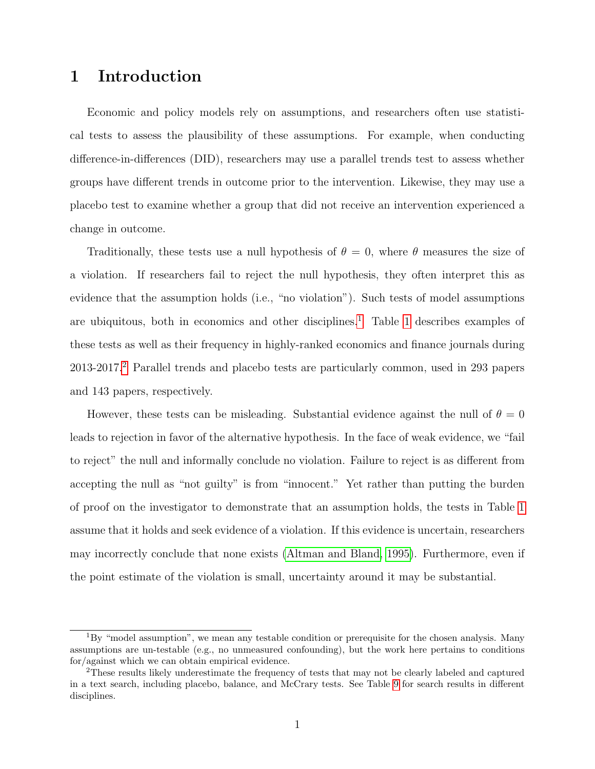# 1 Introduction

Economic and policy models rely on assumptions, and researchers often use statistical tests to assess the plausibility of these assumptions. For example, when conducting difference-in-differences (DID), researchers may use a parallel trends test to assess whether groups have different trends in outcome prior to the intervention. Likewise, they may use a placebo test to examine whether a group that did not receive an intervention experienced a change in outcome.

Traditionally, these tests use a null hypothesis of $\theta = 0$, where $\theta$ measures the size of a violation. If researchers fail to reject the null hypothesis, they often interpret this as evidence that the assumption holds (i.e., "no violation"). Such tests of model assumptions are ubiquitous, both in economics and other disciplines.[1] Table 1 describes examples of these tests as well as their frequency in highly-ranked economics and finance journals during 2013-2017.[2] Parallel trends and placebo tests are particularly common, used in 293 papers and 143 papers, respectively.

However, these tests can be misleading. Substantial evidence against the null of $\theta = 0$ leads to rejection in favor of the alternative hypothesis. In the face of weak evidence, we "fail to reject" the null and informally conclude no violation. Failure to reject is as different from accepting the null as "not guilty" is from "innocent." Yet rather than putting the burden of proof on the investigator to demonstrate that an assumption holds, the tests in Table 1 assume that it holds and seek evidence of a violation. If this evidence is uncertain, researchers may incorrectly conclude that none exists (Altman and Bland, 1995). Furthermore, even if the point estimate of the violation is small, uncertainty around it may be substantial.

[1] By "model assumption", we mean any testable condition or prerequisite for the chosen analysis. Many assumptions are un-testable (e.g., no unmeasured confounding), but the work here pertains to conditions for/against which we can obtain empirical evidence.

[2] These results likely underestimate the frequency of tests that may not be clearly labeled and captured in a text search, including placebo, balance, and McCrary tests. See Table 9 for search results in different disciplines.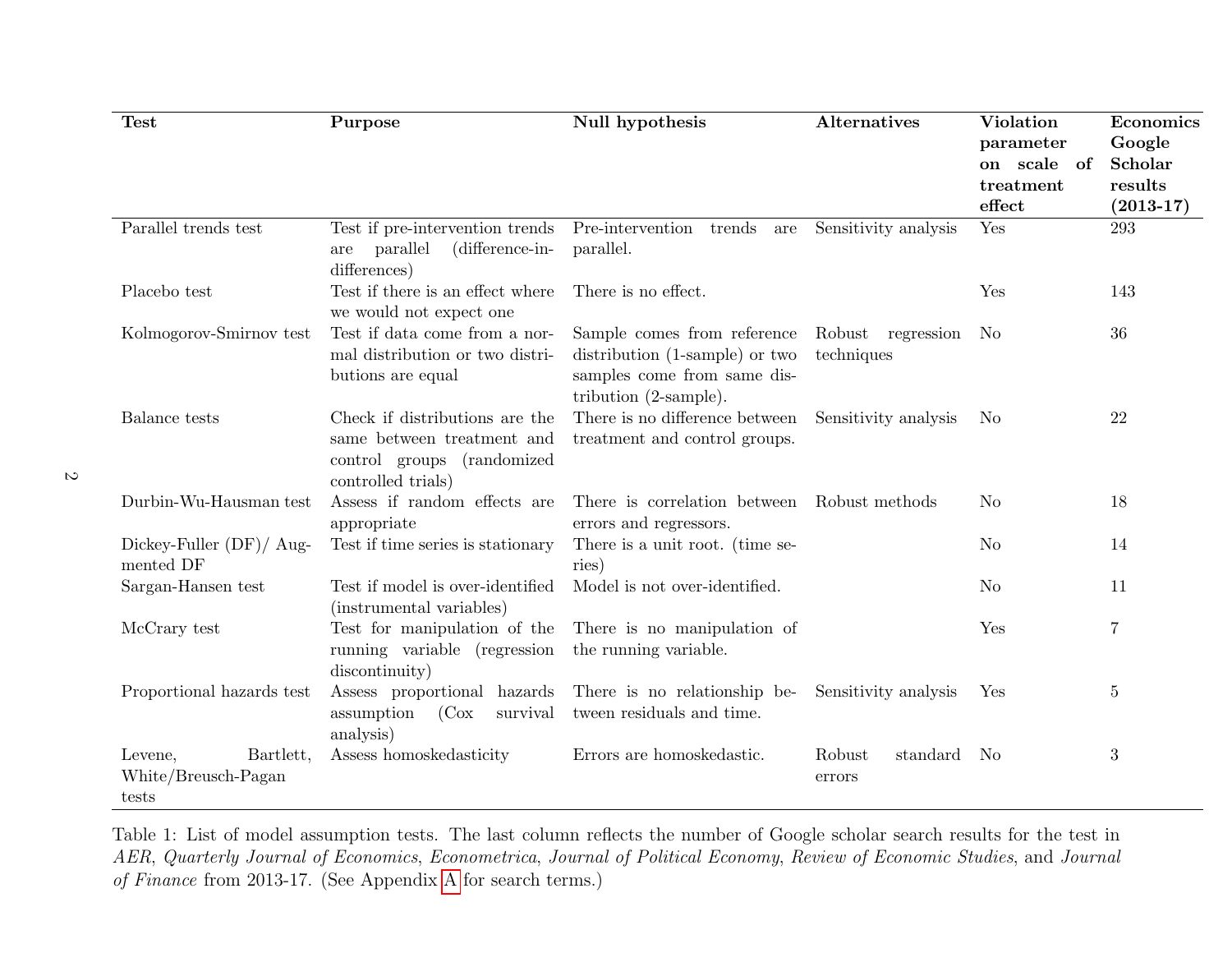| Test | Purpose | Null hypothesis | Alternatives | Violation parameter on scale of treatment effect | Economics Google Scholar results (2013-17) |
|---|---|---|---|---|---|
| Parallel trends test | Test if pre-intervention trends are parallel (difference-in-differences) | Pre-intervention trends are parallel. | Sensitivity analysis | Yes | 293 |
| Placebo test | Test if there is an effect where we would not expect one | There is no effect. | | Yes | 143 |
| Kolmogorov-Smirnov test | Test if data come from a normal distribution or two distributions are equal | Sample comes from reference distribution (1-sample) or two samples come from same distribution (2-sample). | Robust regression techniques | No | 36 |
| Balance tests | Check if distributions are the same between treatment and control groups (randomized controlled trials) | There is no difference between treatment and control groups. | Sensitivity analysis | No | 22 |
| Durbin-Wu-Hausman test | Assess if random effects are appropriate | There is correlation between errors and regressors. | Robust methods | No | 18 |
| Dickey-Fuller (DF)/ Augmented DF | Test if time series is stationary | There is a unit root. (time series) | | No | 14 |
| Sargan-Hansen test | Test if model is over-identified (instrumental variables) | Model is not over-identified. | | No | 11 |
| McCrary test | Test for manipulation of the running variable (regression discontinuity) | There is no manipulation of the running variable. | | Yes | 7 |
| Proportional hazards test | Assess proportional hazards assumption (Cox survival analysis) | There is no relationship between residuals and time. | Sensitivity analysis | Yes | 5 |
| Levene, Bartlett, White/Breusch-Pagan tests | Assess homoskedasticity | Errors are homoskedastic. | Robust standard errors | No | 3 |

Table 1: List of model assumption tests. The last column reflects the number of Google scholar search results for the test in *AER*, *Quarterly Journal of Economics*, *Econometrica*, *Journal of Political Economy*, *Review of Economic Studies*, and *Journal of Finance* from 2013-17. (See Appendix A for search terms.)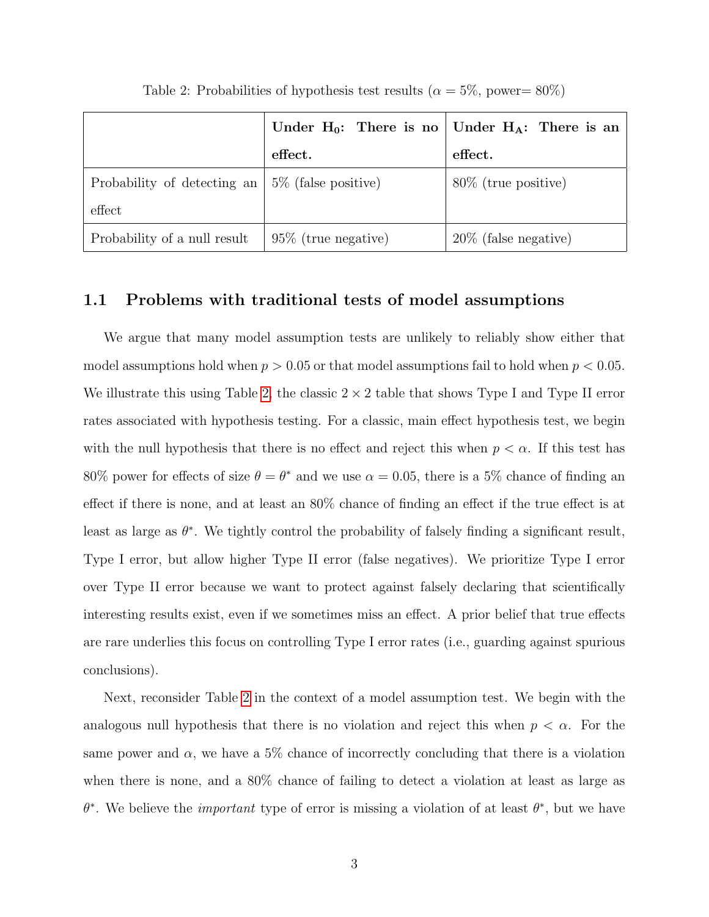Table 2: Probabilities of hypothesis test results ($\alpha = 5\%$, power= 80%)

| | **Under $\mathbf{H_0}$: There is no effect.** | **Under $\mathbf{H_A}$: There is an effect.** |
|---|---|---|
| Probability of detecting an effect | 5% (false positive) | 80% (true positive) |
| Probability of a null result | 95% (true negative) | 20% (false negative) |

## 1.1 Problems with traditional tests of model assumptions

We argue that many model assumption tests are unlikely to reliably show either that model assumptions hold when $p > 0.05$ or that model assumptions fail to hold when $p < 0.05$. We illustrate this using Table 2, the classic $2 \times 2$ table that shows Type I and Type II error rates associated with hypothesis testing. For a classic, main effect hypothesis test, we begin with the null hypothesis that there is no effect and reject this when $p < \alpha$. If this test has 80% power for effects of size $\theta = \theta^*$ and we use $\alpha = 0.05$, there is a 5% chance of finding an effect if there is none, and at least an 80% chance of finding an effect if the true effect is at least as large as $\theta^*$. We tightly control the probability of falsely finding a significant result, Type I error, but allow higher Type II error (false negatives). We prioritize Type I error over Type II error because we want to protect against falsely declaring that scientifically interesting results exist, even if we sometimes miss an effect. A prior belief that true effects are rare underlies this focus on controlling Type I error rates (i.e., guarding against spurious conclusions).

Next, reconsider Table 2 in the context of a model assumption test. We begin with the analogous null hypothesis that there is no violation and reject this when $p < \alpha$. For the same power and $\alpha$, we have a 5% chance of incorrectly concluding that there is a violation when there is none, and a 80% chance of failing to detect a violation at least as large as $\theta^*$. We believe the *important* type of error is missing a violation of at least $\theta^*$, but we have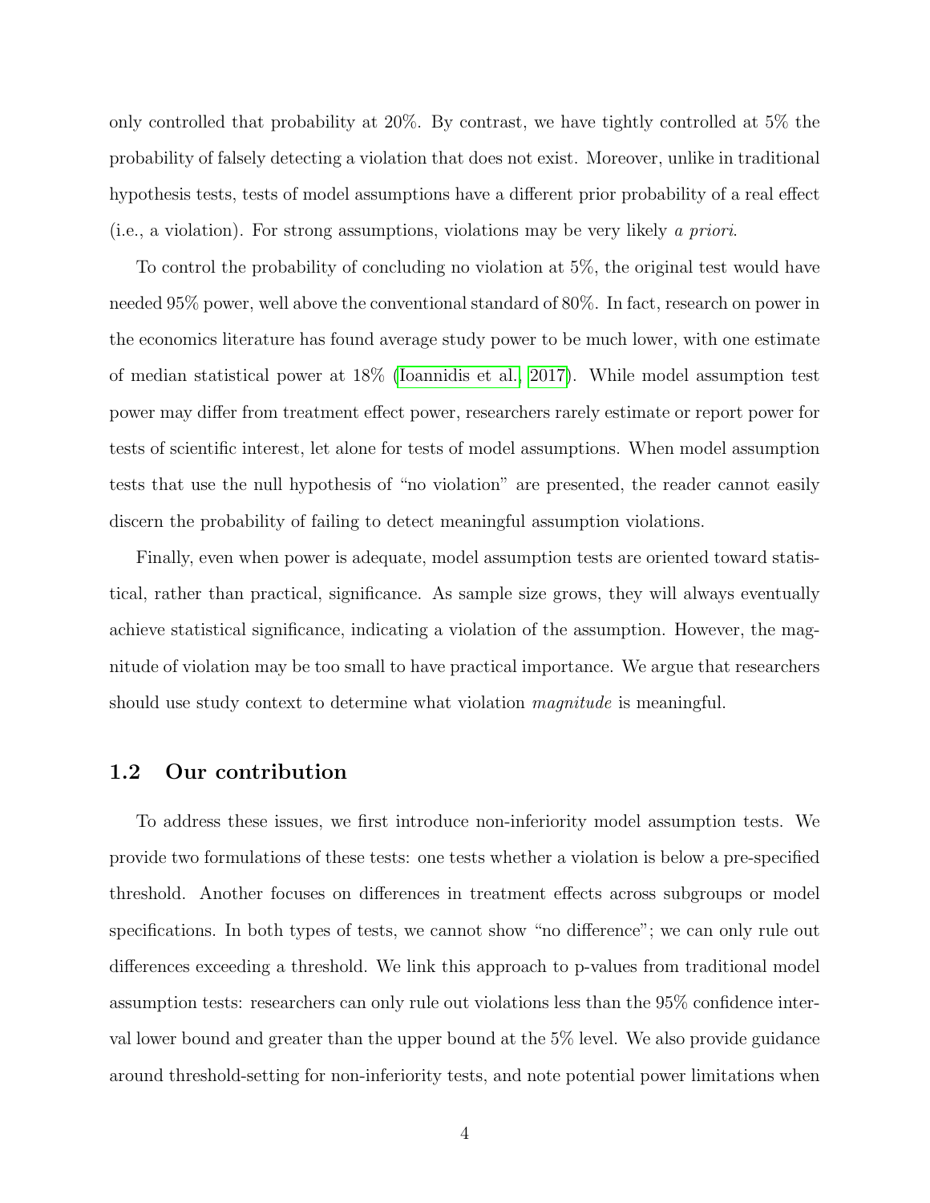only controlled that probability at 20%. By contrast, we have tightly controlled at 5% the probability of falsely detecting a violation that does not exist. Moreover, unlike in traditional hypothesis tests, tests of model assumptions have a different prior probability of a real effect (i.e., a violation). For strong assumptions, violations may be very likely *a priori*.

To control the probability of concluding no violation at 5%, the original test would have needed 95% power, well above the conventional standard of 80%. In fact, research on power in the economics literature has found average study power to be much lower, with one estimate of median statistical power at 18% (Ioannidis et al., 2017). While model assumption test power may differ from treatment effect power, researchers rarely estimate or report power for tests of scientific interest, let alone for tests of model assumptions. When model assumption tests that use the null hypothesis of "no violation" are presented, the reader cannot easily discern the probability of failing to detect meaningful assumption violations.

Finally, even when power is adequate, model assumption tests are oriented toward statistical, rather than practical, significance. As sample size grows, they will always eventually achieve statistical significance, indicating a violation of the assumption. However, the magnitude of violation may be too small to have practical importance. We argue that researchers should use study context to determine what violation *magnitude* is meaningful.

### 1.2 Our contribution

To address these issues, we first introduce non-inferiority model assumption tests. We provide two formulations of these tests: one tests whether a violation is below a pre-specified threshold. Another focuses on differences in treatment effects across subgroups or model specifications. In both types of tests, we cannot show "no difference"; we can only rule out differences exceeding a threshold. We link this approach to p-values from traditional model assumption tests: researchers can only rule out violations less than the 95% confidence interval lower bound and greater than the upper bound at the 5% level. We also provide guidance around threshold-setting for non-inferiority tests, and note potential power limitations when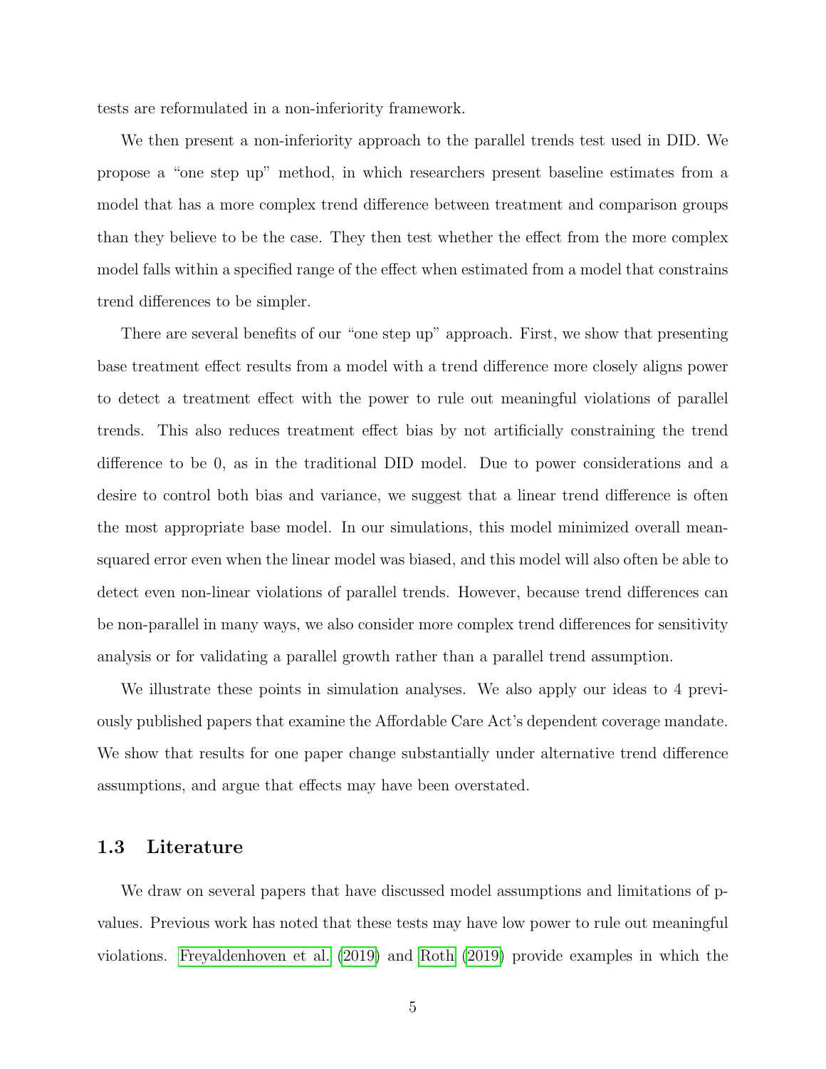tests are reformulated in a non-inferiority framework.

We then present a non-inferiority approach to the parallel trends test used in DID. We propose a "one step up" method, in which researchers present baseline estimates from a model that has a more complex trend difference between treatment and comparison groups than they believe to be the case. They then test whether the effect from the more complex model falls within a specified range of the effect when estimated from a model that constrains trend differences to be simpler.

There are several benefits of our "one step up" approach. First, we show that presenting base treatment effect results from a model with a trend difference more closely aligns power to detect a treatment effect with the power to rule out meaningful violations of parallel trends. This also reduces treatment effect bias by not artificially constraining the trend difference to be 0, as in the traditional DID model. Due to power considerations and a desire to control both bias and variance, we suggest that a linear trend difference is often the most appropriate base model. In our simulations, this model minimized overall mean-squared error even when the linear model was biased, and this model will also often be able to detect even non-linear violations of parallel trends. However, because trend differences can be non-parallel in many ways, we also consider more complex trend differences for sensitivity analysis or for validating a parallel growth rather than a parallel trend assumption.

We illustrate these points in simulation analyses. We also apply our ideas to 4 previously published papers that examine the Affordable Care Act's dependent coverage mandate. We show that results for one paper change substantially under alternative trend difference assumptions, and argue that effects may have been overstated.

### 1.3 Literature

We draw on several papers that have discussed model assumptions and limitations of p-values. Previous work has noted that these tests may have low power to rule out meaningful violations. Freyaldenhoven et al. (2019) and Roth (2019) provide examples in which the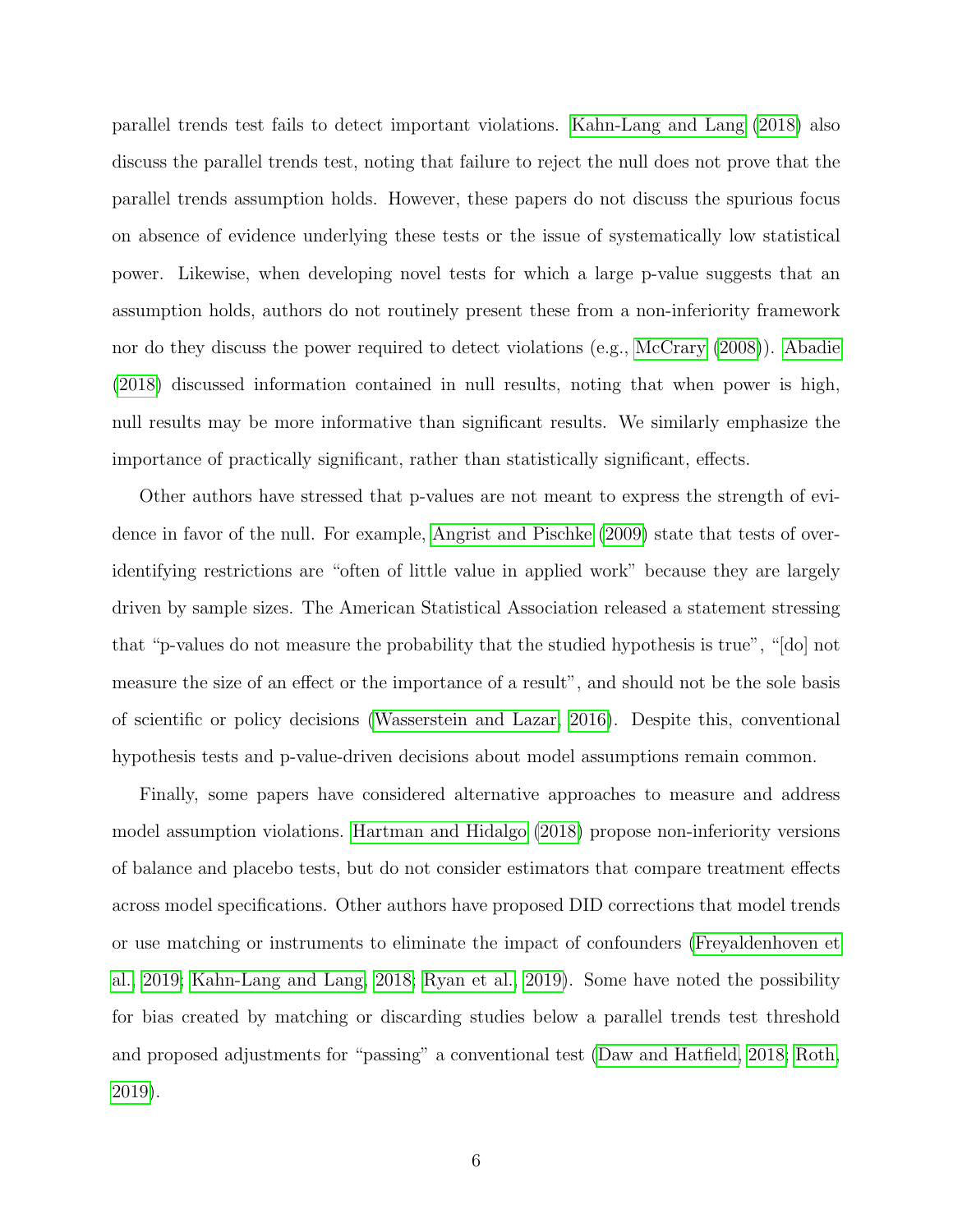parallel trends test fails to detect important violations. Kahn-Lang and Lang (2018) also discuss the parallel trends test, noting that failure to reject the null does not prove that the parallel trends assumption holds. However, these papers do not discuss the spurious focus on absence of evidence underlying these tests or the issue of systematically low statistical power. Likewise, when developing novel tests for which a large p-value suggests that an assumption holds, authors do not routinely present these from a non-inferiority framework nor do they discuss the power required to detect violations (e.g., McCrary (2008)). Abadie (2018) discussed information contained in null results, noting that when power is high, null results may be more informative than significant results. We similarly emphasize the importance of practically significant, rather than statistically significant, effects.

Other authors have stressed that p-values are not meant to express the strength of evidence in favor of the null. For example, Angrist and Pischke (2009) state that tests of overidentifying restrictions are "often of little value in applied work" because they are largely driven by sample sizes. The American Statistical Association released a statement stressing that "p-values do not measure the probability that the studied hypothesis is true", "[do] not measure the size of an effect or the importance of a result", and should not be the sole basis of scientific or policy decisions (Wasserstein and Lazar, 2016). Despite this, conventional hypothesis tests and p-value-driven decisions about model assumptions remain common.

Finally, some papers have considered alternative approaches to measure and address model assumption violations. Hartman and Hidalgo (2018) propose non-inferiority versions of balance and placebo tests, but do not consider estimators that compare treatment effects across model specifications. Other authors have proposed DID corrections that model trends or use matching or instruments to eliminate the impact of confounders (Freyaldenhoven et al., 2019; Kahn-Lang and Lang, 2018; Ryan et al., 2019). Some have noted the possibility for bias created by matching or discarding studies below a parallel trends test threshold and proposed adjustments for "passing" a conventional test (Daw and Hatfield, 2018; Roth, 2019).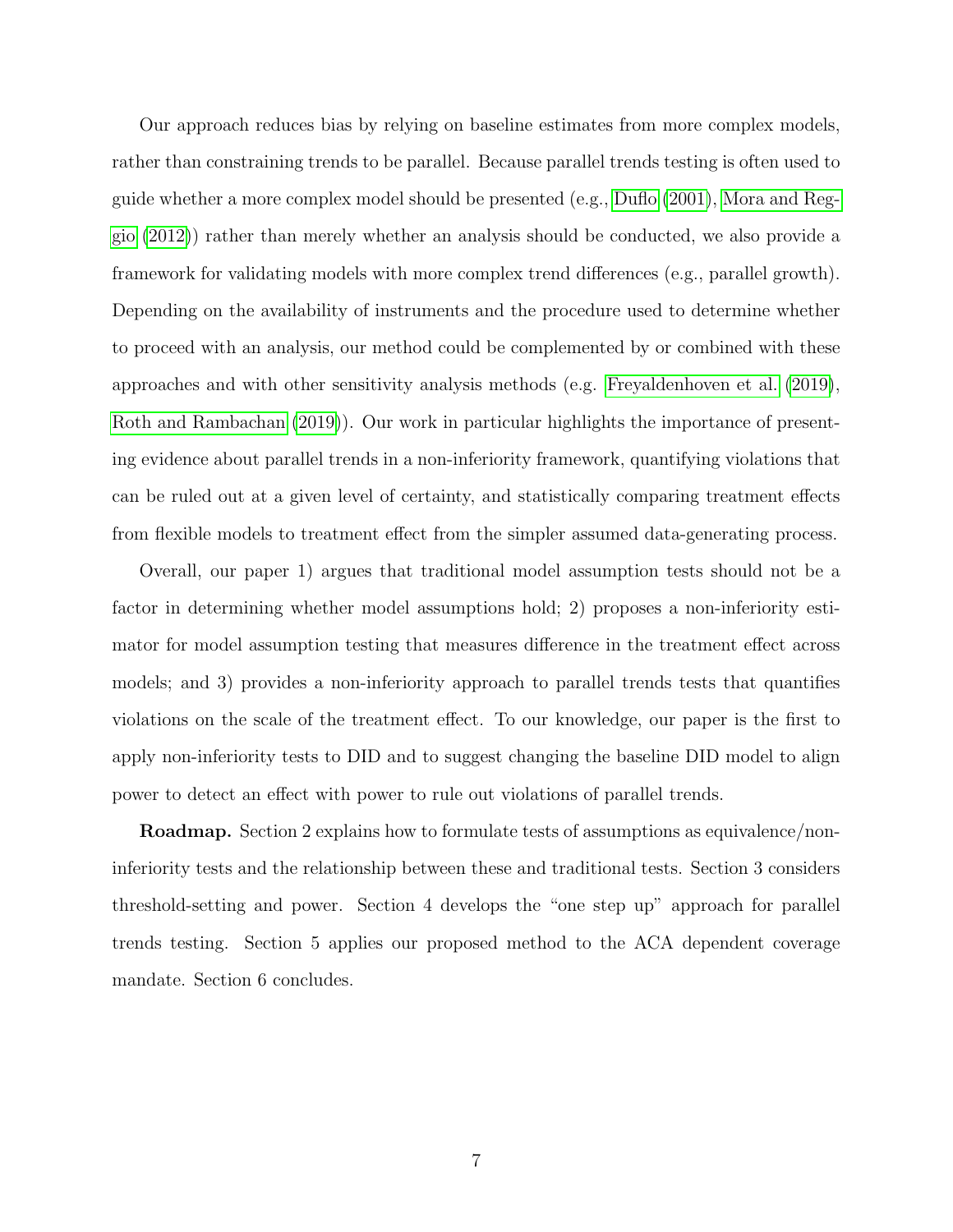Our approach reduces bias by relying on baseline estimates from more complex models, rather than constraining trends to be parallel. Because parallel trends testing is often used to guide whether a more complex model should be presented (e.g., Duflo (2001), Mora and Reggio (2012)) rather than merely whether an analysis should be conducted, we also provide a framework for validating models with more complex trend differences (e.g., parallel growth). Depending on the availability of instruments and the procedure used to determine whether to proceed with an analysis, our method could be complemented by or combined with these approaches and with other sensitivity analysis methods (e.g. Freyaldenhoven et al. (2019), Roth and Rambachan (2019)). Our work in particular highlights the importance of presenting evidence about parallel trends in a non-inferiority framework, quantifying violations that can be ruled out at a given level of certainty, and statistically comparing treatment effects from flexible models to treatment effect from the simpler assumed data-generating process.

Overall, our paper 1) argues that traditional model assumption tests should not be a factor in determining whether model assumptions hold; 2) proposes a non-inferiority estimator for model assumption testing that measures difference in the treatment effect across models; and 3) provides a non-inferiority approach to parallel trends tests that quantifies violations on the scale of the treatment effect. To our knowledge, our paper is the first to apply non-inferiority tests to DID and to suggest changing the baseline DID model to align power to detect an effect with power to rule out violations of parallel trends.

**Roadmap.** Section 2 explains how to formulate tests of assumptions as equivalence/non-inferiority tests and the relationship between these and traditional tests. Section 3 considers threshold-setting and power. Section 4 develops the "one step up" approach for parallel trends testing. Section 5 applies our proposed method to the ACA dependent coverage mandate. Section 6 concludes.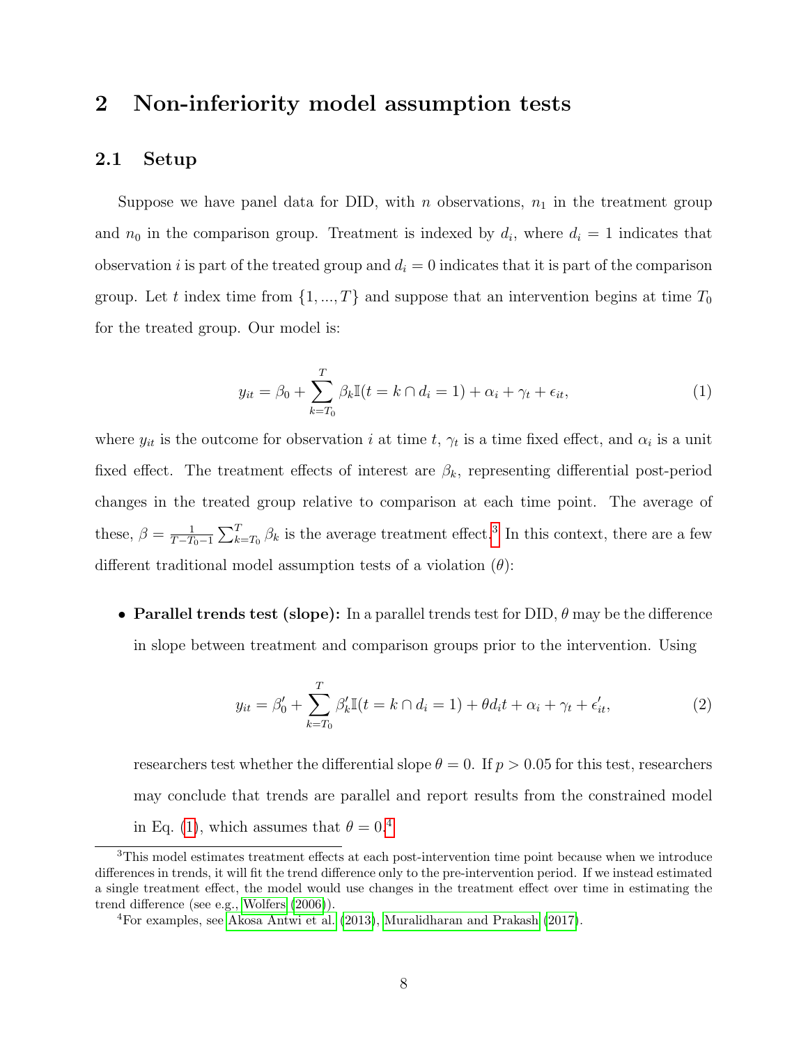## 2 Non-inferiority model assumption tests

### 2.1 Setup

Suppose we have panel data for DID, with $n$ observations, $n_1$ in the treatment group and $n_0$ in the comparison group. Treatment is indexed by $d_i$, where $d_i = 1$ indicates that observation $i$ is part of the treated group and $d_i = 0$ indicates that it is part of the comparison group. Let $t$ index time from $\{1, ..., T\}$ and suppose that an intervention begins at time $T_0$ for the treated group. Our model is:

$$y_{it} = \beta_0 + \sum_{k=T_0}^{T} \beta_k \mathbb{I}(t = k \cap d_i = 1) + \alpha_i + \gamma_t + \epsilon_{it}, \tag{1}$$

where $y_{it}$ is the outcome for observation $i$ at time $t$, $\gamma_t$ is a time fixed effect, and $\alpha_i$ is a unit fixed effect. The treatment effects of interest are $\beta_k$, representing differential post-period changes in the treated group relative to comparison at each time point. The average of these, $\beta = \frac{1}{T-T_0-1}\sum_{k=T_0}^{T} \beta_k$ is the average treatment effect.[3] In this context, there are a few different traditional model assumption tests of a violation ($\theta$):

- **Parallel trends test (slope):** In a parallel trends test for DID, $\theta$ may be the difference in slope between treatment and comparison groups prior to the intervention. Using

$$y_{it} = \beta_0' + \sum_{k=T_0}^{T} \beta_k' \mathbb{I}(t = k \cap d_i = 1) + \theta d_i t + \alpha_i + \gamma_t + \epsilon_{it}', \tag{2}$$

  researchers test whether the differential slope $\theta = 0$. If $p > 0.05$ for this test, researchers may conclude that trends are parallel and report results from the constrained model in Eq. (1), which assumes that $\theta = 0$.[4]

[3] This model estimates treatment effects at each post-intervention time point because when we introduce differences in trends, it will fit the trend difference only to the pre-intervention period. If we instead estimated a single treatment effect, the model would use changes in the treatment effect over time in estimating the trend difference (see e.g., Wolfers (2006)).

[4] For examples, see Akosa Antwi et al. (2013), Muralidharan and Prakash (2017).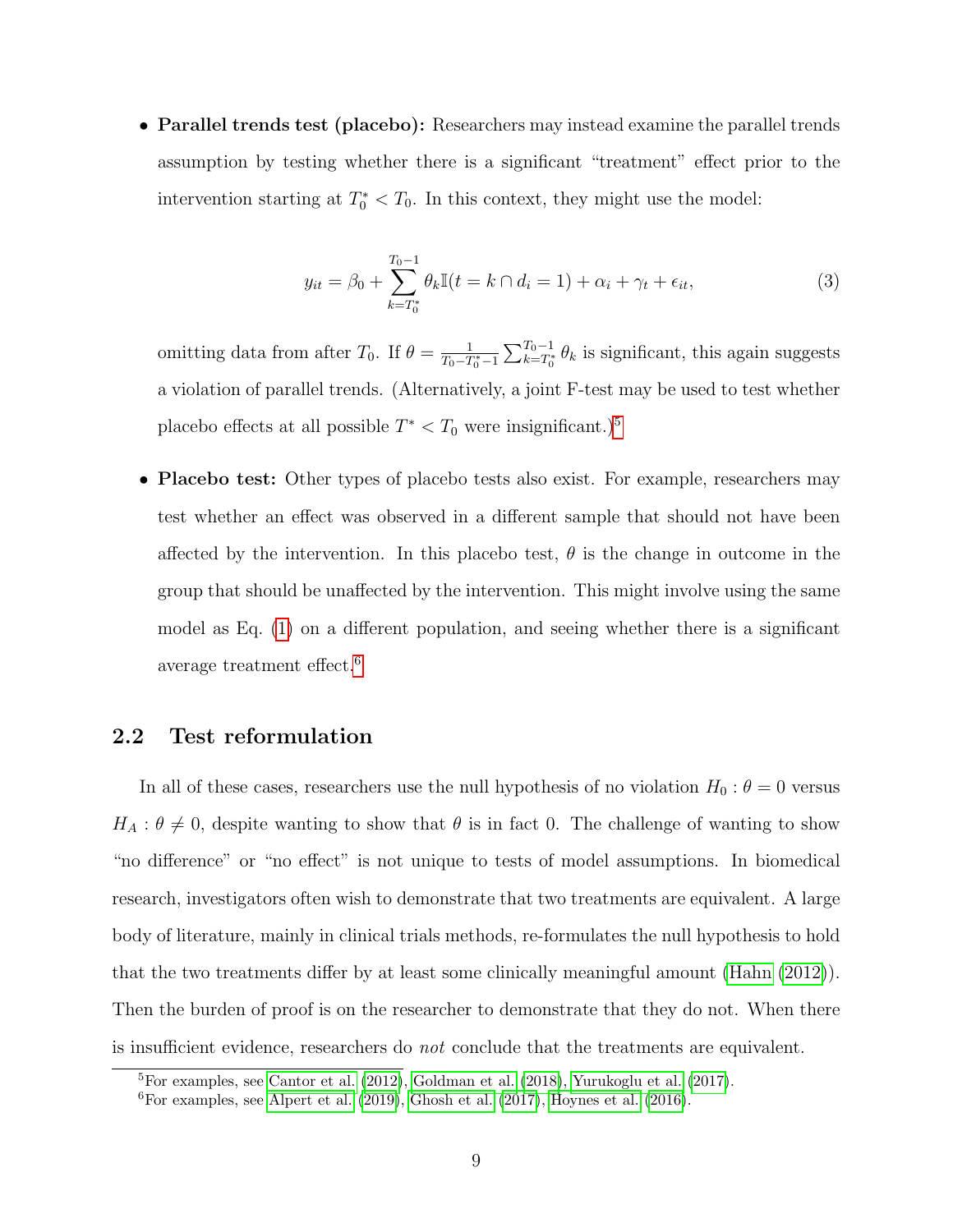- **Parallel trends test (placebo):** Researchers may instead examine the parallel trends assumption by testing whether there is a significant "treatment" effect prior to the intervention starting at $T_0^* < T_0$. In this context, they might use the model:

$$y_{it} = \beta_0 + \sum_{k=T_0^*}^{T_0-1} \theta_k \mathbb{I}(t = k \cap d_i = 1) + \alpha_i + \gamma_t + \epsilon_{it}, \tag{3}$$

  omitting data from after $T_0$. If $\theta = \frac{1}{T_0 - T_0^* - 1} \sum_{k=T_0^*}^{T_0-1} \theta_k$ is significant, this again suggests a violation of parallel trends. (Alternatively, a joint F-test may be used to test whether placebo effects at all possible $T^* < T_0$ were insignificant.)[5]

- **Placebo test:** Other types of placebo tests also exist. For example, researchers may test whether an effect was observed in a different sample that should not have been affected by the intervention. In this placebo test, $\theta$ is the change in outcome in the group that should be unaffected by the intervention. This might involve using the same model as Eq. (1) on a different population, and seeing whether there is a significant average treatment effect.[6]

## 2.2 Test reformulation

In all of these cases, researchers use the null hypothesis of no violation $H_0 : \theta = 0$ versus $H_A : \theta \neq 0$, despite wanting to show that $\theta$ is in fact 0. The challenge of wanting to show "no difference" or "no effect" is not unique to tests of model assumptions. In biomedical research, investigators often wish to demonstrate that two treatments are equivalent. A large body of literature, mainly in clinical trials methods, re-formulates the null hypothesis to hold that the two treatments differ by at least some clinically meaningful amount (Hahn (2012)). Then the burden of proof is on the researcher to demonstrate that they do not. When there is insufficient evidence, researchers do *not* conclude that the treatments are equivalent.

[5] For examples, see Cantor et al. (2012), Goldman et al. (2018), Yurukoglu et al. (2017).

[6] For examples, see Alpert et al. (2019), Ghosh et al. (2017), Hoynes et al. (2016).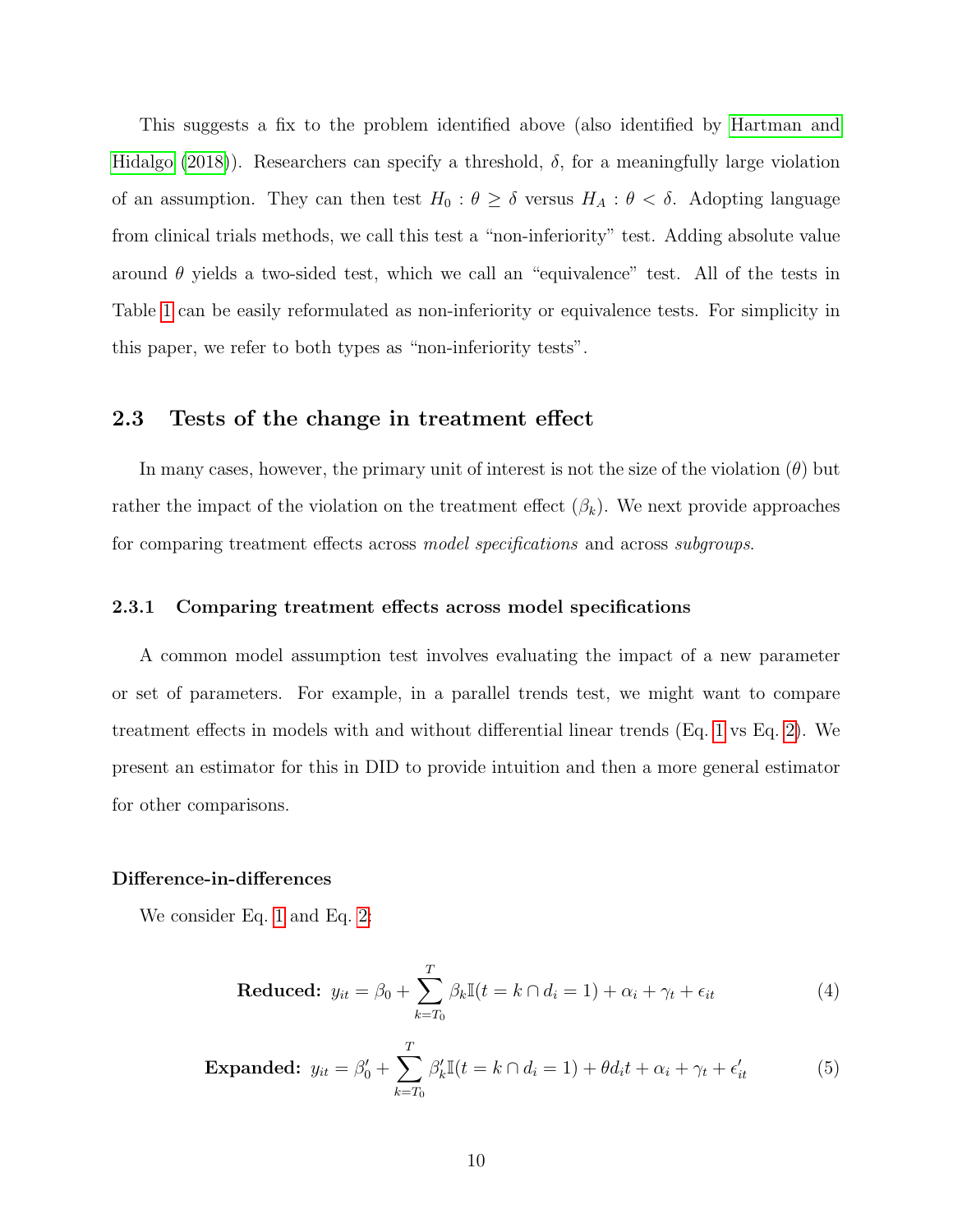This suggests a fix to the problem identified above (also identified by Hartman and Hidalgo (2018)). Researchers can specify a threshold, $\delta$, for a meaningfully large violation of an assumption. They can then test $H_0 : \theta \geq \delta$ versus $H_A : \theta < \delta$. Adopting language from clinical trials methods, we call this test a "non-inferiority" test. Adding absolute value around $\theta$ yields a two-sided test, which we call an "equivalence" test. All of the tests in Table 1 can be easily reformulated as non-inferiority or equivalence tests. For simplicity in this paper, we refer to both types as "non-inferiority tests".

## 2.3 Tests of the change in treatment effect

In many cases, however, the primary unit of interest is not the size of the violation ($\theta$) but rather the impact of the violation on the treatment effect ($\beta_k$). We next provide approaches for comparing treatment effects across *model specifications* and across *subgroups*.

### 2.3.1 Comparing treatment effects across model specifications

A common model assumption test involves evaluating the impact of a new parameter or set of parameters. For example, in a parallel trends test, we might want to compare treatment effects in models with and without differential linear trends (Eq. 1 vs Eq. 2). We present an estimator for this in DID to provide intuition and then a more general estimator for other comparisons.

**Difference-in-differences**

We consider Eq. 1 and Eq. 2:

$$\textbf{Reduced:}\ \ y_{it} = \beta_0 + \sum_{k=T_0}^{T} \beta_k \mathbb{I}(t = k \cap d_i = 1) + \alpha_i + \gamma_t + \epsilon_{it} \tag{4}$$

$$\textbf{Expanded:}\ \ y_{it} = \beta_0' + \sum_{k=T_0}^{T} \beta_k' \mathbb{I}(t = k \cap d_i = 1) + \theta d_i t + \alpha_i + \gamma_t + \epsilon_{it}' \tag{5}$$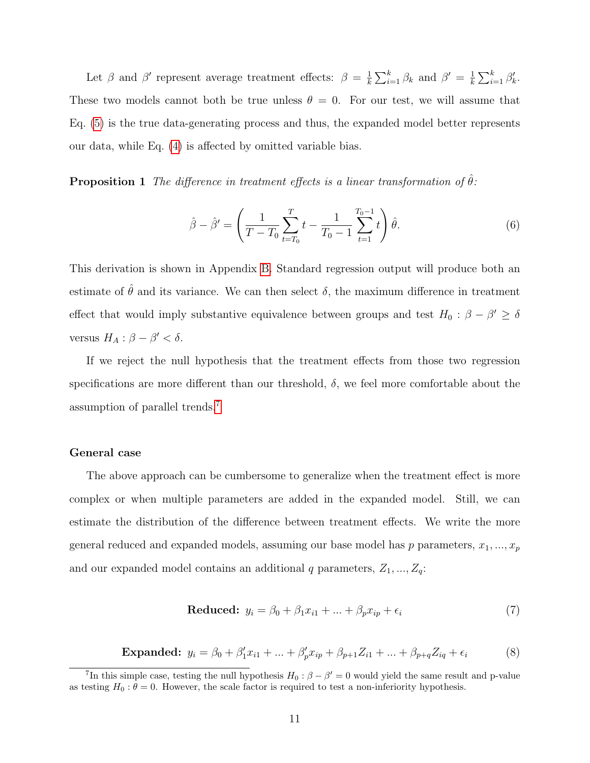Let $\beta$ and $\beta'$ represent average treatment effects: $\beta = \frac{1}{k}\sum_{i=1}^{k}\beta_k$ and $\beta' = \frac{1}{k}\sum_{i=1}^{k}\beta'_k$. These two models cannot both be true unless $\theta = 0$. For our test, we will assume that Eq. (5) is the true data-generating process and thus, the expanded model better represents our data, while Eq. (4) is affected by omitted variable bias.

**Proposition 1** *The difference in treatment effects is a linear transformation of $\hat{\theta}$:*

$$\hat{\beta} - \hat{\beta}' = \left( \frac{1}{T - T_0} \sum_{t=T_0}^{T} t - \frac{1}{T_0 - 1} \sum_{t=1}^{T_0 - 1} t \right) \hat{\theta}. \tag{6}$$

This derivation is shown in Appendix B. Standard regression output will produce both an estimate of $\hat{\theta}$ and its variance. We can then select $\delta$, the maximum difference in treatment effect that would imply substantive equivalence between groups and test $H_0 : \beta - \beta' \geq \delta$ versus $H_A : \beta - \beta' < \delta$.

If we reject the null hypothesis that the treatment effects from those two regression specifications are more different than our threshold, $\delta$, we feel more comfortable about the assumption of parallel trends.[7]

### General case

The above approach can be cumbersome to generalize when the treatment effect is more complex or when multiple parameters are added in the expanded model. Still, we can estimate the distribution of the difference between treatment effects. We write the more general reduced and expanded models, assuming our base model has $p$ parameters, $x_1, ..., x_p$ and our expanded model contains an additional $q$ parameters, $Z_1, ..., Z_q$:

$$\textbf{Reduced:}\ y_i = \beta_0 + \beta_1 x_{i1} + ... + \beta_p x_{ip} + \epsilon_i \tag{7}$$

$$\textbf{Expanded:}\ y_i = \beta_0 + \beta'_1 x_{i1} + ... + \beta'_p x_{ip} + \beta_{p+1} Z_{i1} + ... + \beta_{p+q} Z_{iq} + \epsilon_i \tag{8}$$

[7] In this simple case, testing the null hypothesis $H_0 : \beta - \beta' = 0$ would yield the same result and p-value as testing $H_0 : \theta = 0$. However, the scale factor is required to test a non-inferiority hypothesis.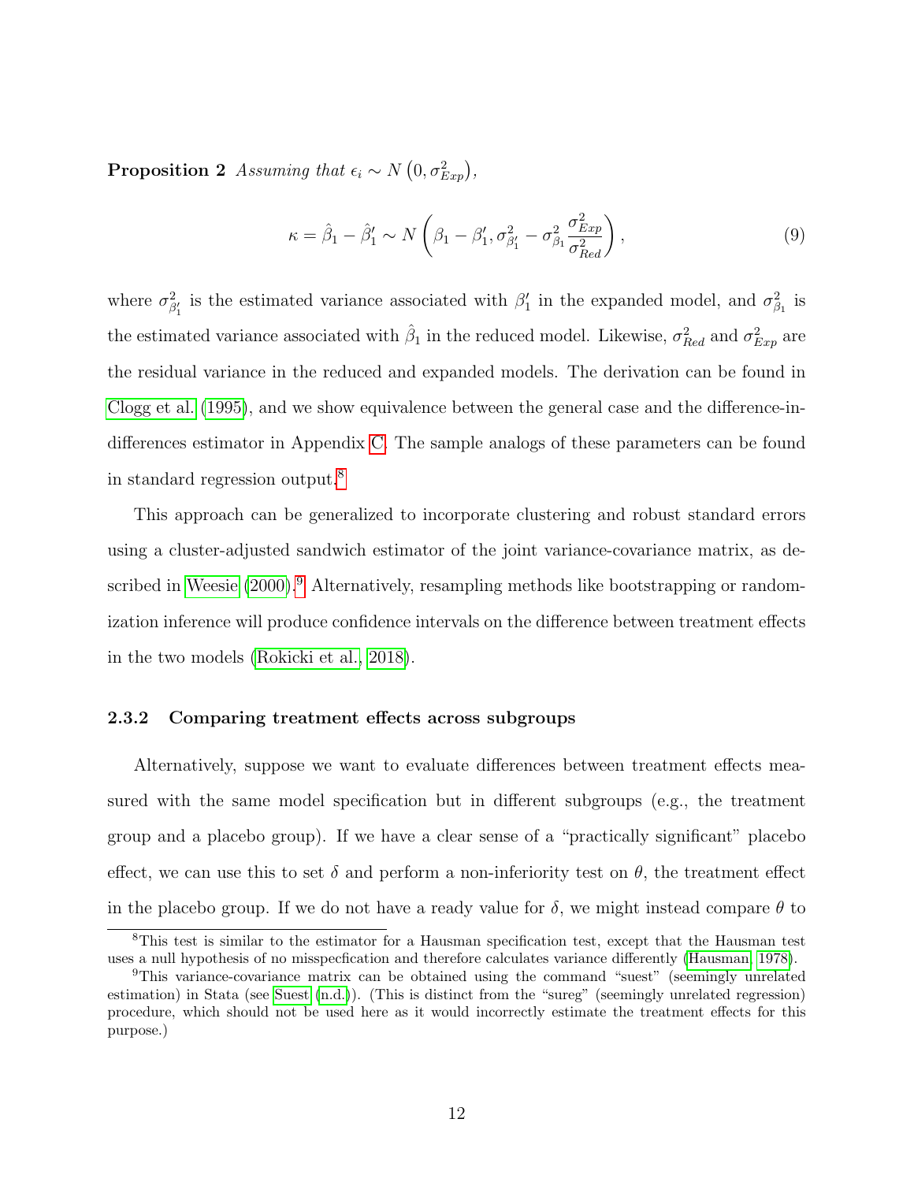**Proposition 2** *Assuming that* $\epsilon_i \sim N\left(0, \sigma^2_{Exp}\right)$,

$$\kappa = \hat{\beta}_1 - \hat{\beta}'_1 \sim N\left(\beta_1 - \beta'_1, \sigma^2_{\beta'_1} - \sigma^2_{\beta_1}\frac{\sigma^2_{Exp}}{\sigma^2_{Red}}\right), \tag{9}$$

where $\sigma^2_{\beta'_1}$ is the estimated variance associated with $\beta'_1$ in the expanded model, and $\sigma^2_{\beta_1}$ is the estimated variance associated with $\hat{\beta}_1$ in the reduced model. Likewise, $\sigma^2_{Red}$ and $\sigma^2_{Exp}$ are the residual variance in the reduced and expanded models. The derivation can be found in Clogg et al. (1995), and we show equivalence between the general case and the difference-in-differences estimator in Appendix C. The sample analogs of these parameters can be found in standard regression output.[8]

This approach can be generalized to incorporate clustering and robust standard errors using a cluster-adjusted sandwich estimator of the joint variance-covariance matrix, as described in Weesie (2000).[9] Alternatively, resampling methods like bootstrapping or randomization inference will produce confidence intervals on the difference between treatment effects in the two models (Rokicki et al., 2018).

### 2.3.2 Comparing treatment effects across subgroups

Alternatively, suppose we want to evaluate differences between treatment effects measured with the same model specification but in different subgroups (e.g., the treatment group and a placebo group). If we have a clear sense of a "practically significant" placebo effect, we can use this to set $\delta$ and perform a non-inferiority test on $\theta$, the treatment effect in the placebo group. If we do not have a ready value for $\delta$, we might instead compare $\theta$ to

[8]This test is similar to the estimator for a Hausman specification test, except that the Hausman test uses a null hypothesis of no misspecfication and therefore calculates variance differently (Hausman, 1978).

[9]This variance-covariance matrix can be obtained using the command "suest" (seemingly unrelated estimation) in Stata (see Suest (n.d.)). (This is distinct from the "sureg" (seemingly unrelated regression) procedure, which should not be used here as it would incorrectly estimate the treatment effects for this purpose.)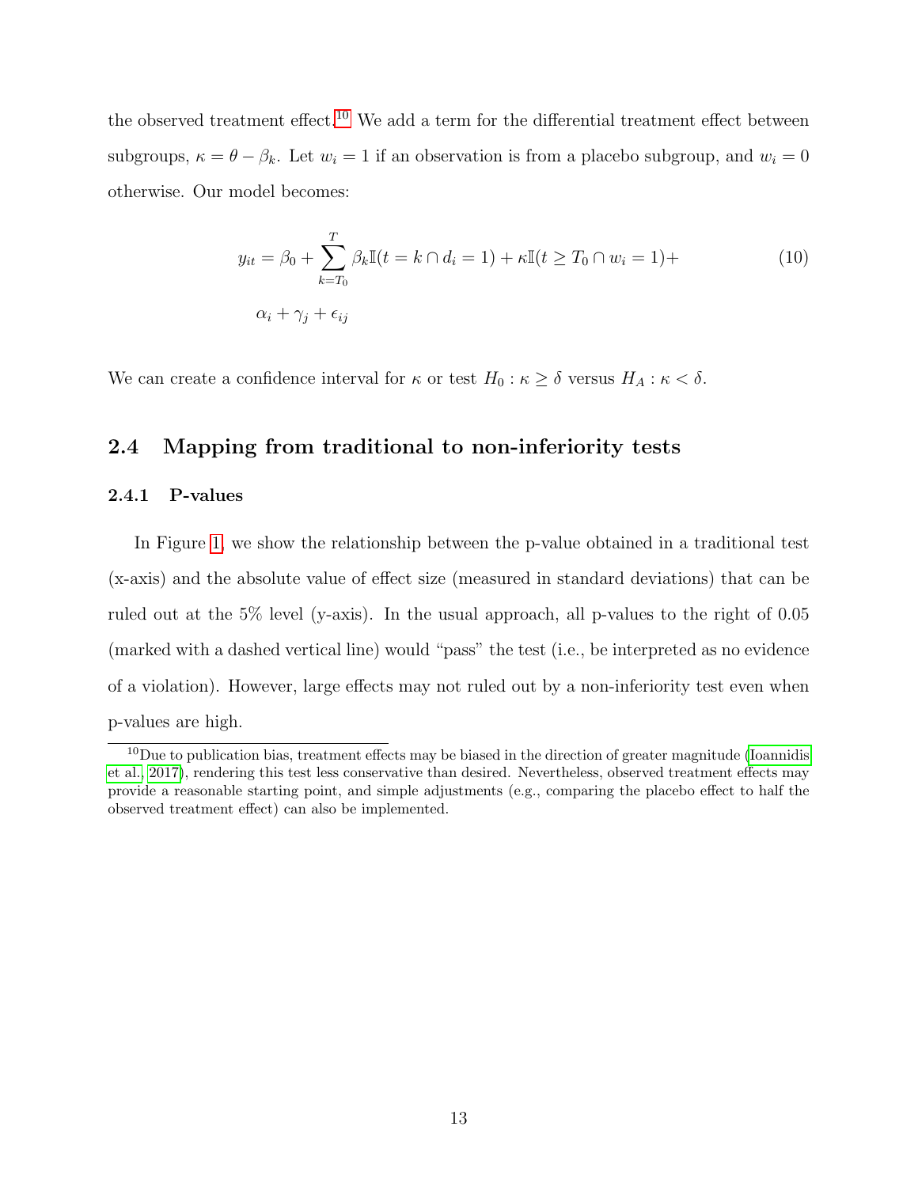the observed treatment effect.[10] We add a term for the differential treatment effect between subgroups, $\kappa = \theta - \beta_k$. Let $w_i = 1$ if an observation is from a placebo subgroup, and $w_i = 0$ otherwise. Our model becomes:

$$
\begin{aligned}
y_{it} = \beta_0 + \sum_{k=T_0}^{T} \beta_k \mathbb{I}(t = k \cap d_i = 1) + \kappa \mathbb{I}(t \geq T_0 \cap w_i = 1) + \\
\alpha_i + \gamma_j + \epsilon_{ij}
\end{aligned}
\tag{10}
$$

We can create a confidence interval for $\kappa$ or test $H_0 : \kappa \geq \delta$ versus $H_A : \kappa < \delta$.

## 2.4 Mapping from traditional to non-inferiority tests

### 2.4.1 P-values

In Figure 1, we show the relationship between the p-value obtained in a traditional test (x-axis) and the absolute value of effect size (measured in standard deviations) that can be ruled out at the 5% level (y-axis). In the usual approach, all p-values to the right of 0.05 (marked with a dashed vertical line) would "pass" the test (i.e., be interpreted as no evidence of a violation). However, large effects may not ruled out by a non-inferiority test even when p-values are high.

[10] Due to publication bias, treatment effects may be biased in the direction of greater magnitude (Ioannidis et al., 2017), rendering this test less conservative than desired. Nevertheless, observed treatment effects may provide a reasonable starting point, and simple adjustments (e.g., comparing the placebo effect to half the observed treatment effect) can also be implemented.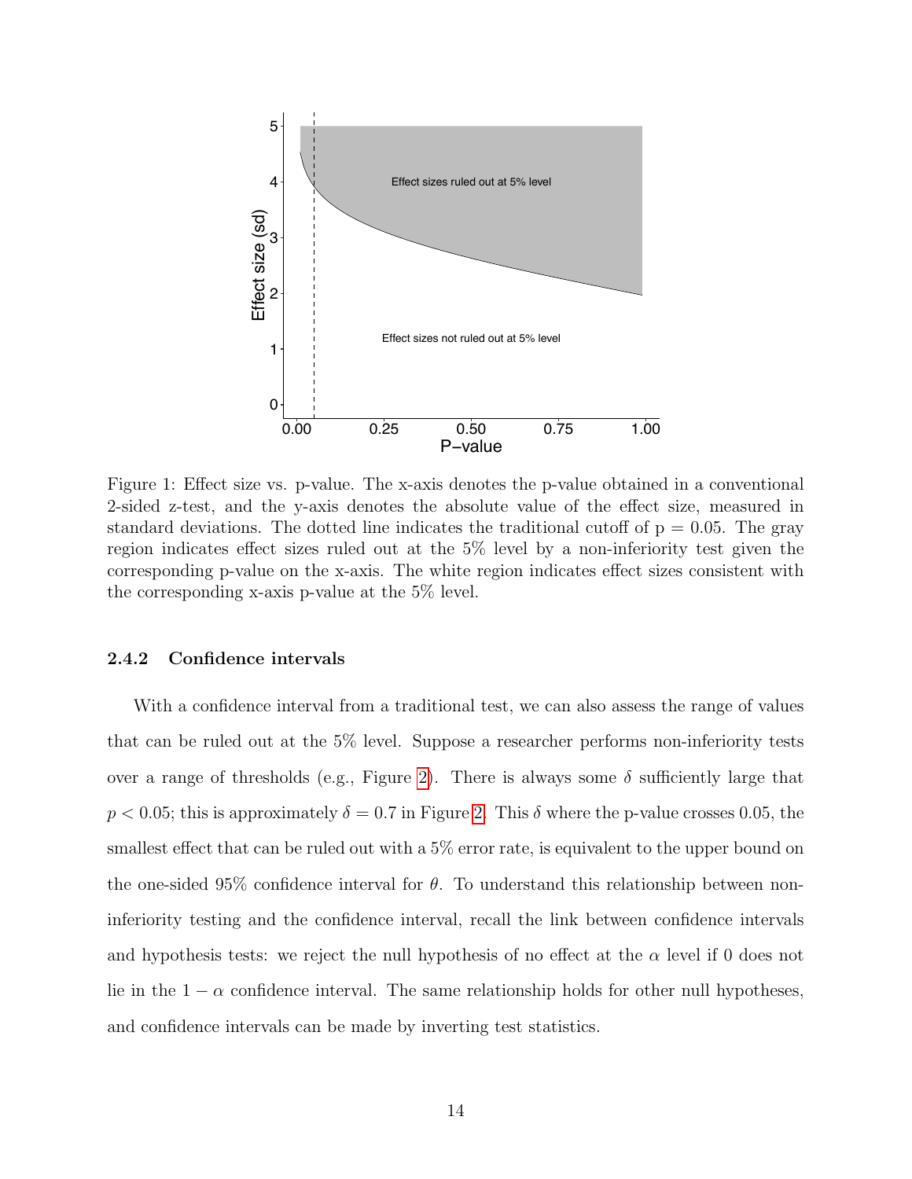Figure 1: Effect size vs. p-value. The x-axis denotes the p-value obtained in a conventional 2-sided z-test, and the y-axis denotes the absolute value of the effect size, measured in standard deviations. The dotted line indicates the traditional cutoff of p = 0.05. The gray region indicates effect sizes ruled out at the 5% level by a non-inferiority test given the corresponding p-value on the x-axis. The white region indicates effect sizes consistent with the corresponding x-axis p-value at the 5% level.

#### 2.4.2 Confidence intervals

With a confidence interval from a traditional test, we can also assess the range of values that can be ruled out at the 5% level. Suppose a researcher performs non-inferiority tests over a range of thresholds (e.g., Figure 2). There is always some $\delta$ sufficiently large that $p < 0.05$; this is approximately $\delta = 0.7$ in Figure 2. This $\delta$ where the p-value crosses 0.05, the smallest effect that can be ruled out with a 5% error rate, is equivalent to the upper bound on the one-sided 95% confidence interval for $\theta$. To understand this relationship between non-inferiority testing and the confidence interval, recall the link between confidence intervals and hypothesis tests: we reject the null hypothesis of no effect at the $\alpha$ level if 0 does not lie in the $1 - \alpha$ confidence interval. The same relationship holds for other null hypotheses, and confidence intervals can be made by inverting test statistics.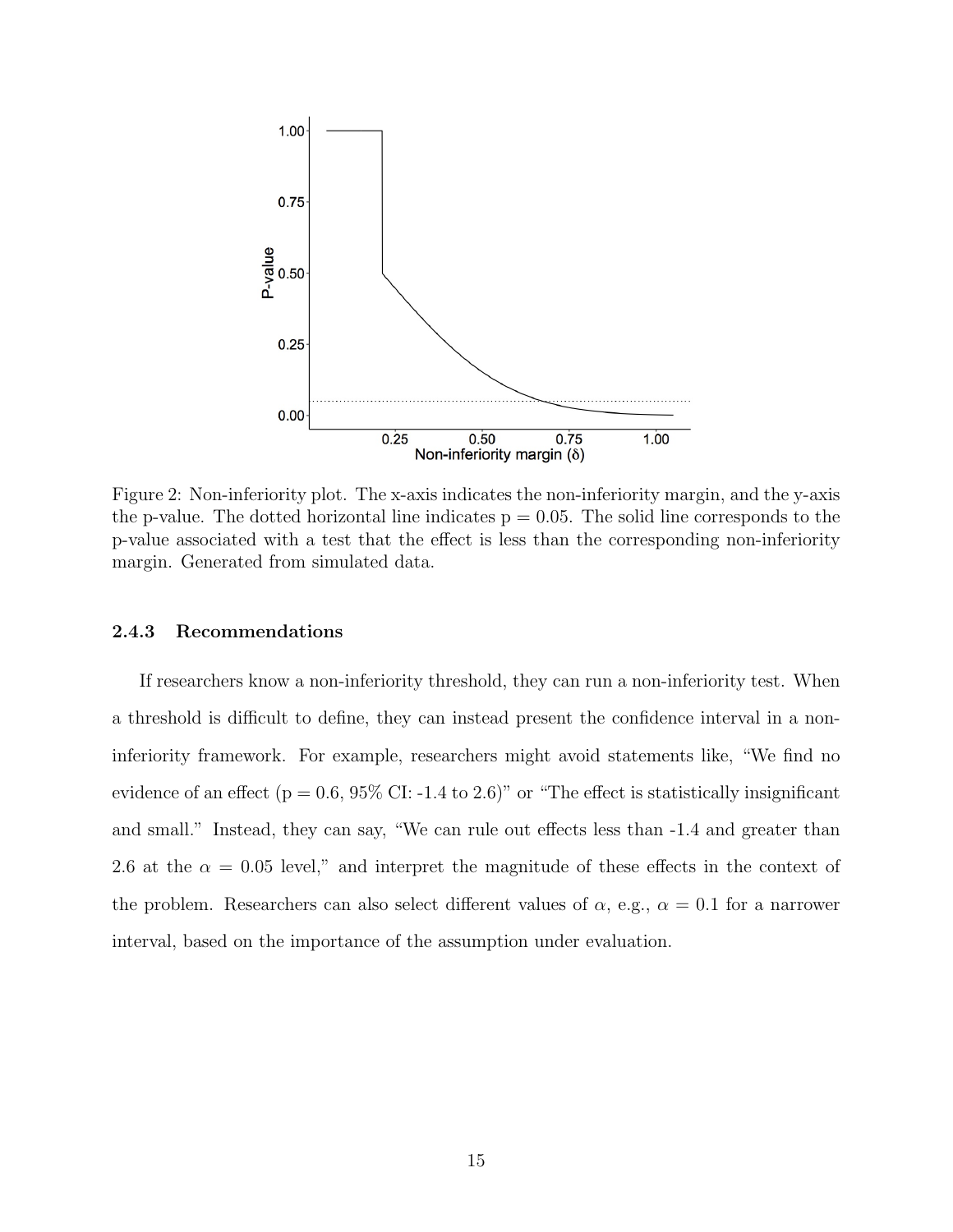Figure 2: Non-inferiority plot. The x-axis indicates the non-inferiority margin, and the y-axis the p-value. The dotted horizontal line indicates p = 0.05. The solid line corresponds to the p-value associated with a test that the effect is less than the corresponding non-inferiority margin. Generated from simulated data.

### 2.4.3 Recommendations

If researchers know a non-inferiority threshold, they can run a non-inferiority test. When a threshold is difficult to define, they can instead present the confidence interval in a non-inferiority framework. For example, researchers might avoid statements like, "We find no evidence of an effect (p = 0.6, 95% CI: -1.4 to 2.6)" or "The effect is statistically insignificant and small." Instead, they can say, "We can rule out effects less than -1.4 and greater than 2.6 at the $\alpha = 0.05$ level," and interpret the magnitude of these effects in the context of the problem. Researchers can also select different values of $\alpha$, e.g., $\alpha = 0.1$ for a narrower interval, based on the importance of the assumption under evaluation.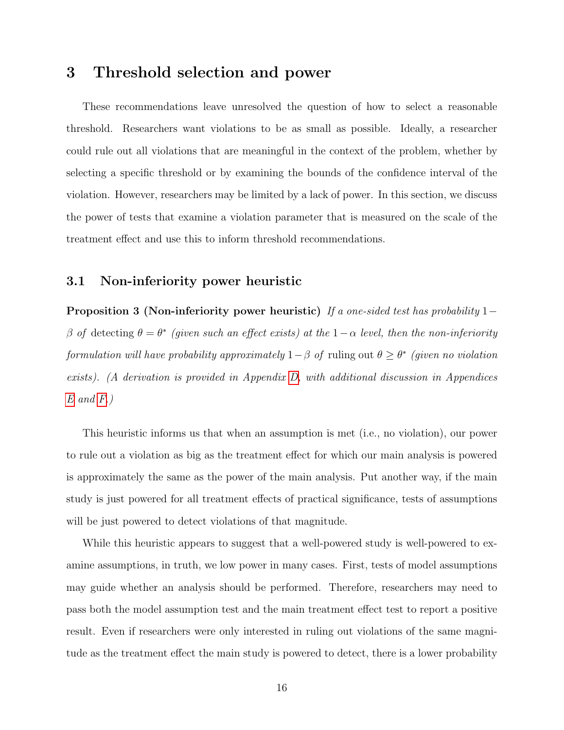# 3 Threshold selection and power

These recommendations leave unresolved the question of how to select a reasonable threshold. Researchers want violations to be as small as possible. Ideally, a researcher could rule out all violations that are meaningful in the context of the problem, whether by selecting a specific threshold or by examining the bounds of the confidence interval of the violation. However, researchers may be limited by a lack of power. In this section, we discuss the power of tests that examine a violation parameter that is measured on the scale of the treatment effect and use this to inform threshold recommendations.

## 3.1 Non-inferiority power heuristic

**Proposition 3 (Non-inferiority power heuristic)** *If a one-sided test has probability $1-\beta$ of* detecting $\theta = \theta^*$ *(given such an effect exists) at the $1-\alpha$ level, then the non-inferiority formulation will have probability approximately $1-\beta$ of* ruling out $\theta \geq \theta^*$ *(given no violation exists). (A derivation is provided in Appendix D, with additional discussion in Appendices E and F.)*

This heuristic informs us that when an assumption is met (i.e., no violation), our power to rule out a violation as big as the treatment effect for which our main analysis is powered is approximately the same as the power of the main analysis. Put another way, if the main study is just powered for all treatment effects of practical significance, tests of assumptions will be just powered to detect violations of that magnitude.

While this heuristic appears to suggest that a well-powered study is well-powered to examine assumptions, in truth, we low power in many cases. First, tests of model assumptions may guide whether an analysis should be performed. Therefore, researchers may need to pass both the model assumption test and the main treatment effect test to report a positive result. Even if researchers were only interested in ruling out violations of the same magnitude as the treatment effect the main study is powered to detect, there is a lower probability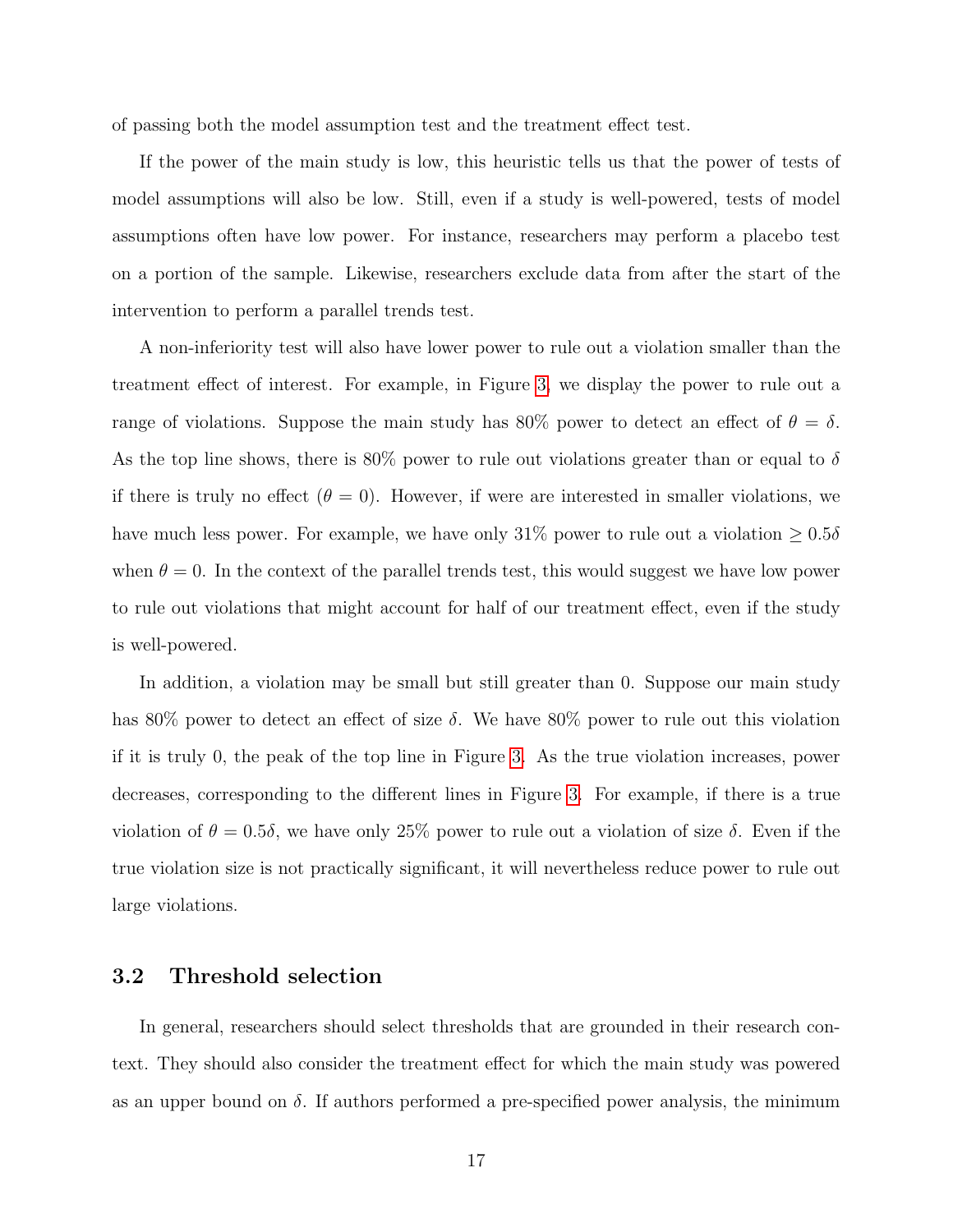of passing both the model assumption test and the treatment effect test.

If the power of the main study is low, this heuristic tells us that the power of tests of model assumptions will also be low. Still, even if a study is well-powered, tests of model assumptions often have low power. For instance, researchers may perform a placebo test on a portion of the sample. Likewise, researchers exclude data from after the start of the intervention to perform a parallel trends test.

A non-inferiority test will also have lower power to rule out a violation smaller than the treatment effect of interest. For example, in Figure 3, we display the power to rule out a range of violations. Suppose the main study has 80% power to detect an effect of $\theta = \delta$. As the top line shows, there is 80% power to rule out violations greater than or equal to $\delta$ if there is truly no effect ($\theta = 0$). However, if were are interested in smaller violations, we have much less power. For example, we have only 31% power to rule out a violation $\geq 0.5\delta$ when $\theta = 0$. In the context of the parallel trends test, this would suggest we have low power to rule out violations that might account for half of our treatment effect, even if the study is well-powered.

In addition, a violation may be small but still greater than 0. Suppose our main study has 80% power to detect an effect of size $\delta$. We have 80% power to rule out this violation if it is truly 0, the peak of the top line in Figure 3. As the true violation increases, power decreases, corresponding to the different lines in Figure 3. For example, if there is a true violation of $\theta = 0.5\delta$, we have only 25% power to rule out a violation of size $\delta$. Even if the true violation size is not practically significant, it will nevertheless reduce power to rule out large violations.

### 3.2 Threshold selection

In general, researchers should select thresholds that are grounded in their research context. They should also consider the treatment effect for which the main study was powered as an upper bound on $\delta$. If authors performed a pre-specified power analysis, the minimum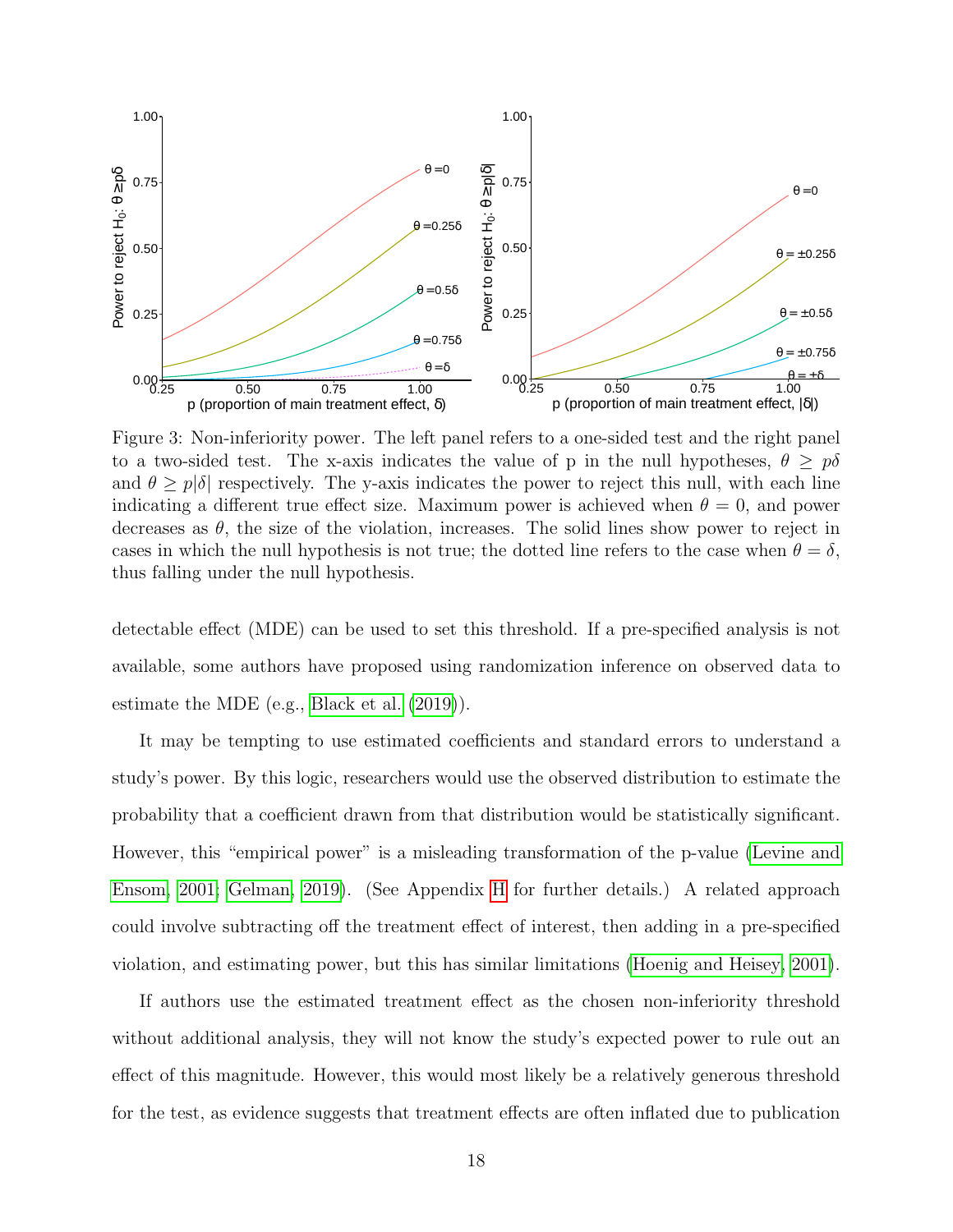Figure 3: Non-inferiority power. The left panel refers to a one-sided test and the right panel to a two-sided test. The x-axis indicates the value of p in the null hypotheses, $\theta \geq p\delta$ and $\theta \geq p|\delta|$ respectively. The y-axis indicates the power to reject this null, with each line indicating a different true effect size. Maximum power is achieved when $\theta = 0$, and power decreases as $\theta$, the size of the violation, increases. The solid lines show power to reject in cases in which the null hypothesis is not true; the dotted line refers to the case when $\theta = \delta$, thus falling under the null hypothesis.

detectable effect (MDE) can be used to set this threshold. If a pre-specified analysis is not available, some authors have proposed using randomization inference on observed data to estimate the MDE (e.g., Black et al. (2019)).

It may be tempting to use estimated coefficients and standard errors to understand a study's power. By this logic, researchers would use the observed distribution to estimate the probability that a coefficient drawn from that distribution would be statistically significant. However, this "empirical power" is a misleading transformation of the p-value (Levine and Ensom, 2001; Gelman, 2019). (See Appendix H for further details.) A related approach could involve subtracting off the treatment effect of interest, then adding in a pre-specified violation, and estimating power, but this has similar limitations (Hoenig and Heisey, 2001).

If authors use the estimated treatment effect as the chosen non-inferiority threshold without additional analysis, they will not know the study's expected power to rule out an effect of this magnitude. However, this would most likely be a relatively generous threshold for the test, as evidence suggests that treatment effects are often inflated due to publication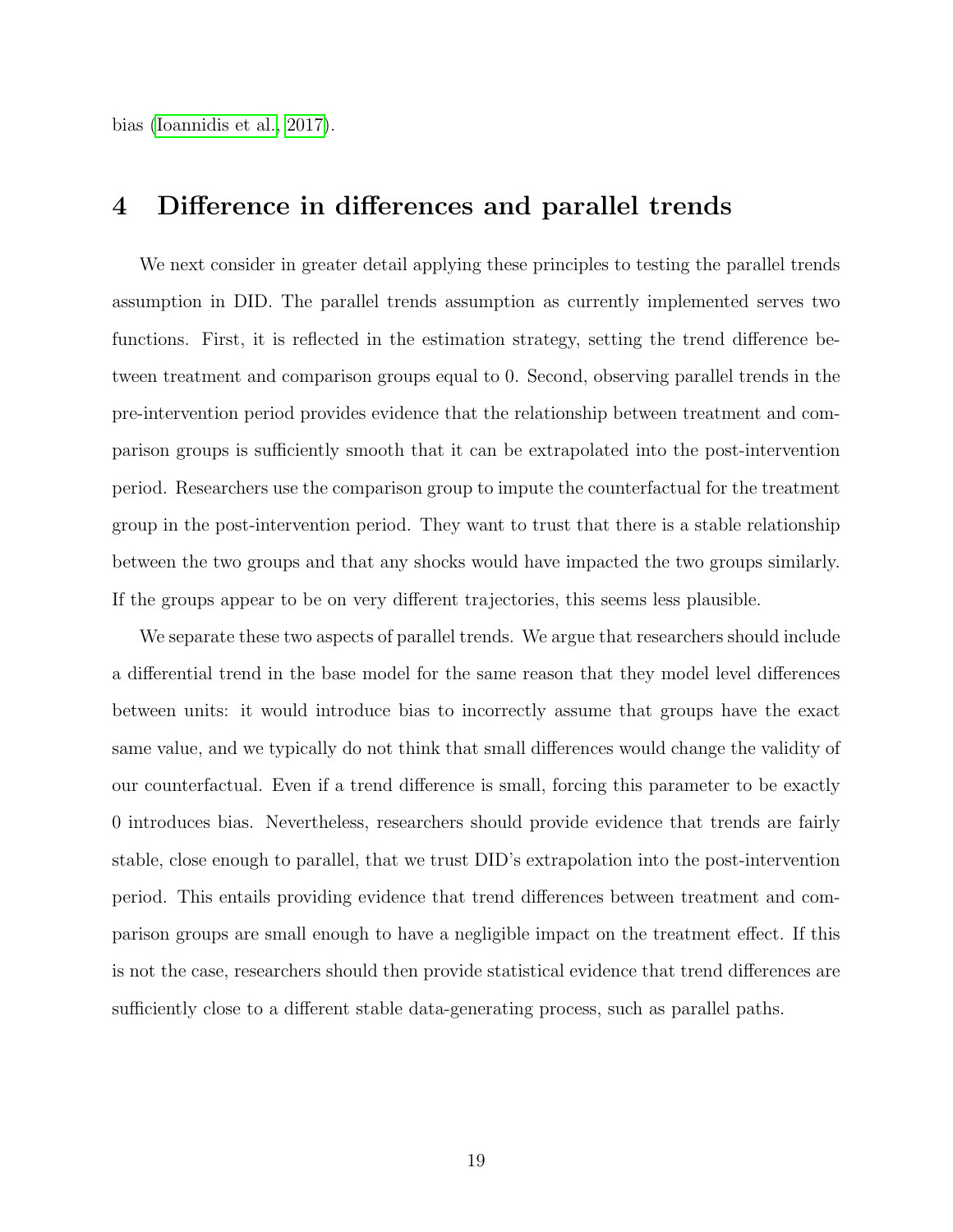bias (Ioannidis et al., 2017).

# 4 Difference in differences and parallel trends

We next consider in greater detail applying these principles to testing the parallel trends assumption in DID. The parallel trends assumption as currently implemented serves two functions. First, it is reflected in the estimation strategy, setting the trend difference between treatment and comparison groups equal to 0. Second, observing parallel trends in the pre-intervention period provides evidence that the relationship between treatment and comparison groups is sufficiently smooth that it can be extrapolated into the post-intervention period. Researchers use the comparison group to impute the counterfactual for the treatment group in the post-intervention period. They want to trust that there is a stable relationship between the two groups and that any shocks would have impacted the two groups similarly. If the groups appear to be on very different trajectories, this seems less plausible.

We separate these two aspects of parallel trends. We argue that researchers should include a differential trend in the base model for the same reason that they model level differences between units: it would introduce bias to incorrectly assume that groups have the exact same value, and we typically do not think that small differences would change the validity of our counterfactual. Even if a trend difference is small, forcing this parameter to be exactly 0 introduces bias. Nevertheless, researchers should provide evidence that trends are fairly stable, close enough to parallel, that we trust DID's extrapolation into the post-intervention period. This entails providing evidence that trend differences between treatment and comparison groups are small enough to have a negligible impact on the treatment effect. If this is not the case, researchers should then provide statistical evidence that trend differences are sufficiently close to a different stable data-generating process, such as parallel paths.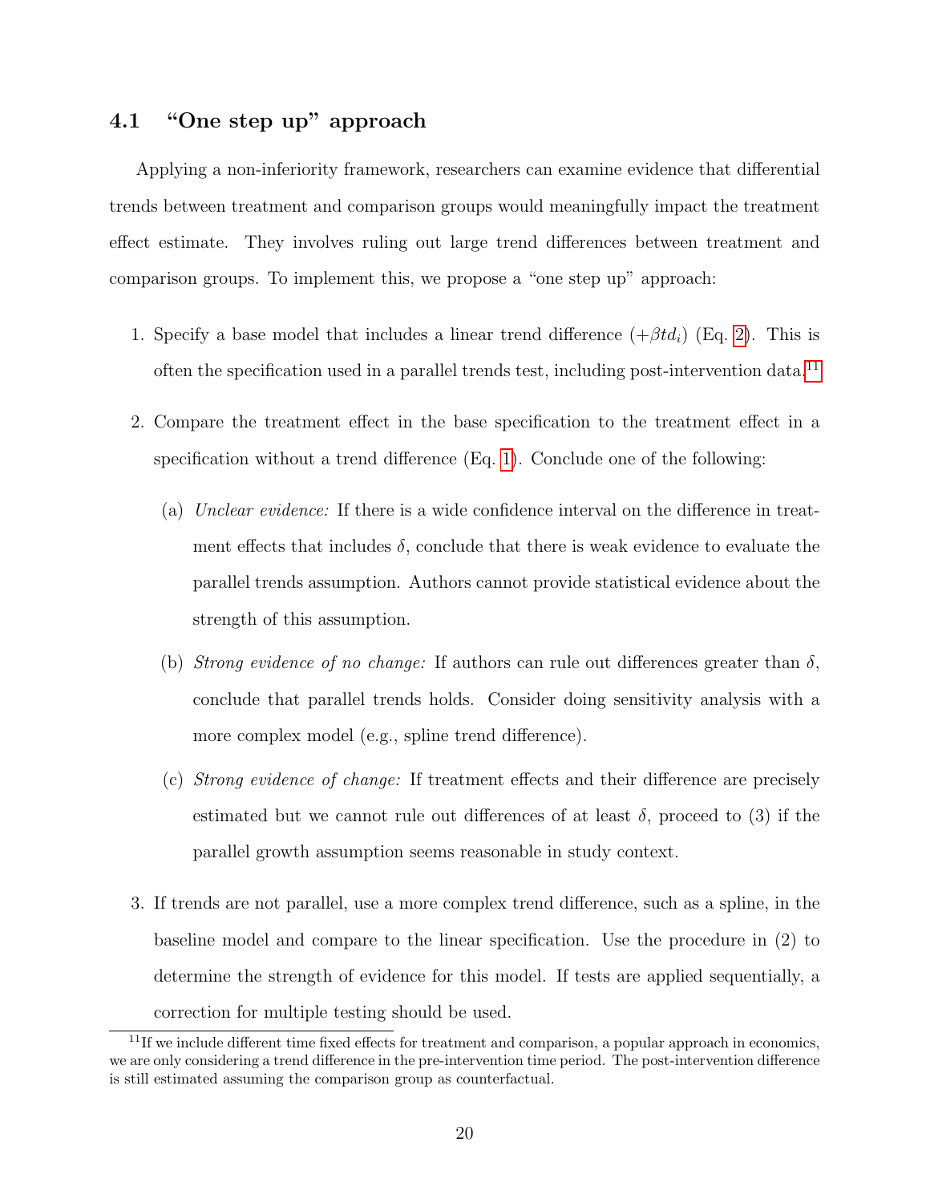### 4.1 "One step up" approach

Applying a non-inferiority framework, researchers can examine evidence that differential trends between treatment and comparison groups would meaningfully impact the treatment effect estimate. They involves ruling out large trend differences between treatment and comparison groups. To implement this, we propose a "one step up" approach:

1. Specify a base model that includes a linear trend difference ($+\beta t d_i$) (Eq. 2). This is often the specification used in a parallel trends test, including post-intervention data.[11]

2. Compare the treatment effect in the base specification to the treatment effect in a specification without a trend difference (Eq. 1). Conclude one of the following:

   (a) *Unclear evidence:* If there is a wide confidence interval on the difference in treatment effects that includes $\delta$, conclude that there is weak evidence to evaluate the parallel trends assumption. Authors cannot provide statistical evidence about the strength of this assumption.

   (b) *Strong evidence of no change:* If authors can rule out differences greater than $\delta$, conclude that parallel trends holds. Consider doing sensitivity analysis with a more complex model (e.g., spline trend difference).

   (c) *Strong evidence of change:* If treatment effects and their difference are precisely estimated but we cannot rule out differences of at least $\delta$, proceed to (3) if the parallel growth assumption seems reasonable in study context.

3. If trends are not parallel, use a more complex trend difference, such as a spline, in the baseline model and compare to the linear specification. Use the procedure in (2) to determine the strength of evidence for this model. If tests are applied sequentially, a correction for multiple testing should be used.

[11] If we include different time fixed effects for treatment and comparison, a popular approach in economics, we are only considering a trend difference in the pre-intervention time period. The post-intervention difference is still estimated assuming the comparison group as counterfactual.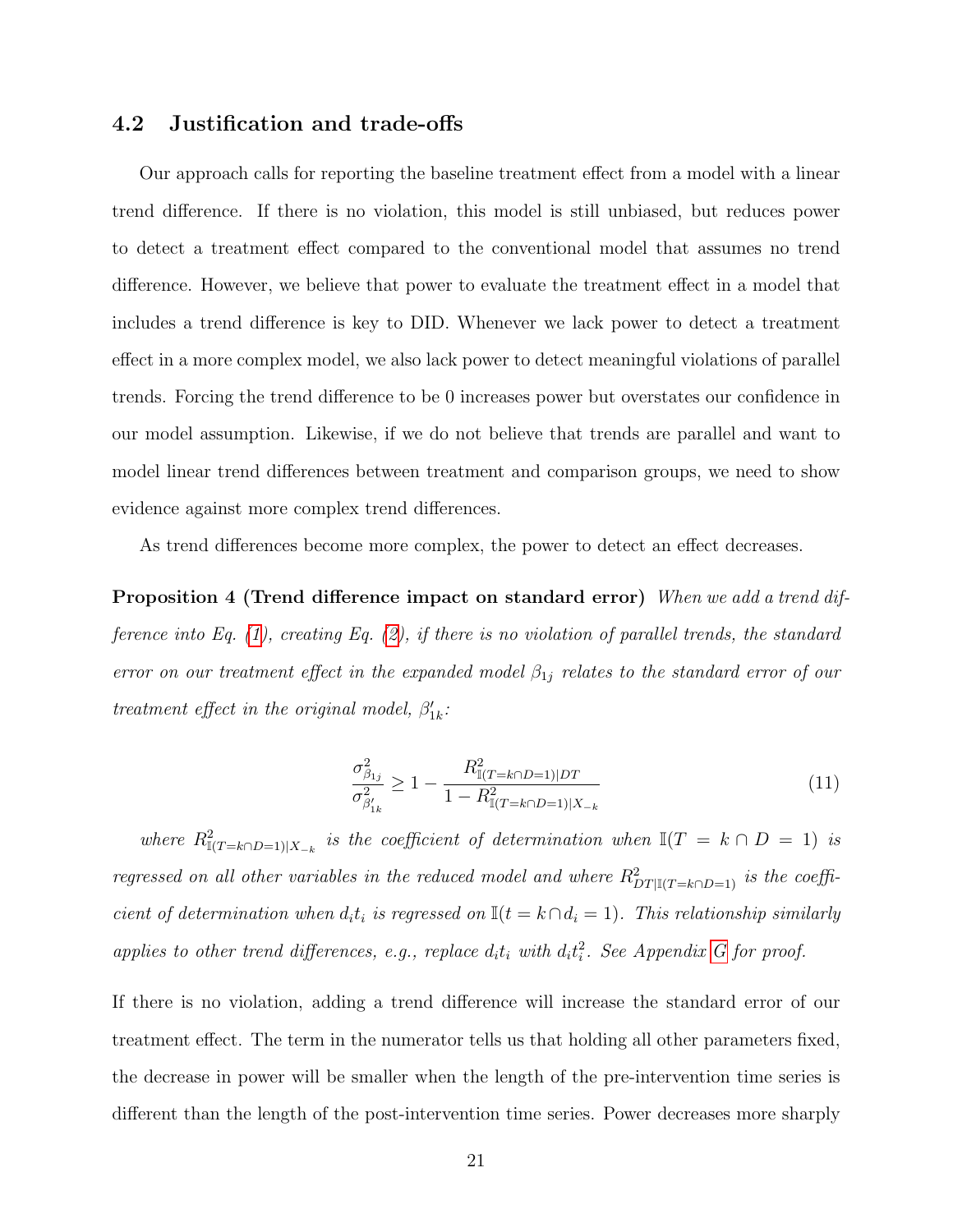### 4.2 Justification and trade-offs

Our approach calls for reporting the baseline treatment effect from a model with a linear trend difference. If there is no violation, this model is still unbiased, but reduces power to detect a treatment effect compared to the conventional model that assumes no trend difference. However, we believe that power to evaluate the treatment effect in a model that includes a trend difference is key to DID. Whenever we lack power to detect a treatment effect in a more complex model, we also lack power to detect meaningful violations of parallel trends. Forcing the trend difference to be 0 increases power but overstates our confidence in our model assumption. Likewise, if we do not believe that trends are parallel and want to model linear trend differences between treatment and comparison groups, we need to show evidence against more complex trend differences.

As trend differences become more complex, the power to detect an effect decreases.

**Proposition 4 (Trend difference impact on standard error)** *When we add a trend difference into Eq. (1), creating Eq. (2), if there is no violation of parallel trends, the standard error on our treatment effect in the expanded model $\beta_{1j}$ relates to the standard error of our treatment effect in the original model, $\beta'_{1k}$:*

$$\frac{\sigma^2_{\beta_{1j}}}{\sigma^2_{\beta'_{1k}}} \geq 1 - \frac{R^2_{\mathbb{I}(T=k \cap D=1)|DT}}{1 - R^2_{\mathbb{I}(T=k \cap D=1)|X_{-k}}} \tag{11}$$

*where $R^2_{\mathbb{I}(T=k \cap D=1)|X_{-k}}$ is the coefficient of determination when $\mathbb{I}(T = k \cap D = 1)$ is regressed on all other variables in the reduced model and where $R^2_{DT|\mathbb{I}(T=k \cap D=1)}$ is the coefficient of determination when $d_i t_i$ is regressed on $\mathbb{I}(t = k \cap d_i = 1)$. This relationship similarly applies to other trend differences, e.g., replace $d_i t_i$ with $d_i t_i^2$. See Appendix G for proof.*

If there is no violation, adding a trend difference will increase the standard error of our treatment effect. The term in the numerator tells us that holding all other parameters fixed, the decrease in power will be smaller when the length of the pre-intervention time series is different than the length of the post-intervention time series. Power decreases more sharply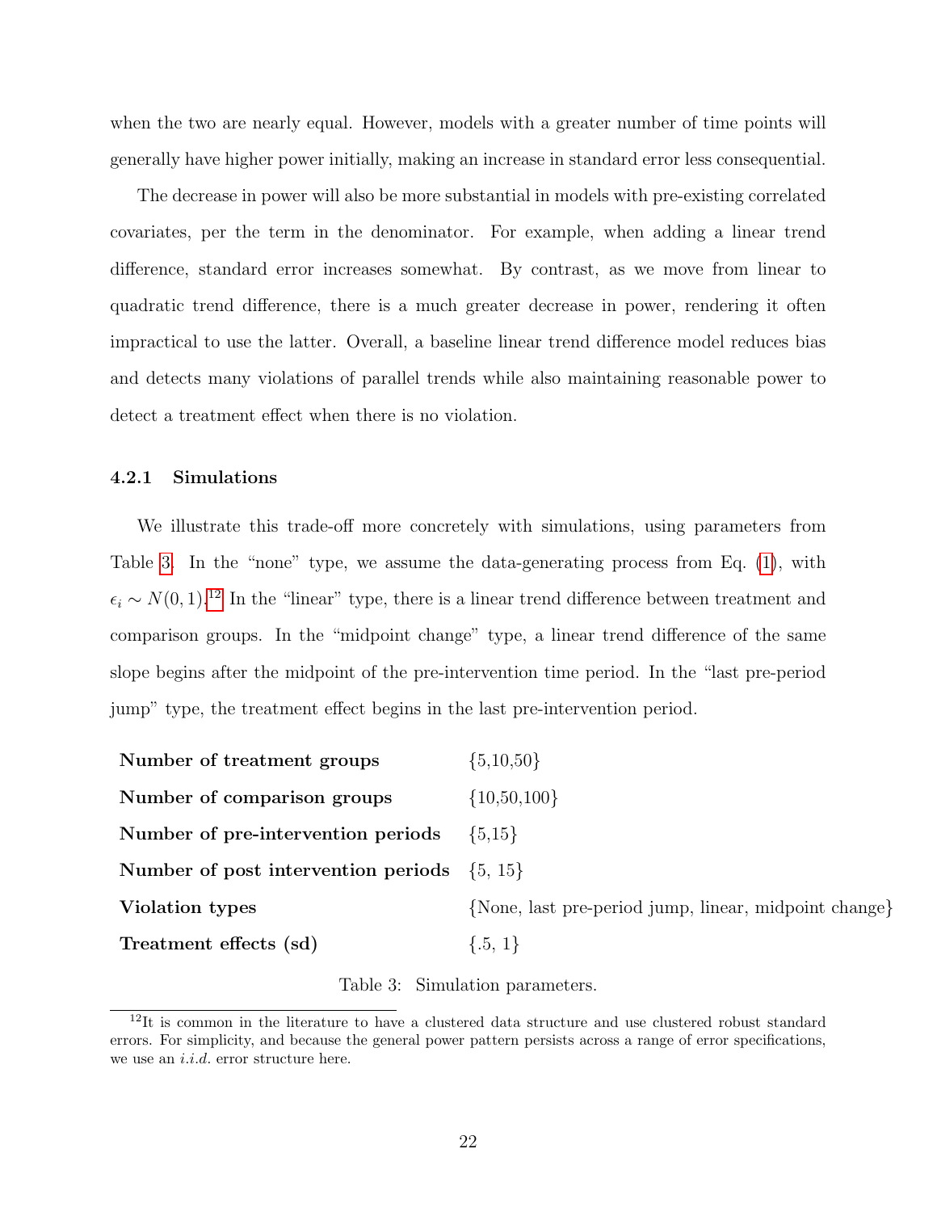when the two are nearly equal. However, models with a greater number of time points will generally have higher power initially, making an increase in standard error less consequential.

The decrease in power will also be more substantial in models with pre-existing correlated covariates, per the term in the denominator. For example, when adding a linear trend difference, standard error increases somewhat. By contrast, as we move from linear to quadratic trend difference, there is a much greater decrease in power, rendering it often impractical to use the latter. Overall, a baseline linear trend difference model reduces bias and detects many violations of parallel trends while also maintaining reasonable power to detect a treatment effect when there is no violation.

#### 4.2.1 Simulations

We illustrate this trade-off more concretely with simulations, using parameters from Table 3. In the "none" type, we assume the data-generating process from Eq. (1), with $\epsilon_i \sim N(0, 1)$.[12] In the "linear" type, there is a linear trend difference between treatment and comparison groups. In the "midpoint change" type, a linear trend difference of the same slope begins after the midpoint of the pre-intervention time period. In the "last pre-period jump" type, the treatment effect begins in the last pre-intervention period.

| | |
|---|---|
| **Number of treatment groups** | {5,10,50} |
| **Number of comparison groups** | {10,50,100} |
| **Number of pre-intervention periods** | {5,15} |
| **Number of post intervention periods** | {5, 15} |
| **Violation types** | {None, last pre-period jump, linear, midpoint change} |
| **Treatment effects (sd)** | {.5, 1} |

Table 3: Simulation parameters.

[12] It is common in the literature to have a clustered data structure and use clustered robust standard errors. For simplicity, and because the general power pattern persists across a range of error specifications, we use an *i.i.d.* error structure here.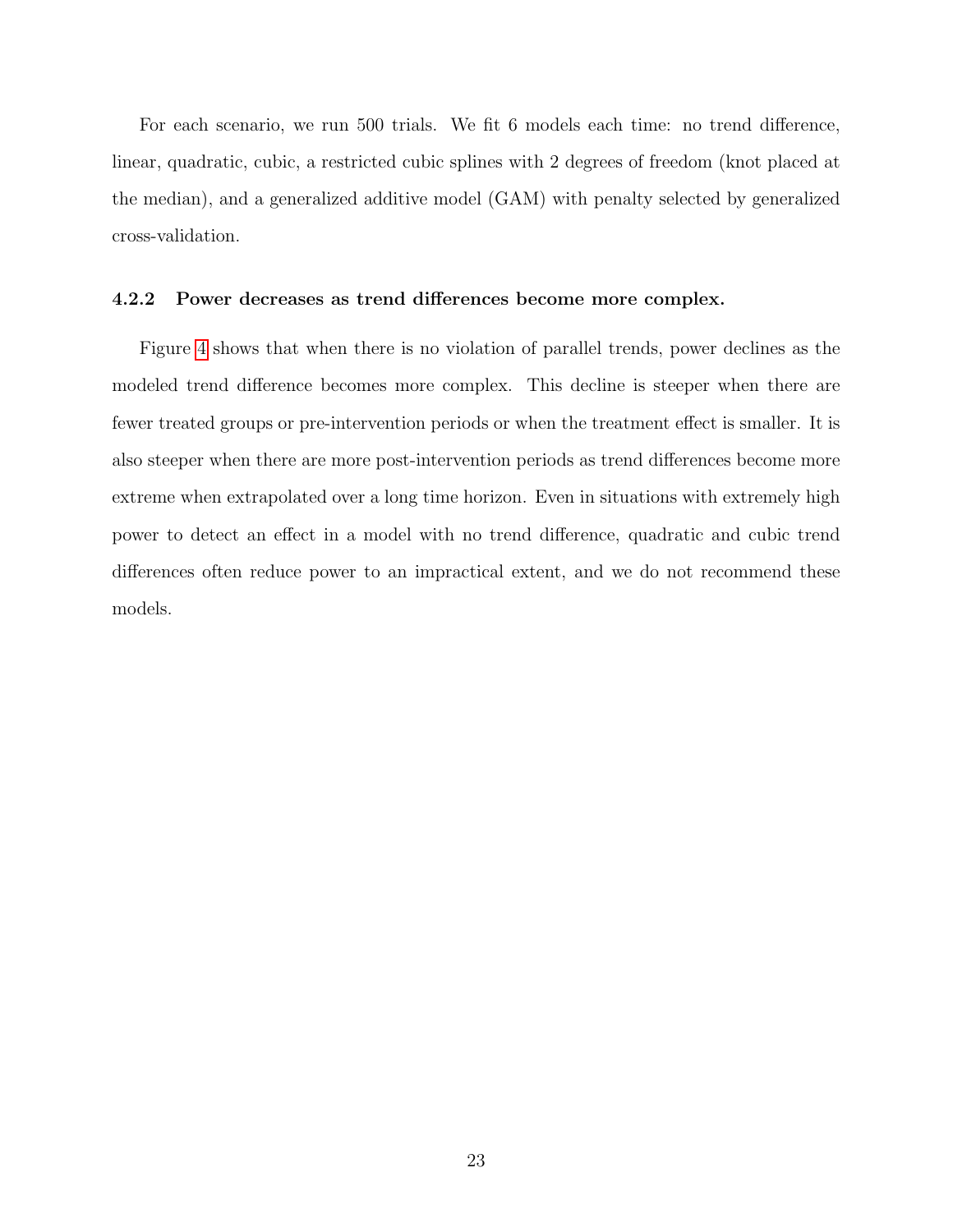For each scenario, we run 500 trials. We fit 6 models each time: no trend difference, linear, quadratic, cubic, a restricted cubic splines with 2 degrees of freedom (knot placed at the median), and a generalized additive model (GAM) with penalty selected by generalized cross-validation.

#### 4.2.2 Power decreases as trend differences become more complex.

Figure 4 shows that when there is no violation of parallel trends, power declines as the modeled trend difference becomes more complex. This decline is steeper when there are fewer treated groups or pre-intervention periods or when the treatment effect is smaller. It is also steeper when there are more post-intervention periods as trend differences become more extreme when extrapolated over a long time horizon. Even in situations with extremely high power to detect an effect in a model with no trend difference, quadratic and cubic trend differences often reduce power to an impractical extent, and we do not recommend these models.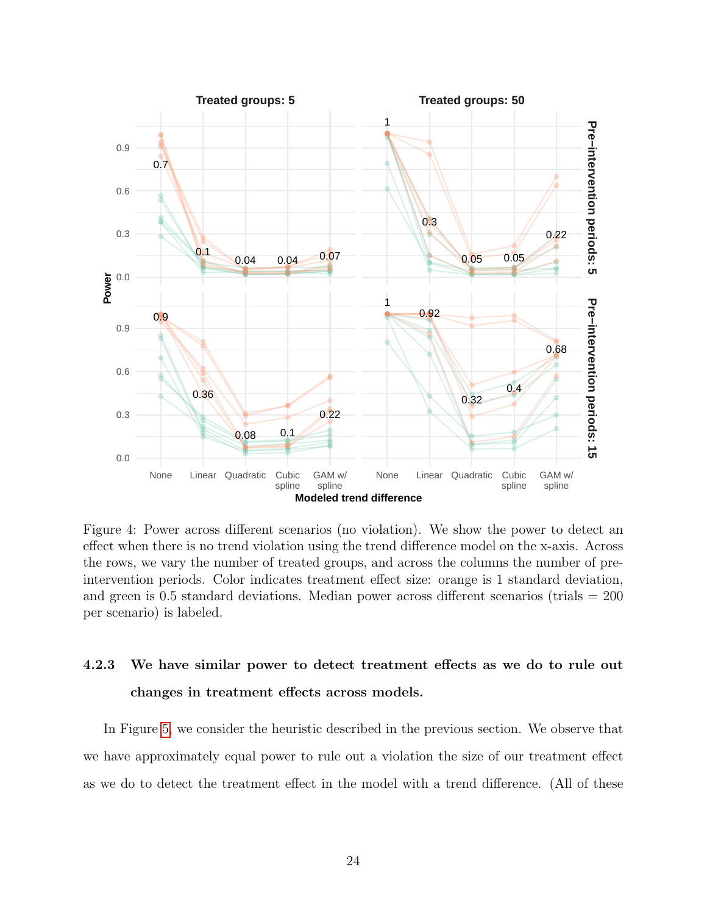Figure 4: Power across different scenarios (no violation). We show the power to detect an effect when there is no trend violation using the trend difference model on the x-axis. Across the rows, we vary the number of treated groups, and across the columns the number of pre-intervention periods. Color indicates treatment effect size: orange is 1 standard deviation, and green is 0.5 standard deviations. Median power across different scenarios (trials = 200 per scenario) is labeled.

#### 4.2.3 We have similar power to detect treatment effects as we do to rule out changes in treatment effects across models.

In Figure 5, we consider the heuristic described in the previous section. We observe that we have approximately equal power to rule out a violation the size of our treatment effect as we do to detect the treatment effect in the model with a trend difference. (All of these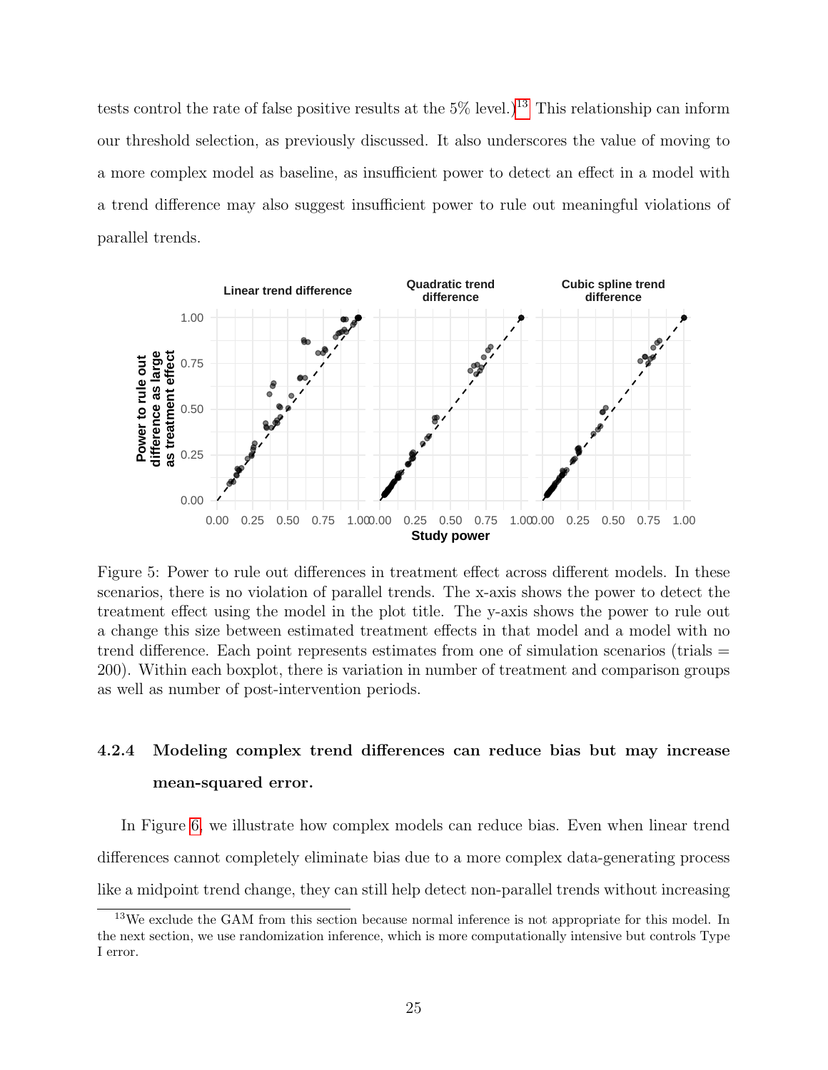tests control the rate of false positive results at the 5% level.)[13] This relationship can inform our threshold selection, as previously discussed. It also underscores the value of moving to a more complex model as baseline, as insufficient power to detect an effect in a model with a trend difference may also suggest insufficient power to rule out meaningful violations of parallel trends.

Figure 5: Power to rule out differences in treatment effect across different models. In these scenarios, there is no violation of parallel trends. The x-axis shows the power to detect the treatment effect using the model in the plot title. The y-axis shows the power to rule out a change this size between estimated treatment effects in that model and a model with no trend difference. Each point represents estimates from one of simulation scenarios (trials = 200). Within each boxplot, there is variation in number of treatment and comparison groups as well as number of post-intervention periods.

### 4.2.4 Modeling complex trend differences can reduce bias but may increase mean-squared error.

In Figure 6, we illustrate how complex models can reduce bias. Even when linear trend differences cannot completely eliminate bias due to a more complex data-generating process like a midpoint trend change, they can still help detect non-parallel trends without increasing

[13] We exclude the GAM from this section because normal inference is not appropriate for this model. In the next section, we use randomization inference, which is more computationally intensive but controls Type I error.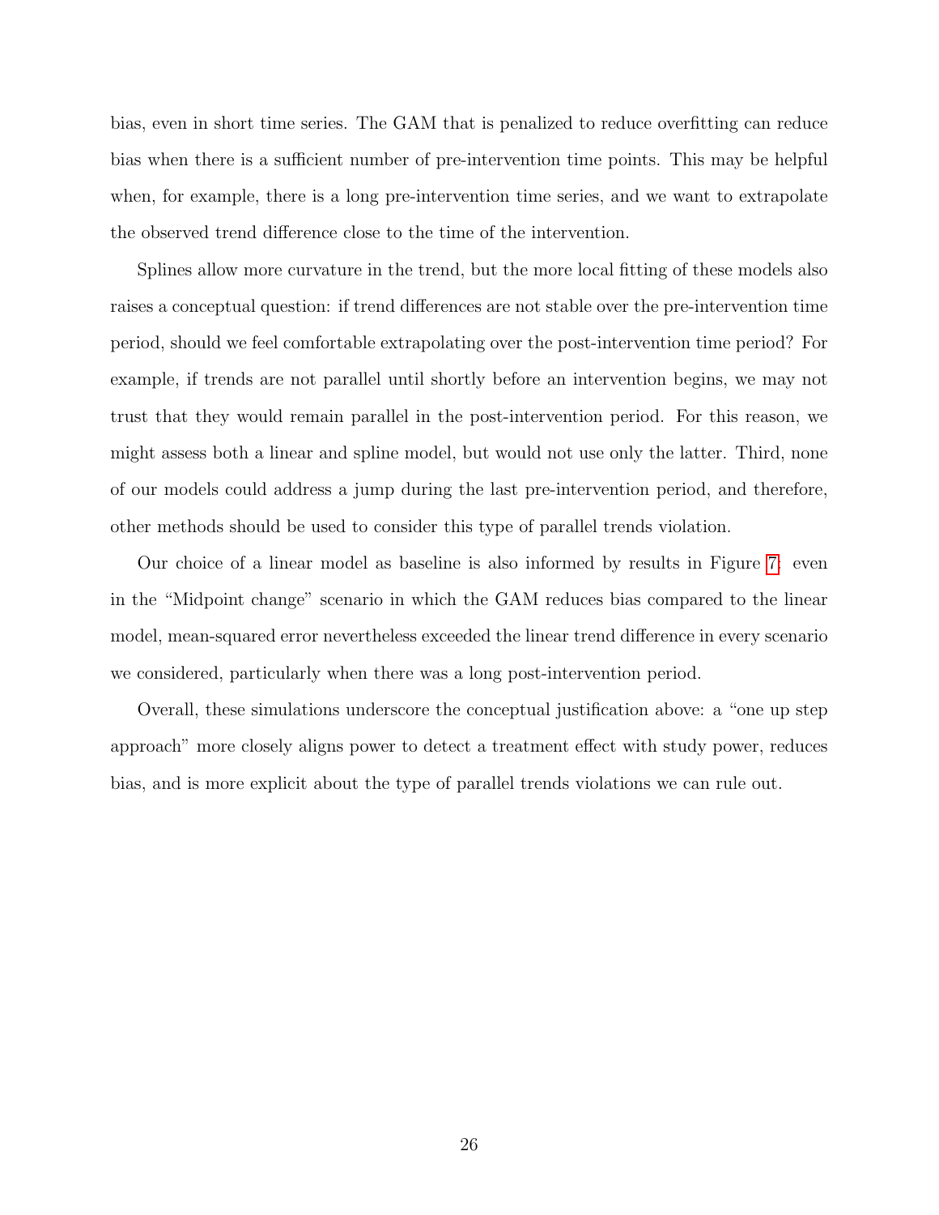bias, even in short time series. The GAM that is penalized to reduce overfitting can reduce bias when there is a sufficient number of pre-intervention time points. This may be helpful when, for example, there is a long pre-intervention time series, and we want to extrapolate the observed trend difference close to the time of the intervention.

Splines allow more curvature in the trend, but the more local fitting of these models also raises a conceptual question: if trend differences are not stable over the pre-intervention time period, should we feel comfortable extrapolating over the post-intervention time period? For example, if trends are not parallel until shortly before an intervention begins, we may not trust that they would remain parallel in the post-intervention period. For this reason, we might assess both a linear and spline model, but would not use only the latter. Third, none of our models could address a jump during the last pre-intervention period, and therefore, other methods should be used to consider this type of parallel trends violation.

Our choice of a linear model as baseline is also informed by results in Figure 7: even in the "Midpoint change" scenario in which the GAM reduces bias compared to the linear model, mean-squared error nevertheless exceeded the linear trend difference in every scenario we considered, particularly when there was a long post-intervention period.

Overall, these simulations underscore the conceptual justification above: a "one up step approach" more closely aligns power to detect a treatment effect with study power, reduces bias, and is more explicit about the type of parallel trends violations we can rule out.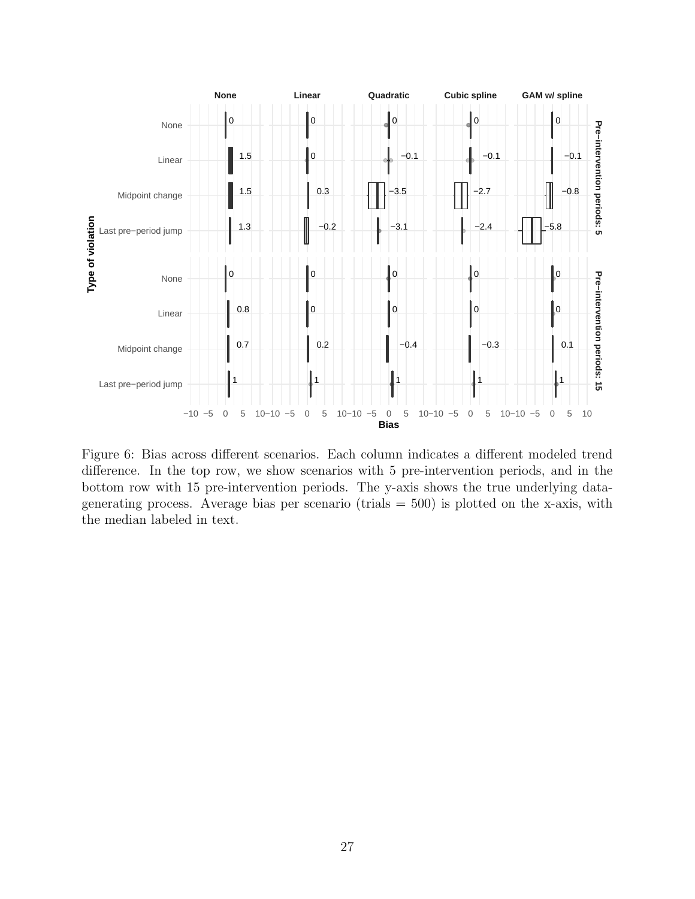Figure 6: Bias across different scenarios. Each column indicates a different modeled trend difference. In the top row, we show scenarios with 5 pre-intervention periods, and in the bottom row with 15 pre-intervention periods. The y-axis shows the true underlying data-generating process. Average bias per scenario (trials = 500) is plotted on the x-axis, with the median labeled in text.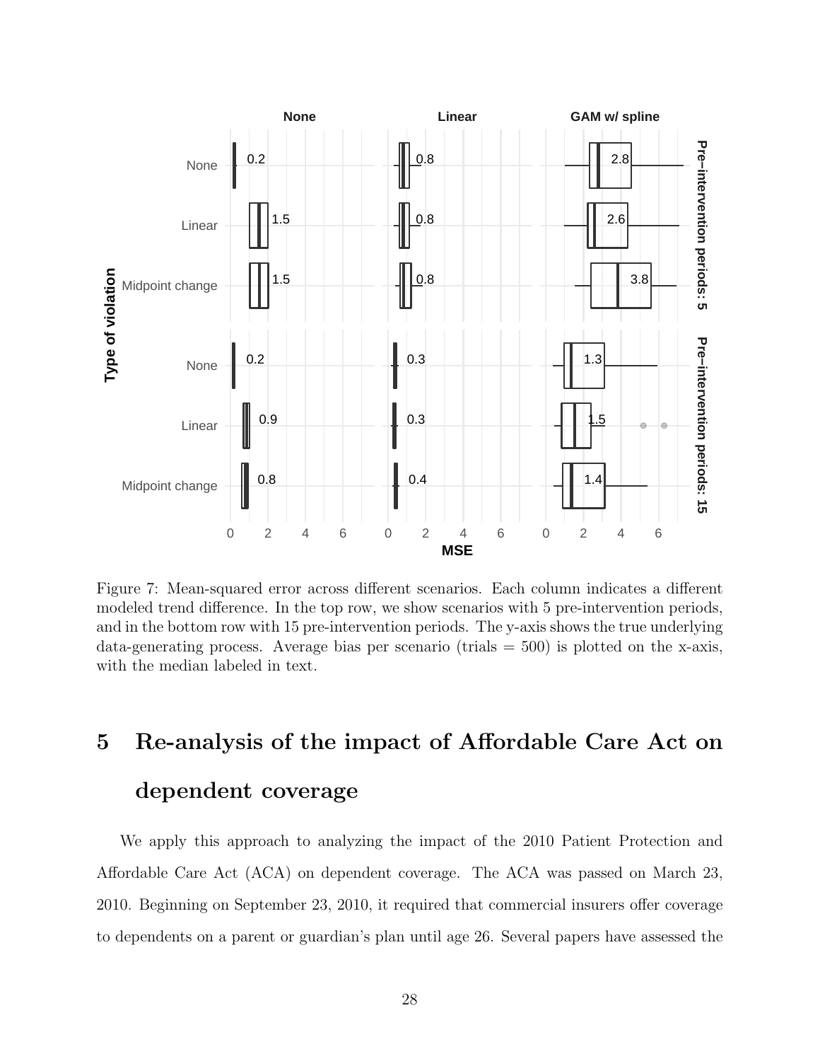Figure 7: Mean-squared error across different scenarios. Each column indicates a different modeled trend difference. In the top row, we show scenarios with 5 pre-intervention periods, and in the bottom row with 15 pre-intervention periods. The y-axis shows the true underlying data-generating process. Average bias per scenario (trials = 500) is plotted on the x-axis, with the median labeled in text.

# 5 Re-analysis of the impact of Affordable Care Act on dependent coverage

We apply this approach to analyzing the impact of the 2010 Patient Protection and Affordable Care Act (ACA) on dependent coverage. The ACA was passed on March 23, 2010. Beginning on September 23, 2010, it required that commercial insurers offer coverage to dependents on a parent or guardian's plan until age 26. Several papers have assessed the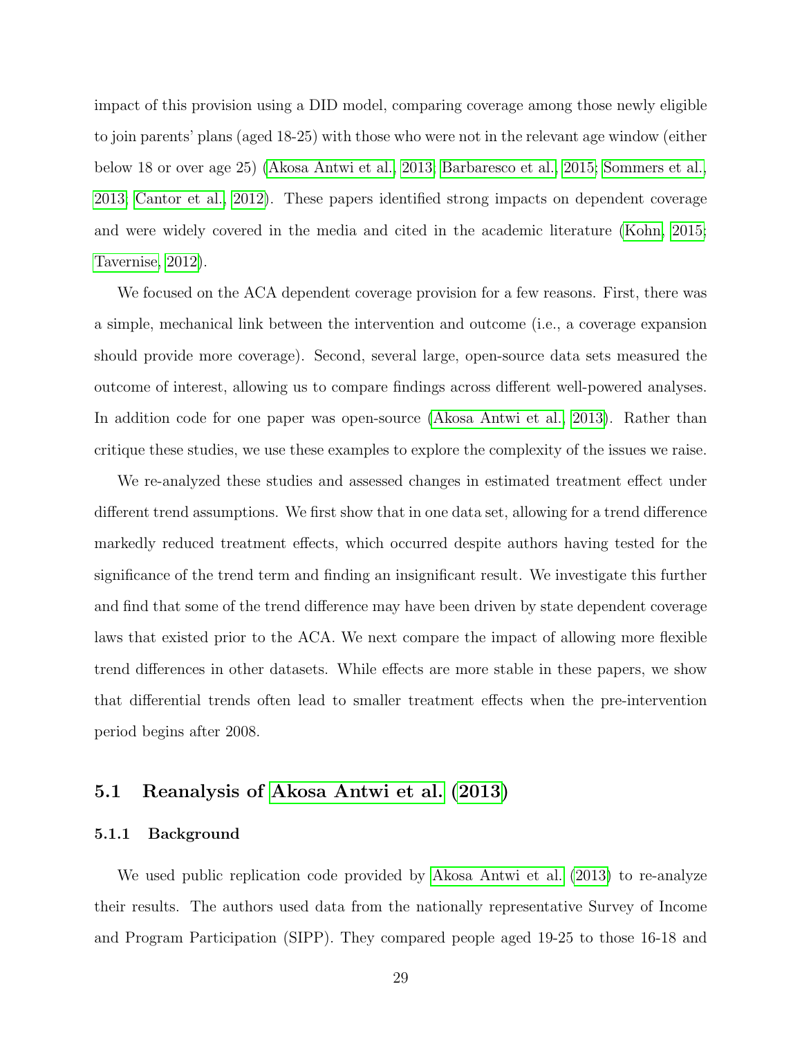impact of this provision using a DID model, comparing coverage among those newly eligible to join parents' plans (aged 18-25) with those who were not in the relevant age window (either below 18 or over age 25) (Akosa Antwi et al., 2013; Barbaresco et al., 2015; Sommers et al., 2013; Cantor et al., 2012). These papers identified strong impacts on dependent coverage and were widely covered in the media and cited in the academic literature (Kohn, 2015; Tavernise, 2012).

We focused on the ACA dependent coverage provision for a few reasons. First, there was a simple, mechanical link between the intervention and outcome (i.e., a coverage expansion should provide more coverage). Second, several large, open-source data sets measured the outcome of interest, allowing us to compare findings across different well-powered analyses. In addition code for one paper was open-source (Akosa Antwi et al., 2013). Rather than critique these studies, we use these examples to explore the complexity of the issues we raise.

We re-analyzed these studies and assessed changes in estimated treatment effect under different trend assumptions. We first show that in one data set, allowing for a trend difference markedly reduced treatment effects, which occurred despite authors having tested for the significance of the trend term and finding an insignificant result. We investigate this further and find that some of the trend difference may have been driven by state dependent coverage laws that existed prior to the ACA. We next compare the impact of allowing more flexible trend differences in other datasets. While effects are more stable in these papers, we show that differential trends often lead to smaller treatment effects when the pre-intervention period begins after 2008.

## 5.1 Reanalysis of Akosa Antwi et al. (2013)

### 5.1.1 Background

We used public replication code provided by Akosa Antwi et al. (2013) to re-analyze their results. The authors used data from the nationally representative Survey of Income and Program Participation (SIPP). They compared people aged 19-25 to those 16-18 and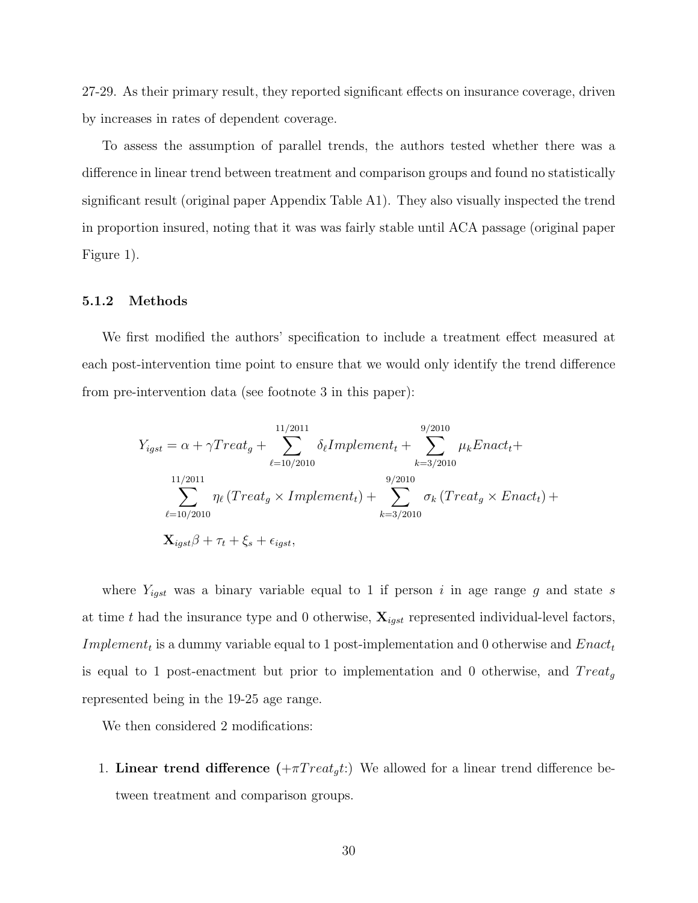27-29. As their primary result, they reported significant effects on insurance coverage, driven by increases in rates of dependent coverage.

To assess the assumption of parallel trends, the authors tested whether there was a difference in linear trend between treatment and comparison groups and found no statistically significant result (original paper Appendix Table A1). They also visually inspected the trend in proportion insured, noting that it was was fairly stable until ACA passage (original paper Figure 1).

### 5.1.2 Methods

We first modified the authors' specification to include a treatment effect measured at each post-intervention time point to ensure that we would only identify the trend difference from pre-intervention data (see footnote 3 in this paper):

$$
\begin{aligned}
Y_{igst} = \alpha + \gamma Treat_g + \sum_{\ell=10/2010}^{11/2011} \delta_\ell Implement_t + \sum_{k=3/2010}^{9/2010} \mu_k Enact_t + \\
\sum_{\ell=10/2010}^{11/2011} \eta_\ell \left(Treat_g \times Implement_t\right) + \sum_{k=3/2010}^{9/2010} \sigma_k \left(Treat_g \times Enact_t\right) + \\
\mathbf{X}_{igst}\beta + \tau_t + \xi_s + \epsilon_{igst},
\end{aligned}
$$

where $Y_{igst}$ was a binary variable equal to 1 if person $i$ in age range $g$ and state $s$ at time $t$ had the insurance type and 0 otherwise, $\mathbf{X}_{igst}$ represented individual-level factors, $Implement_t$ is a dummy variable equal to 1 post-implementation and 0 otherwise and $Enact_t$ is equal to 1 post-enactment but prior to implementation and 0 otherwise, and $Treat_g$ represented being in the 19-25 age range.

We then considered 2 modifications:

1. **Linear trend difference** ($+\pi Treat_g t$:) We allowed for a linear trend difference between treatment and comparison groups.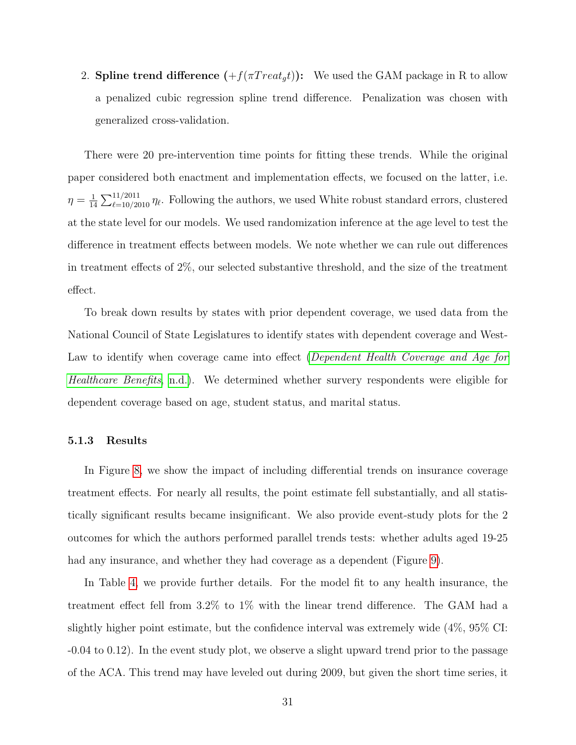2. **Spline trend difference ($+f(\pi Treat_g t)$):** We used the GAM package in R to allow a penalized cubic regression spline trend difference. Penalization was chosen with generalized cross-validation.

There were 20 pre-intervention time points for fitting these trends. While the original paper considered both enactment and implementation effects, we focused on the latter, i.e. $\eta = \frac{1}{14}\sum_{\ell=10/2010}^{11/2011} \eta_\ell$. Following the authors, we used White robust standard errors, clustered at the state level for our models. We used randomization inference at the age level to test the difference in treatment effects between models. We note whether we can rule out differences in treatment effects of 2%, our selected substantive threshold, and the size of the treatment effect.

To break down results by states with prior dependent coverage, we used data from the National Council of State Legislatures to identify states with dependent coverage and West-Law to identify when coverage came into effect (*Dependent Health Coverage and Age for Healthcare Benefits*, n.d.). We determined whether survery respondents were eligible for dependent coverage based on age, student status, and marital status.

### 5.1.3 Results

In Figure 8, we show the impact of including differential trends on insurance coverage treatment effects. For nearly all results, the point estimate fell substantially, and all statistically significant results became insignificant. We also provide event-study plots for the 2 outcomes for which the authors performed parallel trends tests: whether adults aged 19-25 had any insurance, and whether they had coverage as a dependent (Figure 9).

In Table 4, we provide further details. For the model fit to any health insurance, the treatment effect fell from 3.2% to 1% with the linear trend difference. The GAM had a slightly higher point estimate, but the confidence interval was extremely wide (4%, 95% CI: -0.04 to 0.12). In the event study plot, we observe a slight upward trend prior to the passage of the ACA. This trend may have leveled out during 2009, but given the short time series, it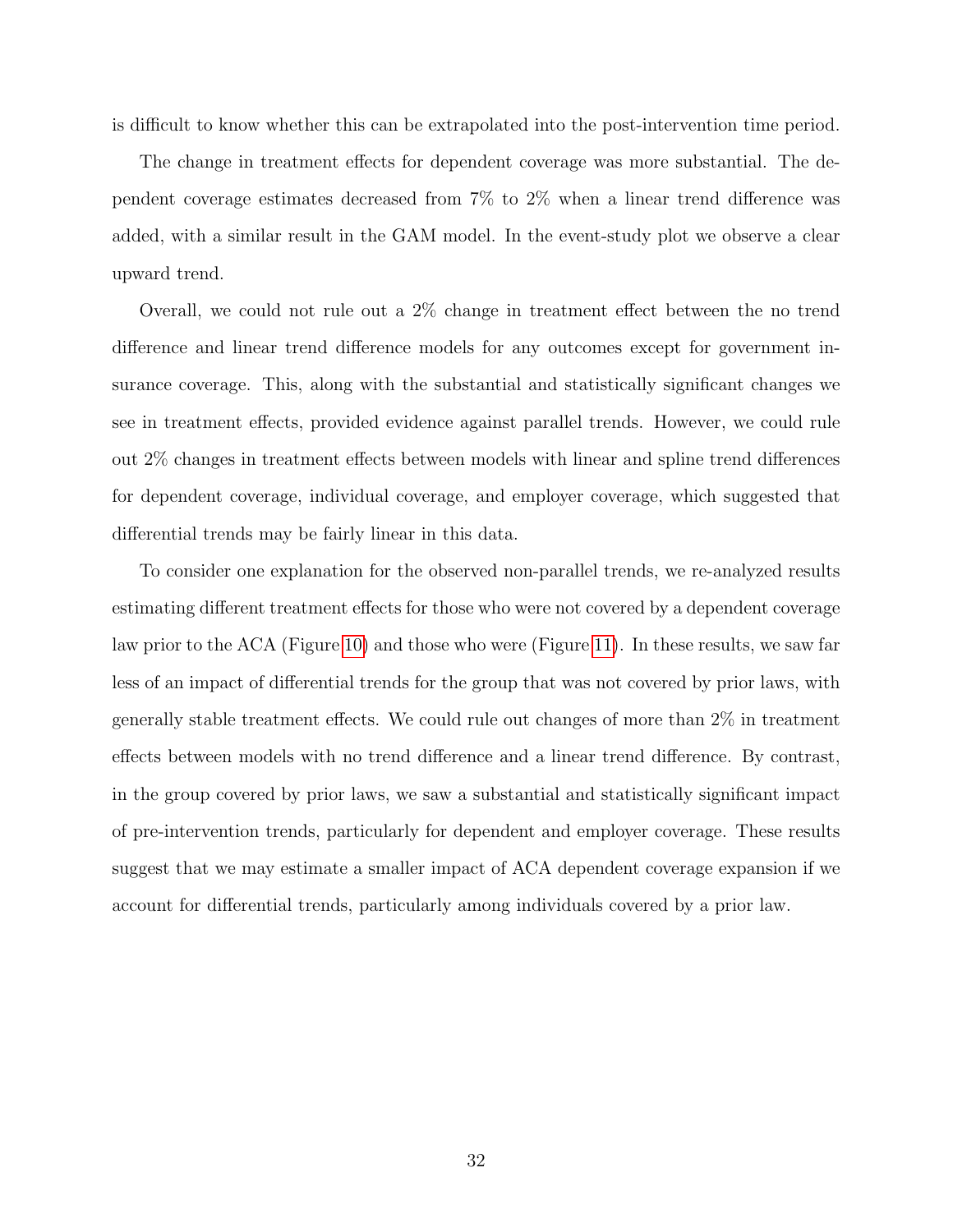is difficult to know whether this can be extrapolated into the post-intervention time period.

The change in treatment effects for dependent coverage was more substantial. The dependent coverage estimates decreased from 7% to 2% when a linear trend difference was added, with a similar result in the GAM model. In the event-study plot we observe a clear upward trend.

Overall, we could not rule out a 2% change in treatment effect between the no trend difference and linear trend difference models for any outcomes except for government insurance coverage. This, along with the substantial and statistically significant changes we see in treatment effects, provided evidence against parallel trends. However, we could rule out 2% changes in treatment effects between models with linear and spline trend differences for dependent coverage, individual coverage, and employer coverage, which suggested that differential trends may be fairly linear in this data.

To consider one explanation for the observed non-parallel trends, we re-analyzed results estimating different treatment effects for those who were not covered by a dependent coverage law prior to the ACA (Figure 10) and those who were (Figure 11). In these results, we saw far less of an impact of differential trends for the group that was not covered by prior laws, with generally stable treatment effects. We could rule out changes of more than 2% in treatment effects between models with no trend difference and a linear trend difference. By contrast, in the group covered by prior laws, we saw a substantial and statistically significant impact of pre-intervention trends, particularly for dependent and employer coverage. These results suggest that we may estimate a smaller impact of ACA dependent coverage expansion if we account for differential trends, particularly among individuals covered by a prior law.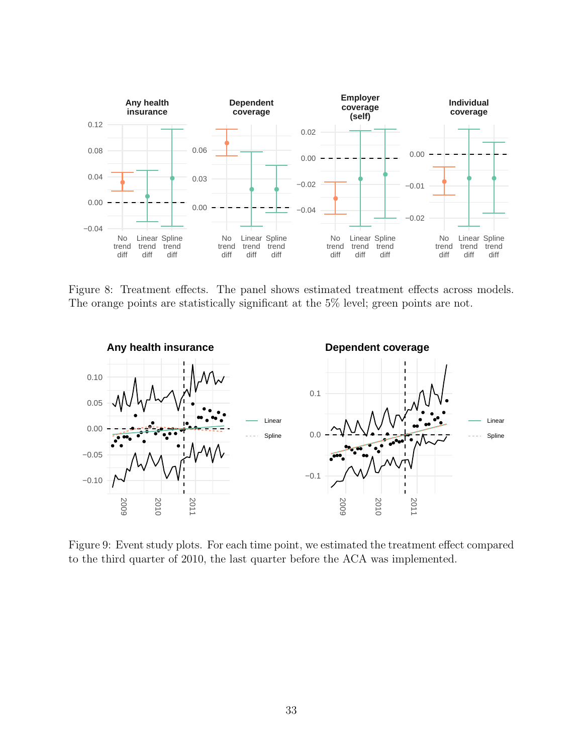Figure 8: Treatment effects. The panel shows estimated treatment effects across models. The orange points are statistically significant at the 5% level; green points are not.

Figure 9: Event study plots. For each time point, we estimated the treatment effect compared to the third quarter of 2010, the last quarter before the ACA was implemented.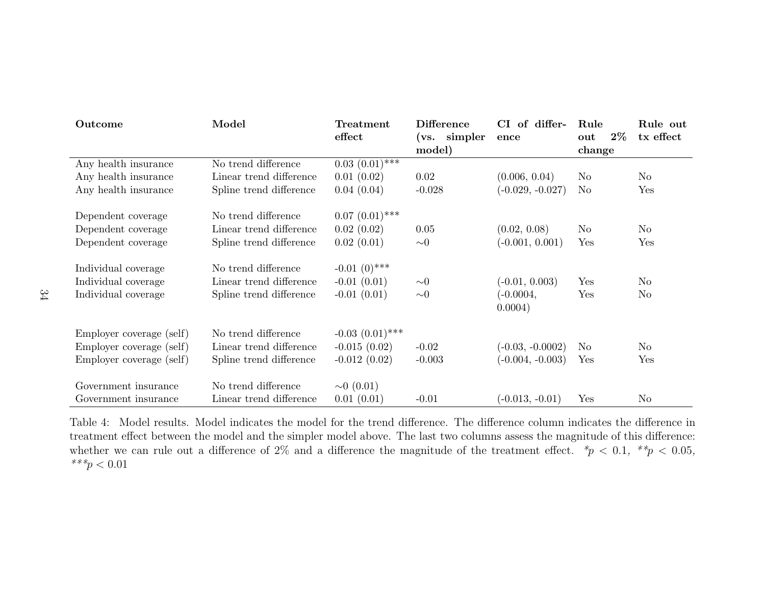| Outcome | Model | Treatment effect | Difference (vs. simpler model) | CI of difference | Rule out 2% change | Rule out tx effect |
|---|---|---|---|---|---|---|
| Any health insurance | No trend difference | 0.03 (0.01)*** | | | | |
| Any health insurance | Linear trend difference | 0.01 (0.02) | 0.02 | (0.006, 0.04) | No | No |
| Any health insurance | Spline trend difference | 0.04 (0.04) | -0.028 | (-0.029, -0.027) | No | Yes |
| | | | | | | |
| Dependent coverage | No trend difference | 0.07 (0.01)*** | | | | |
| Dependent coverage | Linear trend difference | 0.02 (0.02) | 0.05 | (0.02, 0.08) | No | No |
| Dependent coverage | Spline trend difference | 0.02 (0.01) | ∼0 | (-0.001, 0.001) | Yes | Yes |
| | | | | | | |
| Individual coverage | No trend difference | -0.01 (0)*** | | | | |
| Individual coverage | Linear trend difference | -0.01 (0.01) | ∼0 | (-0.01, 0.003) | Yes | No |
| Individual coverage | Spline trend difference | -0.01 (0.01) | ∼0 | (-0.0004, 0.0004) | Yes | No |
| | | | | | | |
| Employer coverage (self) | No trend difference | -0.03 (0.01)*** | | | | |
| Employer coverage (self) | Linear trend difference | -0.015 (0.02) | -0.02 | (-0.03, -0.0002) | No | No |
| Employer coverage (self) | Spline trend difference | -0.012 (0.02) | -0.003 | (-0.004, -0.003) | Yes | Yes |
| | | | | | | |
| Government insurance | No trend difference | ∼0 (0.01) | | | | |
| Government insurance | Linear trend difference | 0.01 (0.01) | -0.01 | (-0.013, -0.01) | Yes | No |

Table 4: Model results. Model indicates the model for the trend difference. The difference column indicates the difference in treatment effect between the model and the simpler model above. The last two columns assess the magnitude of this difference: whether we can rule out a difference of 2% and a difference the magnitude of the treatment effect. *$p < 0.1$, **$p < 0.05$, ***$p < 0.01$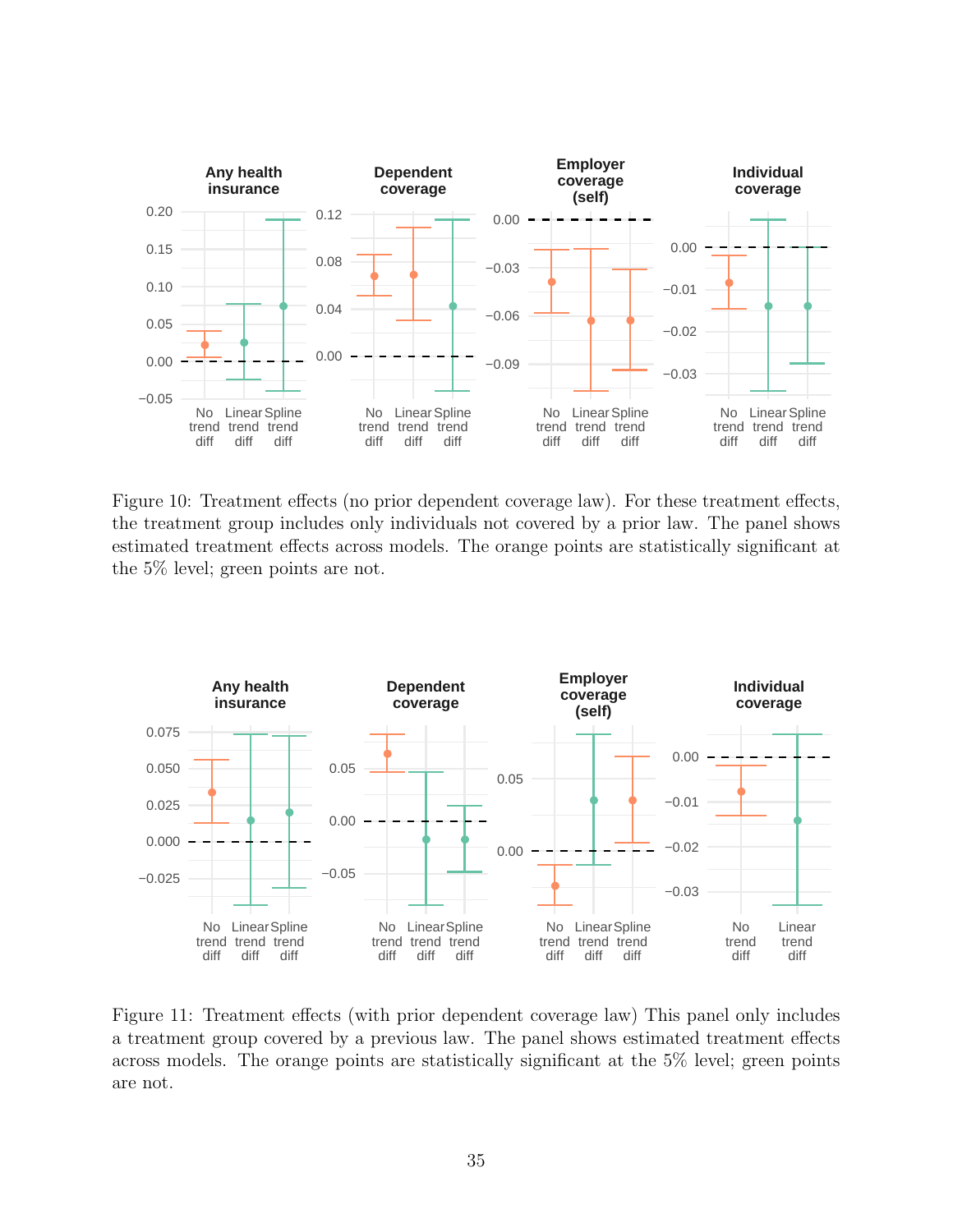Figure 10: Treatment effects (no prior dependent coverage law). For these treatment effects, the treatment group includes only individuals not covered by a prior law. The panel shows estimated treatment effects across models. The orange points are statistically significant at the 5% level; green points are not.

Figure 11: Treatment effects (with prior dependent coverage law) This panel only includes a treatment group covered by a previous law. The panel shows estimated treatment effects across models. The orange points are statistically significant at the 5% level; green points are not.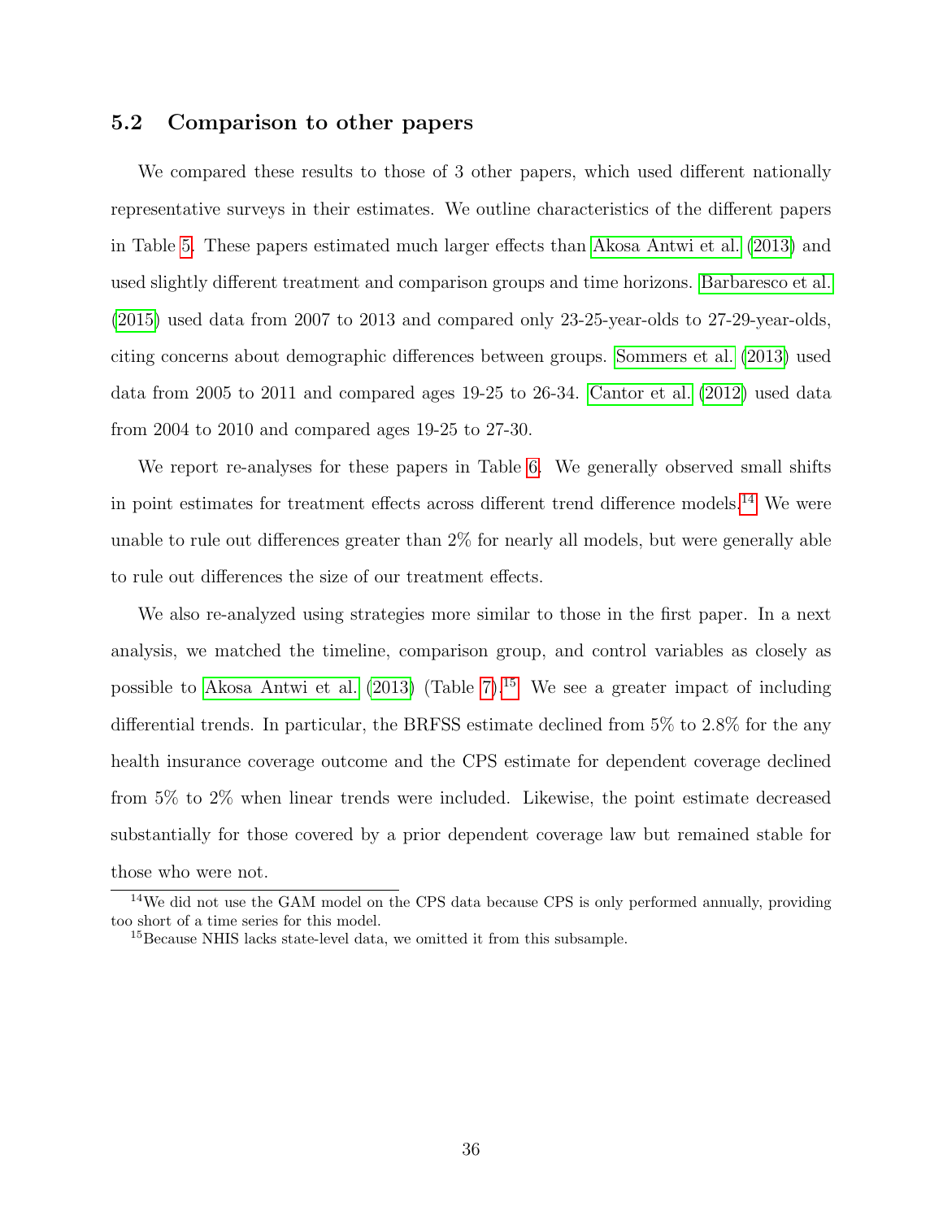### 5.2 Comparison to other papers

We compared these results to those of 3 other papers, which used different nationally representative surveys in their estimates. We outline characteristics of the different papers in Table 5. These papers estimated much larger effects than Akosa Antwi et al. (2013) and used slightly different treatment and comparison groups and time horizons. Barbaresco et al. (2015) used data from 2007 to 2013 and compared only 23-25-year-olds to 27-29-year-olds, citing concerns about demographic differences between groups. Sommers et al. (2013) used data from 2005 to 2011 and compared ages 19-25 to 26-34. Cantor et al. (2012) used data from 2004 to 2010 and compared ages 19-25 to 27-30.

We report re-analyses for these papers in Table 6. We generally observed small shifts in point estimates for treatment effects across different trend difference models.[14] We were unable to rule out differences greater than 2% for nearly all models, but were generally able to rule out differences the size of our treatment effects.

We also re-analyzed using strategies more similar to those in the first paper. In a next analysis, we matched the timeline, comparison group, and control variables as closely as possible to Akosa Antwi et al. (2013) (Table 7).[15] We see a greater impact of including differential trends. In particular, the BRFSS estimate declined from 5% to 2.8% for the any health insurance coverage outcome and the CPS estimate for dependent coverage declined from 5% to 2% when linear trends were included. Likewise, the point estimate decreased substantially for those covered by a prior dependent coverage law but remained stable for those who were not.

[14] We did not use the GAM model on the CPS data because CPS is only performed annually, providing too short of a time series for this model.

[15] Because NHIS lacks state-level data, we omitted it from this subsample.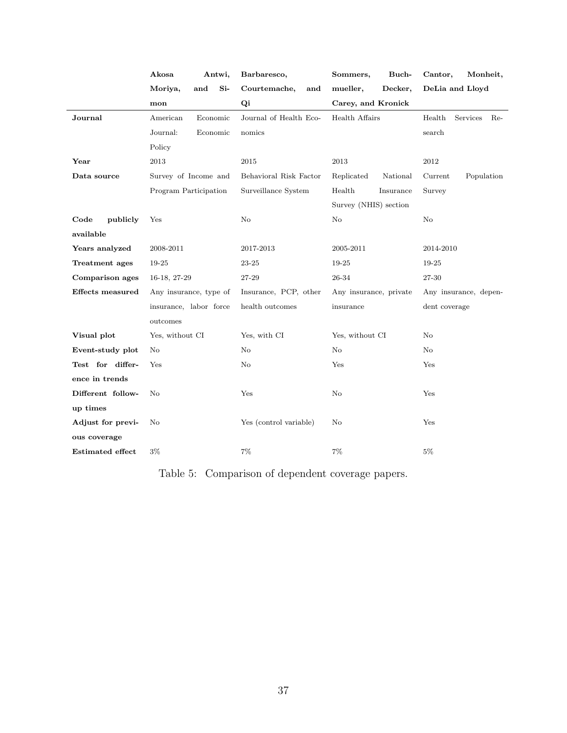| | **Akosa Antwi, Moriya, and Simon** | **Barbaresco, Courtemache, and Qi** | **Sommers, Buchmueller, Decker, Carey, and Kronick** | **Cantor, Monheit, DeLia and Lloyd** |
|---|---|---|---|---|
| **Journal** | American Economic Journal: Economic Policy | Journal of Health Economics | Health Affairs | Health Services Research |
| **Year** | 2013 | 2015 | 2013 | 2012 |
| **Data source** | Survey of Income and Program Participation | Behavioral Risk Factor Surveillance System | Replicated National Health Insurance Survey (NHIS) section | Current Population Survey |
| **Code publicly available** | Yes | No | No | No |
| **Years analyzed** | 2008-2011 | 2017-2013 | 2005-2011 | 2014-2010 |
| **Treatment ages** | 19-25 | 23-25 | 19-25 | 19-25 |
| **Comparison ages** | 16-18, 27-29 | 27-29 | 26-34 | 27-30 |
| **Effects measured** | Any insurance, type of insurance, labor force outcomes | Insurance, PCP, other health outcomes | Any insurance, private insurance | Any insurance, dependent coverage |
| **Visual plot** | Yes, without CI | Yes, with CI | Yes, without CI | No |
| **Event-study plot** | No | No | No | No |
| **Test for difference in trends** | Yes | No | Yes | Yes |
| **Different follow-up times** | No | Yes | No | Yes |
| **Adjust for previous coverage** | No | Yes (control variable) | No | Yes |
| **Estimated effect** | 3% | 7% | 7% | 5% |

Table 5: Comparison of dependent coverage papers.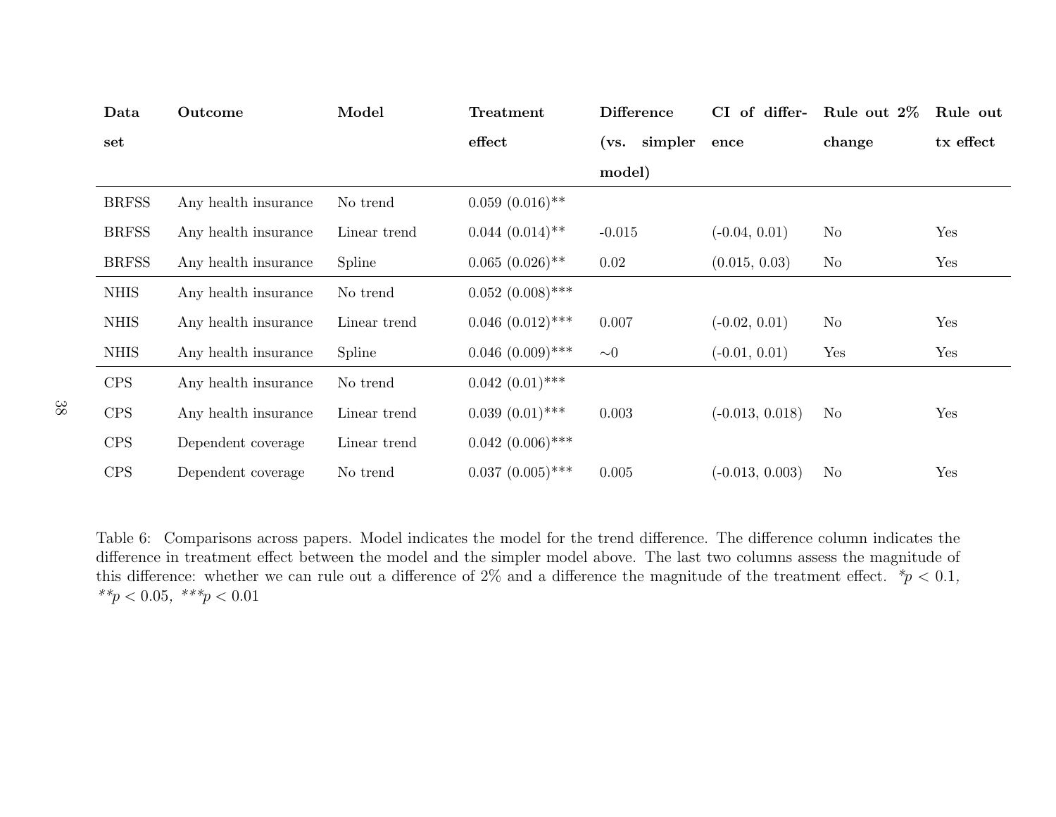| Data set | Outcome | Model | Treatment effect | Difference (vs. simpler model) | CI of difference | Rule out 2% change | Rule out tx effect |
|---|---|---|---|---|---|---|---|
| BRFSS | Any health insurance | No trend | 0.059 (0.016)** | | | | |
| BRFSS | Any health insurance | Linear trend | 0.044 (0.014)** | -0.015 | (-0.04, 0.01) | No | Yes |
| BRFSS | Any health insurance | Spline | 0.065 (0.026)** | 0.02 | (0.015, 0.03) | No | Yes |
| NHIS | Any health insurance | No trend | 0.052 (0.008)*** | | | | |
| NHIS | Any health insurance | Linear trend | 0.046 (0.012)*** | 0.007 | (-0.02, 0.01) | No | Yes |
| NHIS | Any health insurance | Spline | 0.046 (0.009)*** | ∼0 | (-0.01, 0.01) | Yes | Yes |
| CPS | Any health insurance | No trend | 0.042 (0.01)*** | | | | |
| CPS | Any health insurance | Linear trend | 0.039 (0.01)*** | 0.003 | (-0.013, 0.018) | No | Yes |
| CPS | Dependent coverage | Linear trend | 0.042 (0.006)*** | | | | |
| CPS | Dependent coverage | No trend | 0.037 (0.005)*** | 0.005 | (-0.013, 0.003) | No | Yes |

Table 6: Comparisons across papers. Model indicates the model for the trend difference. The difference column indicates the difference in treatment effect between the model and the simpler model above. The last two columns assess the magnitude of this difference: whether we can rule out a difference of 2% and a difference the magnitude of the treatment effect. $*p < 0.1$, $**p < 0.05$, $***p < 0.01$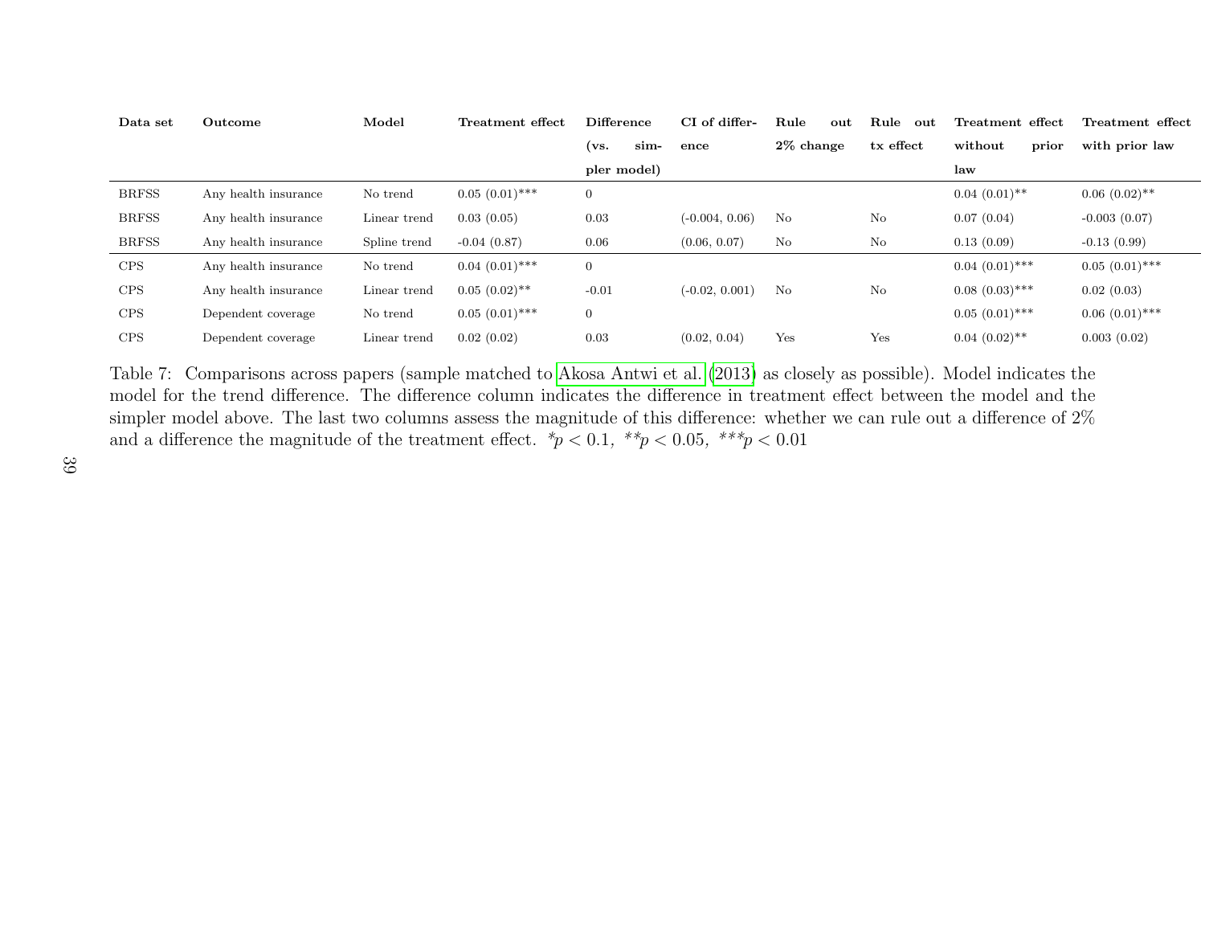| Data set | Outcome | Model | Treatment effect | Difference (vs. simpler model) | CI of difference | Rule out 2% change | Rule out tx effect | Treatment effect without prior law | Treatment effect with prior law |
|---|---|---|---|---|---|---|---|---|---|
| BRFSS | Any health insurance | No trend | 0.05 (0.01)*** | 0 | | | | 0.04 (0.01)** | 0.06 (0.02)** |
| BRFSS | Any health insurance | Linear trend | 0.03 (0.05) | 0.03 | (-0.004, 0.06) | No | No | 0.07 (0.04) | -0.003 (0.07) |
| BRFSS | Any health insurance | Spline trend | -0.04 (0.87) | 0.06 | (0.06, 0.07) | No | No | 0.13 (0.09) | -0.13 (0.99) |
| CPS | Any health insurance | No trend | 0.04 (0.01)*** | 0 | | | | 0.04 (0.01)*** | 0.05 (0.01)*** |
| CPS | Any health insurance | Linear trend | 0.05 (0.02)** | -0.01 | (-0.02, 0.001) | No | No | 0.08 (0.03)*** | 0.02 (0.03) |
| CPS | Dependent coverage | No trend | 0.05 (0.01)*** | 0 | | | | 0.05 (0.01)*** | 0.06 (0.01)*** |
| CPS | Dependent coverage | Linear trend | 0.02 (0.02) | 0.03 | (0.02, 0.04) | Yes | Yes | 0.04 (0.02)** | 0.003 (0.02) |

Table 7: Comparisons across papers (sample matched to Akosa Antwi et al. (2013) as closely as possible). Model indicates the model for the trend difference. The difference column indicates the difference in treatment effect between the model and the simpler model above. The last two columns assess the magnitude of this difference: whether we can rule out a difference of 2% and a difference the magnitude of the treatment effect. $^{*}p < 0.1$, $^{**}p < 0.05$, $^{***}p < 0.01$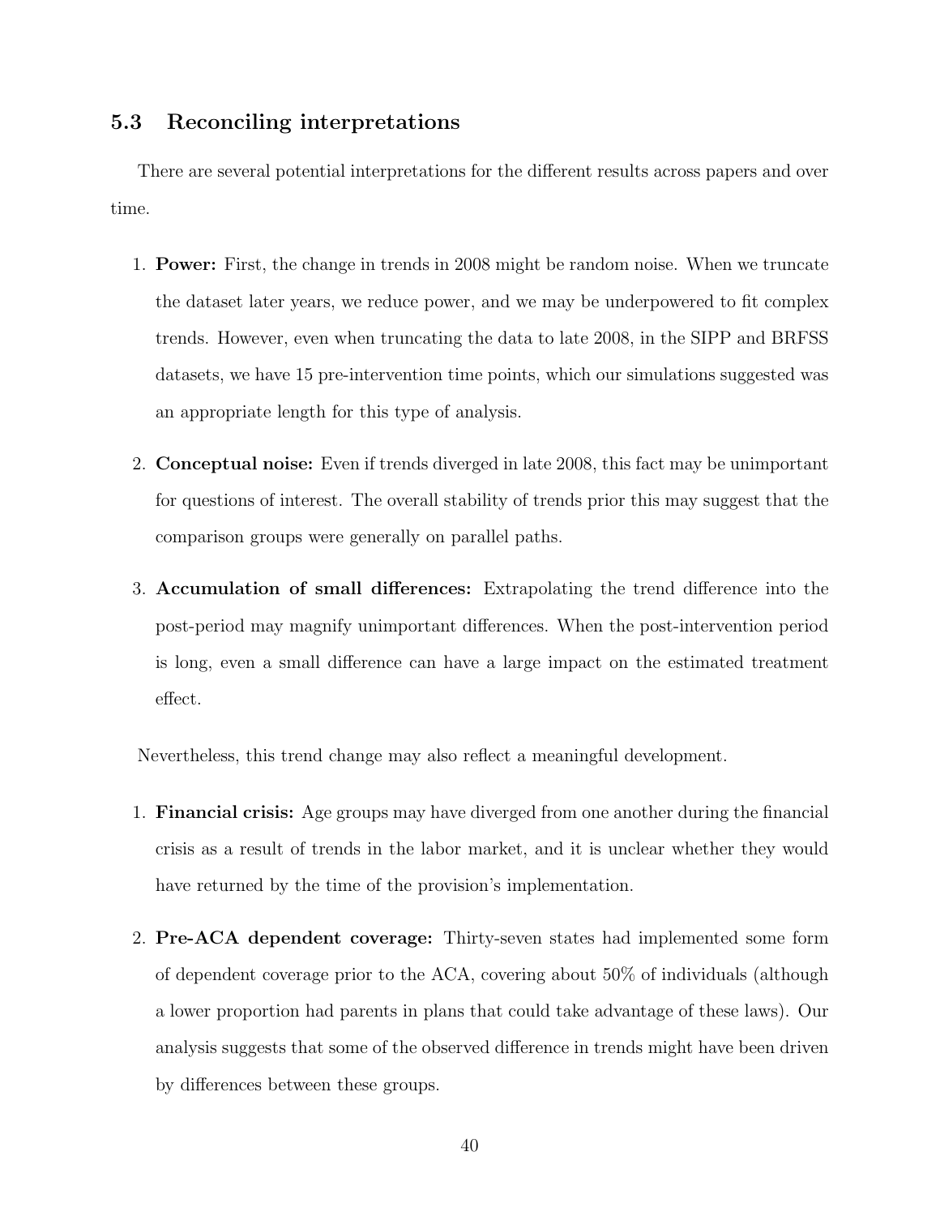### 5.3 Reconciling interpretations

There are several potential interpretations for the different results across papers and over time.

1. **Power:** First, the change in trends in 2008 might be random noise. When we truncate the dataset later years, we reduce power, and we may be underpowered to fit complex trends. However, even when truncating the data to late 2008, in the SIPP and BRFSS datasets, we have 15 pre-intervention time points, which our simulations suggested was an appropriate length for this type of analysis.

2. **Conceptual noise:** Even if trends diverged in late 2008, this fact may be unimportant for questions of interest. The overall stability of trends prior this may suggest that the comparison groups were generally on parallel paths.

3. **Accumulation of small differences:** Extrapolating the trend difference into the post-period may magnify unimportant differences. When the post-intervention period is long, even a small difference can have a large impact on the estimated treatment effect.

Nevertheless, this trend change may also reflect a meaningful development.

1. **Financial crisis:** Age groups may have diverged from one another during the financial crisis as a result of trends in the labor market, and it is unclear whether they would have returned by the time of the provision's implementation.

2. **Pre-ACA dependent coverage:** Thirty-seven states had implemented some form of dependent coverage prior to the ACA, covering about 50% of individuals (although a lower proportion had parents in plans that could take advantage of these laws). Our analysis suggests that some of the observed difference in trends might have been driven by differences between these groups.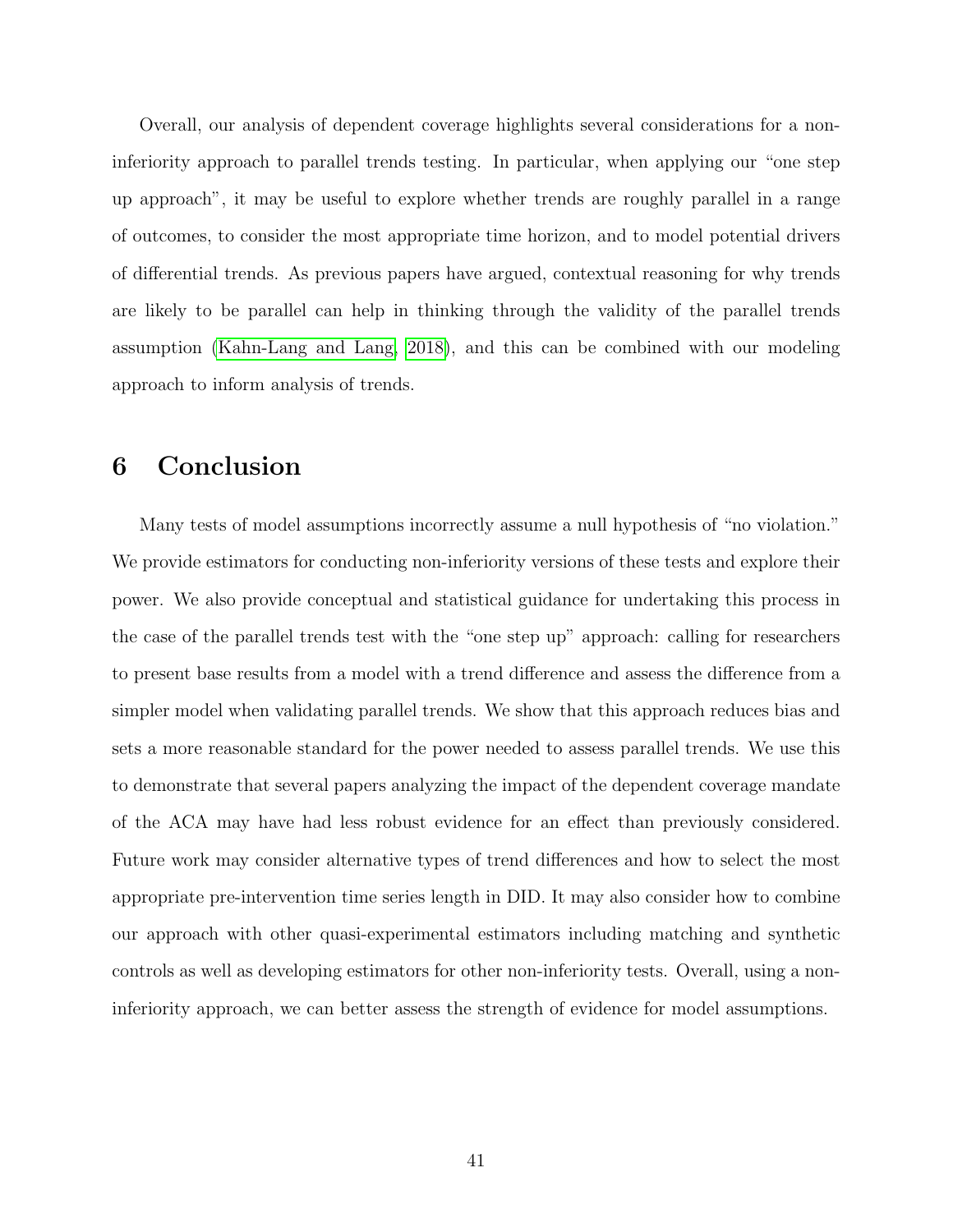Overall, our analysis of dependent coverage highlights several considerations for a non-inferiority approach to parallel trends testing. In particular, when applying our "one step up approach", it may be useful to explore whether trends are roughly parallel in a range of outcomes, to consider the most appropriate time horizon, and to model potential drivers of differential trends. As previous papers have argued, contextual reasoning for why trends are likely to be parallel can help in thinking through the validity of the parallel trends assumption (Kahn-Lang and Lang, 2018), and this can be combined with our modeling approach to inform analysis of trends.

## 6 Conclusion

Many tests of model assumptions incorrectly assume a null hypothesis of "no violation." We provide estimators for conducting non-inferiority versions of these tests and explore their power. We also provide conceptual and statistical guidance for undertaking this process in the case of the parallel trends test with the "one step up" approach: calling for researchers to present base results from a model with a trend difference and assess the difference from a simpler model when validating parallel trends. We show that this approach reduces bias and sets a more reasonable standard for the power needed to assess parallel trends. We use this to demonstrate that several papers analyzing the impact of the dependent coverage mandate of the ACA may have had less robust evidence for an effect than previously considered. Future work may consider alternative types of trend differences and how to select the most appropriate pre-intervention time series length in DID. It may also consider how to combine our approach with other quasi-experimental estimators including matching and synthetic controls as well as developing estimators for other non-inferiority tests. Overall, using a non-inferiority approach, we can better assess the strength of evidence for model assumptions.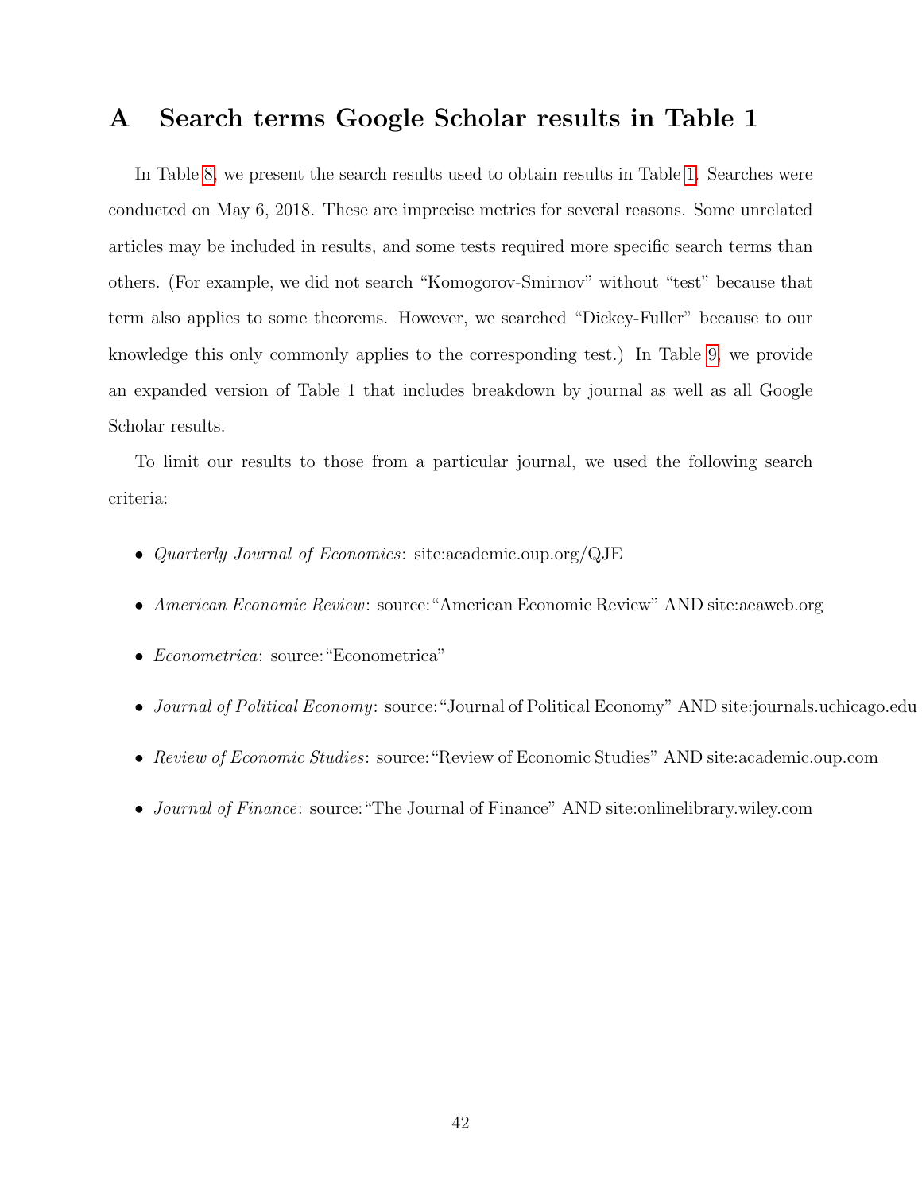# A Search terms Google Scholar results in Table 1

In Table 8, we present the search results used to obtain results in Table 1. Searches were conducted on May 6, 2018. These are imprecise metrics for several reasons. Some unrelated articles may be included in results, and some tests required more specific search terms than others. (For example, we did not search "Komogorov-Smirnov" without "test" because that term also applies to some theorems. However, we searched "Dickey-Fuller" because to our knowledge this only commonly applies to the corresponding test.) In Table 9, we provide an expanded version of Table 1 that includes breakdown by journal as well as all Google Scholar results.

To limit our results to those from a particular journal, we used the following search criteria:

- *Quarterly Journal of Economics*: site:academic.oup.org/QJE
- *American Economic Review*: source:"American Economic Review" AND site:aeaweb.org
- *Econometrica*: source:"Econometrica"
- *Journal of Political Economy*: source:"Journal of Political Economy" AND site:journals.uchicago.edu
- *Review of Economic Studies*: source:"Review of Economic Studies" AND site:academic.oup.com
- *Journal of Finance*: source:"The Journal of Finance" AND site:onlinelibrary.wiley.com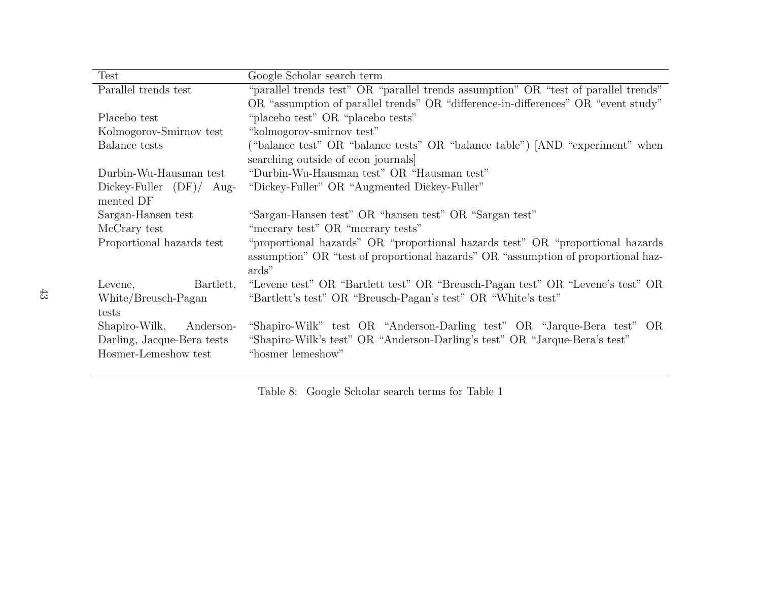| Test | Google Scholar search term |
|---|---|
| Parallel trends test | "parallel trends test" OR "parallel trends assumption" OR "test of parallel trends" OR "assumption of parallel trends" OR "difference-in-differences" OR "event study" |
| Placebo test | "placebo test" OR "placebo tests" |
| Kolmogorov-Smirnov test | "kolmogorov-smirnov test" |
| Balance tests | ("balance test" OR "balance tests" OR "balance table") [AND "experiment" when searching outside of econ journals] |
| Durbin-Wu-Hausman test | "Durbin-Wu-Hausman test" OR "Hausman test" |
| Dickey-Fuller (DF)/ Augmented DF | "Dickey-Fuller" OR "Augmented Dickey-Fuller" |
| Sargan-Hansen test | "Sargan-Hansen test" OR "hansen test" OR "Sargan test" |
| McCrary test | "mccrary test" OR "mccrary tests" |
| Proportional hazards test | "proportional hazards" OR "proportional hazards test" OR "proportional hazards assumption" OR "test of proportional hazards" OR "assumption of proportional hazards" |
| Levene, Bartlett, White/Breusch-Pagan tests | "Levene test" OR "Bartlett test" OR "Breusch-Pagan test" OR "Levene's test" OR "Bartlett's test" OR "Breusch-Pagan's test" OR "White's test" |
| Shapiro-Wilk, Anderson-Darling, Jacque-Bera tests | "Shapiro-Wilk" test OR "Anderson-Darling test" OR "Jarque-Bera test" OR "Shapiro-Wilk's test" OR "Anderson-Darling's test" OR "Jarque-Bera's test" |
| Hosmer-Lemeshow test | "hosmer lemeshow" |

Table 8: Google Scholar search terms for Table 1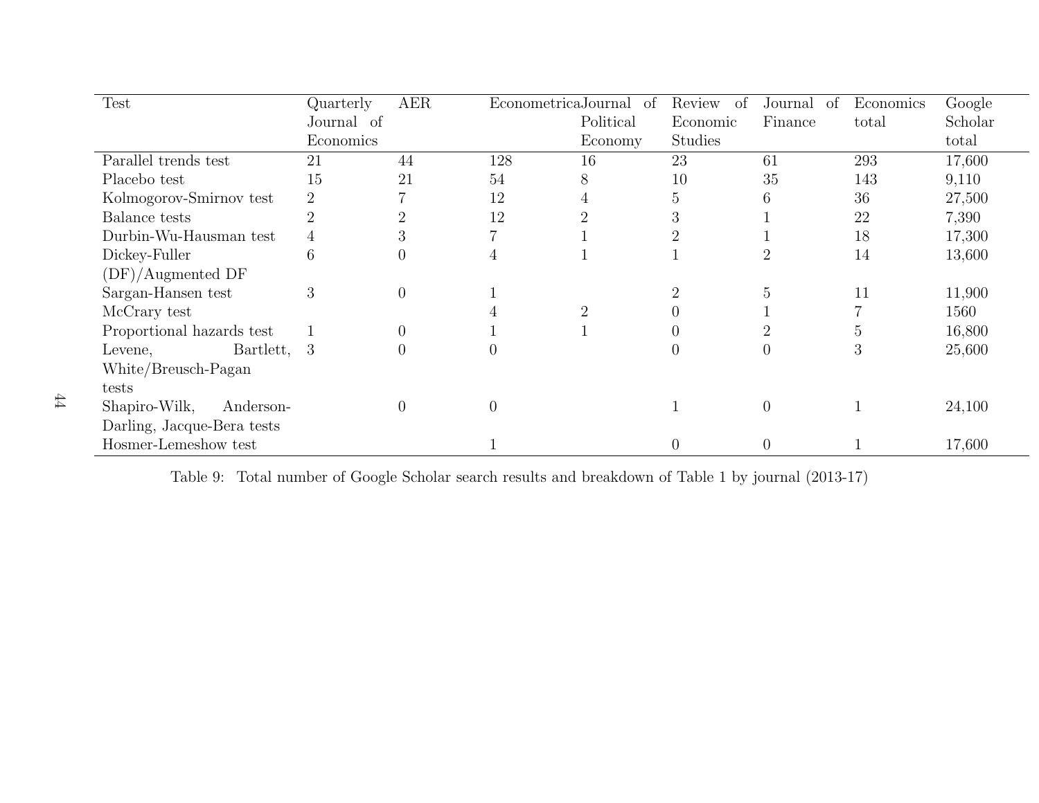| Test | Quarterly Journal of Economics | AER | Econometrica | Journal of Political Economy | Review of Economic Studies | Journal of Finance | Economics total | Google Scholar total |
|---|---|---|---|---|---|---|---|---|
| Parallel trends test | 21 | 44 | 128 | 16 | 23 | 61 | 293 | 17,600 |
| Placebo test | 15 | 21 | 54 | 8 | 10 | 35 | 143 | 9,110 |
| Kolmogorov-Smirnov test | 2 | 7 | 12 | 4 | 5 | 6 | 36 | 27,500 |
| Balance tests | 2 | 2 | 12 | 2 | 3 | 1 | 22 | 7,390 |
| Durbin-Wu-Hausman test | 4 | 3 | 7 | 1 | 2 | 1 | 18 | 17,300 |
| Dickey-Fuller (DF)/Augmented DF | 6 | 0 | 4 | 1 | 1 | 2 | 14 | 13,600 |
| Sargan-Hansen test | 3 | 0 | 1 | | 2 | 5 | 11 | 11,900 |
| McCrary test | | | 4 | 2 | 0 | 1 | 7 | 1560 |
| Proportional hazards test | 1 | 0 | 1 | 1 | 0 | 2 | 5 | 16,800 |
| Levene, Bartlett, White/Breusch-Pagan tests | 3 | 0 | 0 | | 0 | 0 | 3 | 25,600 |
| Shapiro-Wilk, Anderson-Darling, Jacque-Bera tests | | 0 | 0 | | 1 | 0 | 1 | 24,100 |
| Hosmer-Lemeshow test | | | 1 | | 0 | 0 | 1 | 17,600 |

Table 9: Total number of Google Scholar search results and breakdown of Table 1 by journal (2013-17)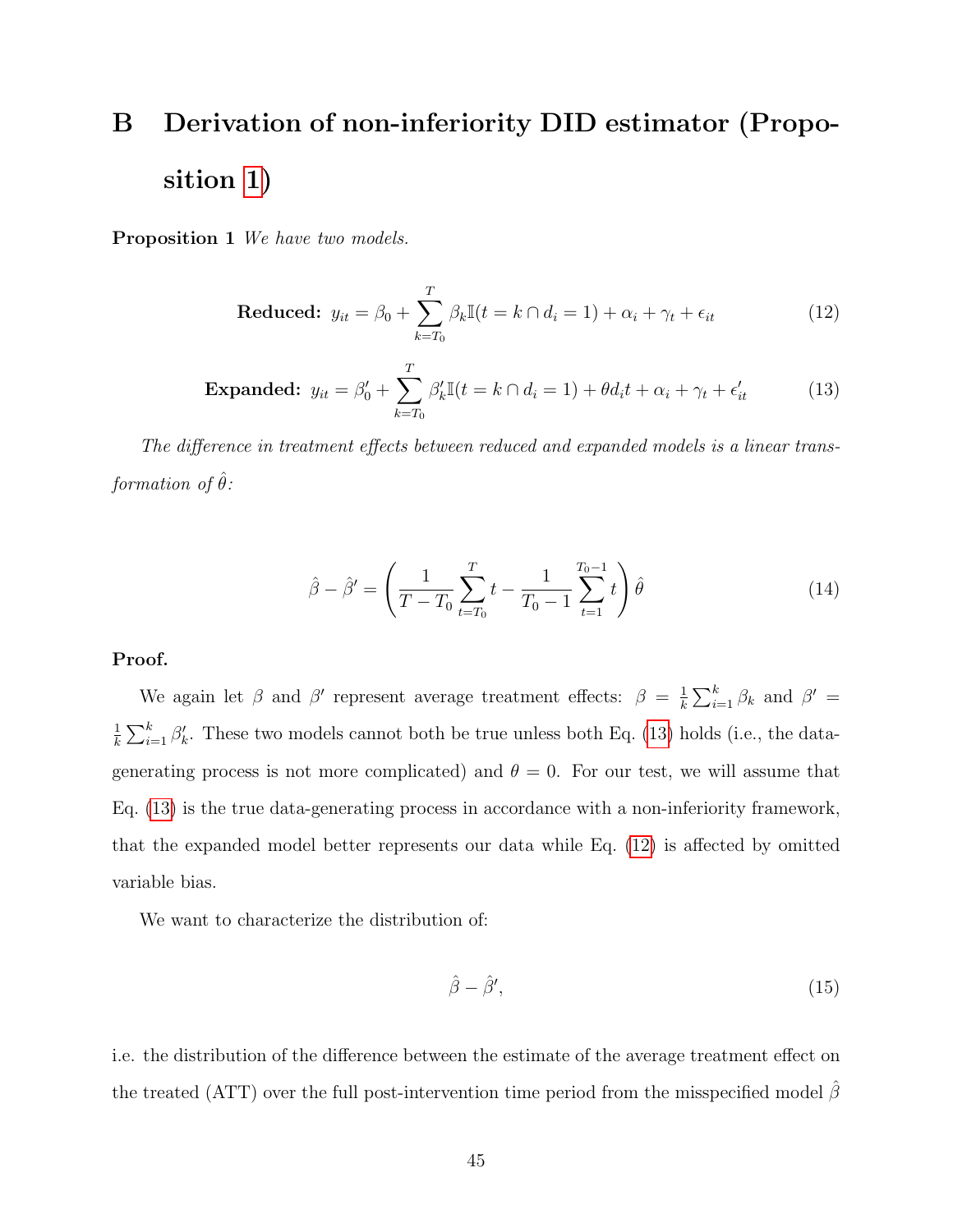# B Derivation of non-inferiority DID estimator (Proposition 1)

**Proposition 1** *We have two models.*

$$\textbf{Reduced: } y_{it} = \beta_0 + \sum_{k=T_0}^{T} \beta_k \mathbb{I}(t = k \cap d_i = 1) + \alpha_i + \gamma_t + \epsilon_{it} \tag{12}$$

$$\textbf{Expanded: } y_{it} = \beta_0' + \sum_{k=T_0}^{T} \beta_k' \mathbb{I}(t = k \cap d_i = 1) + \theta d_i t + \alpha_i + \gamma_t + \epsilon_{it}' \tag{13}$$

*The difference in treatment effects between reduced and expanded models is a linear transformation of $\hat{\theta}$:*

$$\hat{\beta} - \hat{\beta}' = \left( \frac{1}{T - T_0} \sum_{t=T_0}^{T} t - \frac{1}{T_0 - 1} \sum_{t=1}^{T_0 - 1} t \right) \hat{\theta} \tag{14}$$

**Proof.**

We again let $\beta$ and $\beta'$ represent average treatment effects: $\beta = \frac{1}{k}\sum_{i=1}^{k} \beta_k$ and $\beta' = \frac{1}{k}\sum_{i=1}^{k} \beta_k'$. These two models cannot both be true unless both Eq. (13) holds (i.e., the data-generating process is not more complicated) and $\theta = 0$. For our test, we will assume that Eq. (13) is the true data-generating process in accordance with a non-inferiority framework, that the expanded model better represents our data while Eq. (12) is affected by omitted variable bias.

We want to characterize the distribution of:

$$\hat{\beta} - \hat{\beta}', \tag{15}$$

i.e. the distribution of the difference between the estimate of the average treatment effect on the treated (ATT) over the full post-intervention time period from the misspecified model $\hat{\beta}$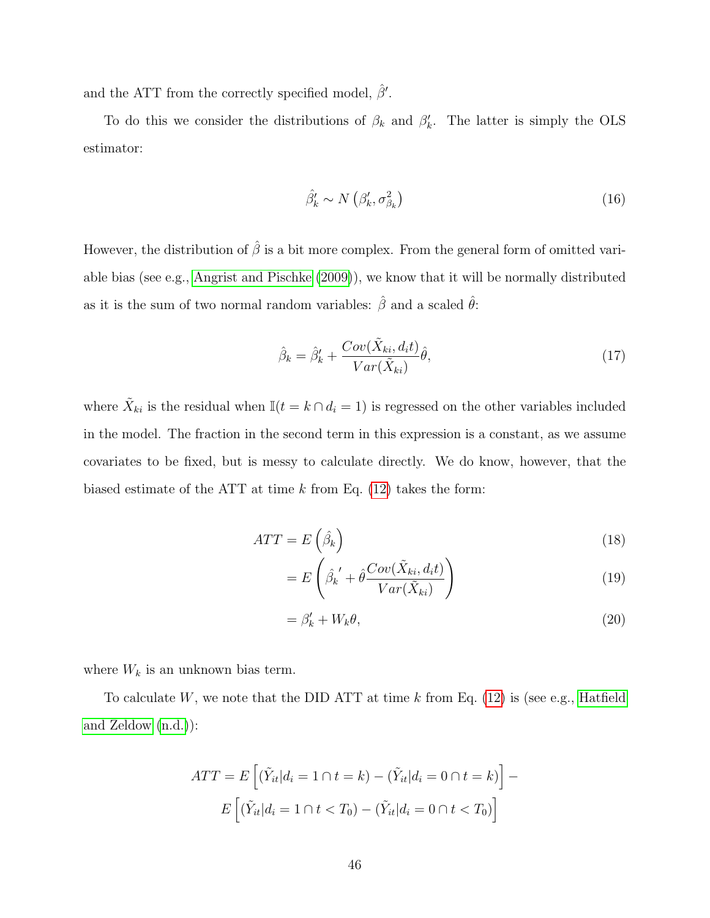and the ATT from the correctly specified model, $\hat{\beta}'$.

To do this we consider the distributions of $\beta_k$ and $\beta_k'$. The latter is simply the OLS estimator:

$$\hat{\beta}_k' \sim N\left(\beta_k', \sigma^2_{\beta_k}\right) \tag{16}$$

However, the distribution of $\hat{\beta}$ is a bit more complex. From the general form of omitted variable bias (see e.g., Angrist and Pischke (2009)), we know that it will be normally distributed as it is the sum of two normal random variables: $\hat{\beta}$ and a scaled $\hat{\theta}$:

$$\hat{\beta}_k = \hat{\beta}_k' + \frac{Cov(\tilde{X}_{ki}, d_i t)}{Var(\tilde{X}_{ki})}\hat{\theta}, \tag{17}$$

where $\tilde{X}_{ki}$ is the residual when $\mathbb{I}(t = k \cap d_i = 1)$ is regressed on the other variables included in the model. The fraction in the second term in this expression is a constant, as we assume covariates to be fixed, but is messy to calculate directly. We do know, however, that the biased estimate of the ATT at time $k$ from Eq. (12) takes the form:

$$ATT = E\left(\hat{\beta}_k\right) \tag{18}$$

$$= E\left(\hat{\beta}_k{}' + \hat{\theta}\frac{Cov(\tilde{X}_{ki}, d_i t)}{Var(\tilde{X}_{ki})}\right) \tag{19}$$

$$= \beta_k' + W_k\theta, \tag{20}$$

where $W_k$ is an unknown bias term.

To calculate $W$, we note that the DID ATT at time $k$ from Eq. (12) is (see e.g., Hatfield and Zeldow (n.d.)):

$$ATT = E\left[(\tilde{Y}_{it}|d_i = 1 \cap t = k) - (\tilde{Y}_{it}|d_i = 0 \cap t = k)\right] - E\left[(\tilde{Y}_{it}|d_i = 1 \cap t < T_0) - (\tilde{Y}_{it}|d_i = 0 \cap t < T_0)\right]$$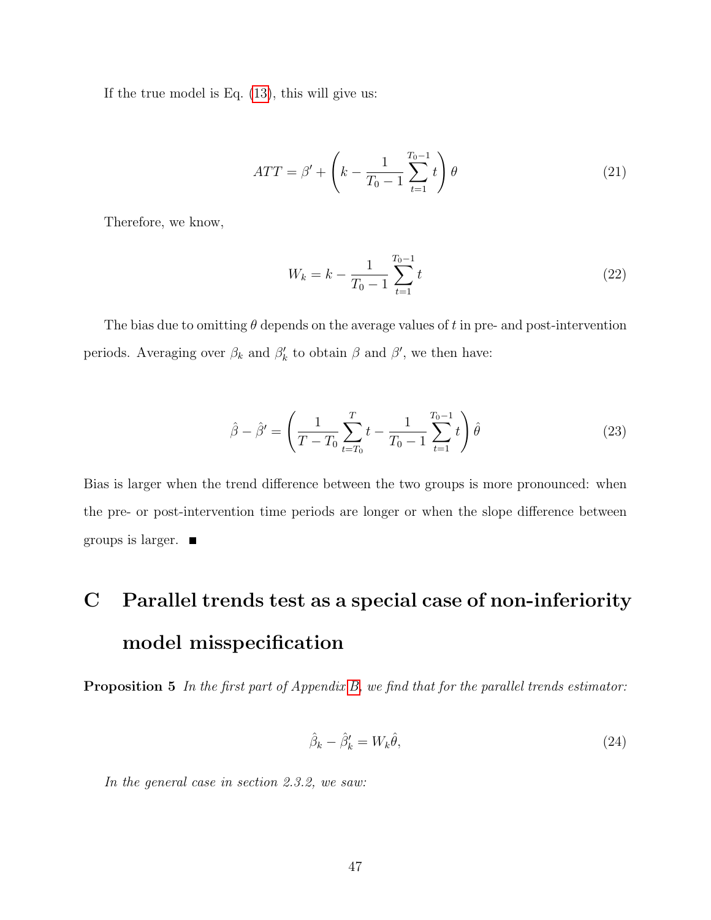If the true model is Eq. (13), this will give us:

$$ATT = \beta' + \left(k - \frac{1}{T_0 - 1}\sum_{t=1}^{T_0-1} t\right)\theta \tag{21}$$

Therefore, we know,

$$W_k = k - \frac{1}{T_0 - 1}\sum_{t=1}^{T_0-1} t \tag{22}$$

The bias due to omitting $\theta$ depends on the average values of $t$ in pre- and post-intervention periods. Averaging over $\beta_k$ and $\beta'_k$ to obtain $\beta$ and $\beta'$, we then have:

$$\hat{\beta} - \hat{\beta}' = \left(\frac{1}{T - T_0}\sum_{t=T_0}^{T} t - \frac{1}{T_0 - 1}\sum_{t=1}^{T_0-1} t\right)\hat{\theta} \tag{23}$$

Bias is larger when the trend difference between the two groups is more pronounced: when the pre- or post-intervention time periods are longer or when the slope difference between groups is larger. ■

# C Parallel trends test as a special case of non-inferiority model misspecification

**Proposition 5** *In the first part of Appendix B, we find that for the parallel trends estimator:*

$$\hat{\beta}_k - \hat{\beta}'_k = W_k\hat{\theta}, \tag{24}$$

*In the general case in section 2.3.2, we saw:*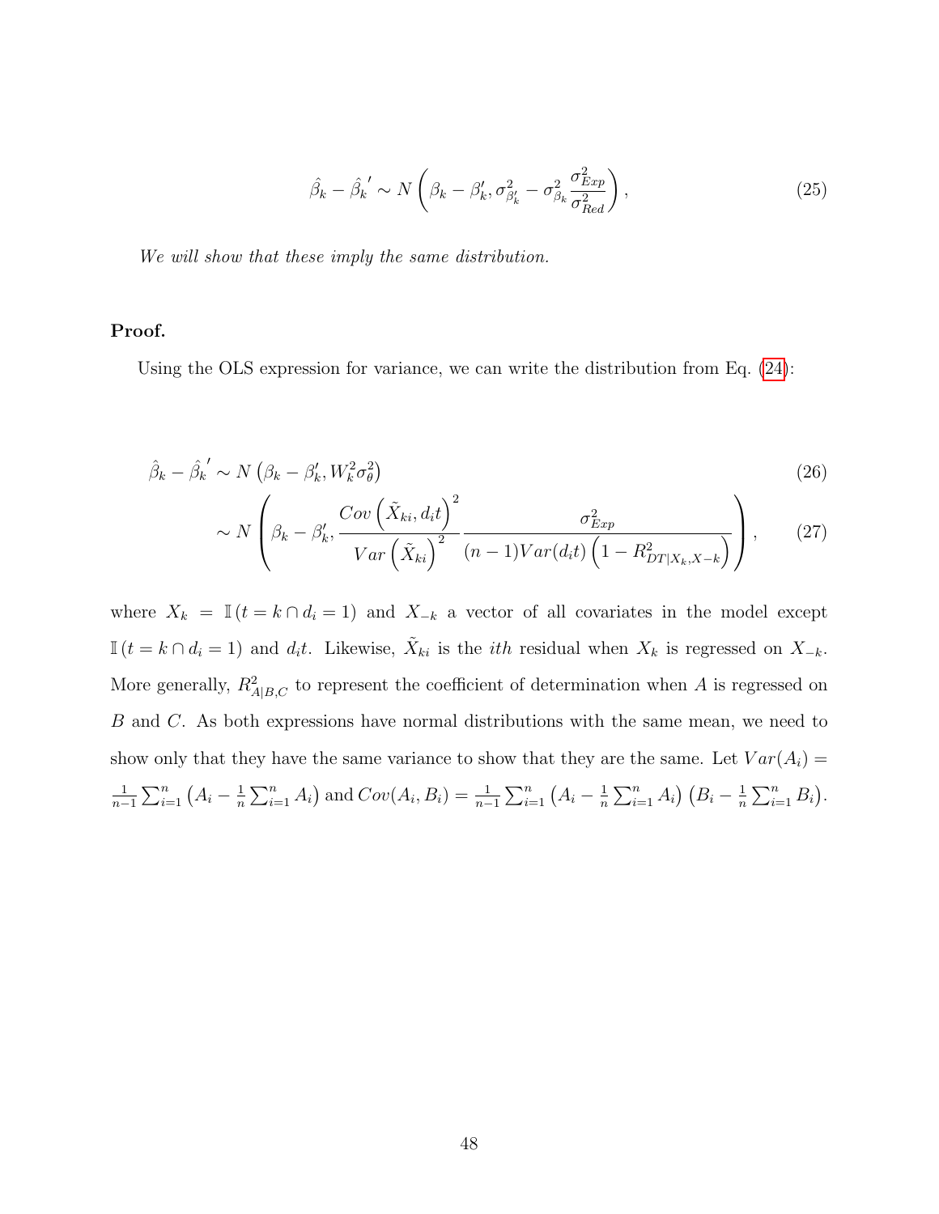$$\hat{\beta}_k - \hat{\beta}_k{}' \sim N\left(\beta_k - \beta_k', \sigma^2_{\beta_k'} - \sigma^2_{\beta_k}\frac{\sigma^2_{Exp}}{\sigma^2_{Red}}\right), \tag{25}$$

*We will show that these imply the same distribution.*

**Proof.**

Using the OLS expression for variance, we can write the distribution from Eq. (24):

$$\hat{\beta}_k - \hat{\beta}_k{}' \sim N\left(\beta_k - \beta_k', W_k^2\sigma_\theta^2\right) \tag{26}$$

$$\sim N\left(\beta_k - \beta_k', \frac{Cov\left(\tilde{X}_{ki}, d_i t\right)^2}{Var\left(\tilde{X}_{ki}\right)^2}\frac{\sigma^2_{Exp}}{(n-1)Var(d_i t)\left(1 - R^2_{DT|X_k, X-k}\right)}\right), \tag{27}$$

where $X_k = \mathbb{I}\left(t = k \cap d_i = 1\right)$ and $X_{-k}$ a vector of all covariates in the model except $\mathbb{I}\left(t = k \cap d_i = 1\right)$ and $d_i t$. Likewise, $\tilde{X}_{ki}$ is the $ith$ residual when $X_k$ is regressed on $X_{-k}$. More generally, $R^2_{A|B,C}$ to represent the coefficient of determination when $A$ is regressed on $B$ and $C$. As both expressions have normal distributions with the same mean, we need to show only that they have the same variance to show that they are the same. Let $Var(A_i) = \frac{1}{n-1}\sum_{i=1}^{n}\left(A_i - \frac{1}{n}\sum_{i=1}^{n}A_i\right)$ and $Cov(A_i, B_i) = \frac{1}{n-1}\sum_{i=1}^{n}\left(A_i - \frac{1}{n}\sum_{i=1}^{n}A_i\right)\left(B_i - \frac{1}{n}\sum_{i=1}^{n}B_i\right)$.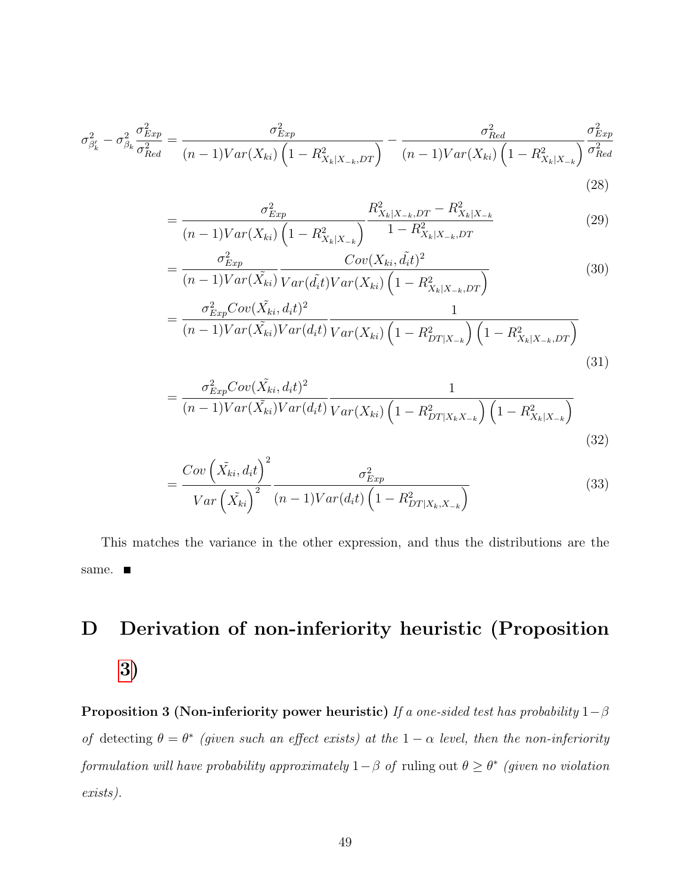$$\sigma^2_{\beta'_k} - \sigma^2_{\beta_k}\frac{\sigma^2_{Exp}}{\sigma^2_{Red}} = \frac{\sigma^2_{Exp}}{(n-1)Var(X_{ki})\left(1-R^2_{X_k|X_{-k},DT}\right)} - \frac{\sigma^2_{Red}}{(n-1)Var(X_{ki})\left(1-R^2_{X_k|X_{-k}}\right)}\frac{\sigma^2_{Exp}}{\sigma^2_{Red}} \tag{28}$$

$$= \frac{\sigma^2_{Exp}}{(n-1)Var(X_{ki})\left(1-R^2_{X_k|X_{-k}}\right)}\frac{R^2_{X_k|X_{-k},DT} - R^2_{X_k|X_{-k}}}{1-R^2_{X_k|X_{-k},DT}} \tag{29}$$

$$= \frac{\sigma^2_{Exp}}{(n-1)Var(\tilde{X_{ki}})}\frac{Cov(X_{ki},\tilde{d_i t})^2}{Var(\tilde{d_i t})Var(X_{ki})\left(1-R^2_{X_k|X_{-k},DT}\right)} \tag{30}$$

$$= \frac{\sigma^2_{Exp}Cov(\tilde{X_{ki}},d_i t)^2}{(n-1)Var(\tilde{X_{ki}})Var(d_i t)}\frac{1}{Var(X_{ki})\left(1-R^2_{DT|X_{-k}}\right)\left(1-R^2_{X_k|X_{-k},DT}\right)} \tag{31}$$

$$= \frac{\sigma^2_{Exp}Cov(\tilde{X_{ki}},d_i t)^2}{(n-1)Var(\tilde{X_{ki}})Var(d_i t)}\frac{1}{Var(X_{ki})\left(1-R^2_{DT|X_k X_{-k}}\right)\left(1-R^2_{X_k|X_{-k}}\right)} \tag{32}$$

$$= \frac{Cov\left(\tilde{X_{ki}},d_i t\right)^2}{Var\left(\tilde{X_{ki}}\right)^2}\frac{\sigma^2_{Exp}}{(n-1)Var(d_i t)\left(1-R^2_{DT|X_k,X_{-k}}\right)} \tag{33}$$

This matches the variance in the other expression, and thus the distributions are the same. ■

# D Derivation of non-inferiority heuristic (Proposition 3)

**Proposition 3 (Non-inferiority power heuristic)** *If a one-sided test has probability $1-\beta$ of* detecting *$\theta = \theta^*$ (given such an effect exists) at the $1-\alpha$ level, then the non-inferiority formulation will have probability approximately $1-\beta$ of* ruling out *$\theta \geq \theta^*$ (given no violation exists).*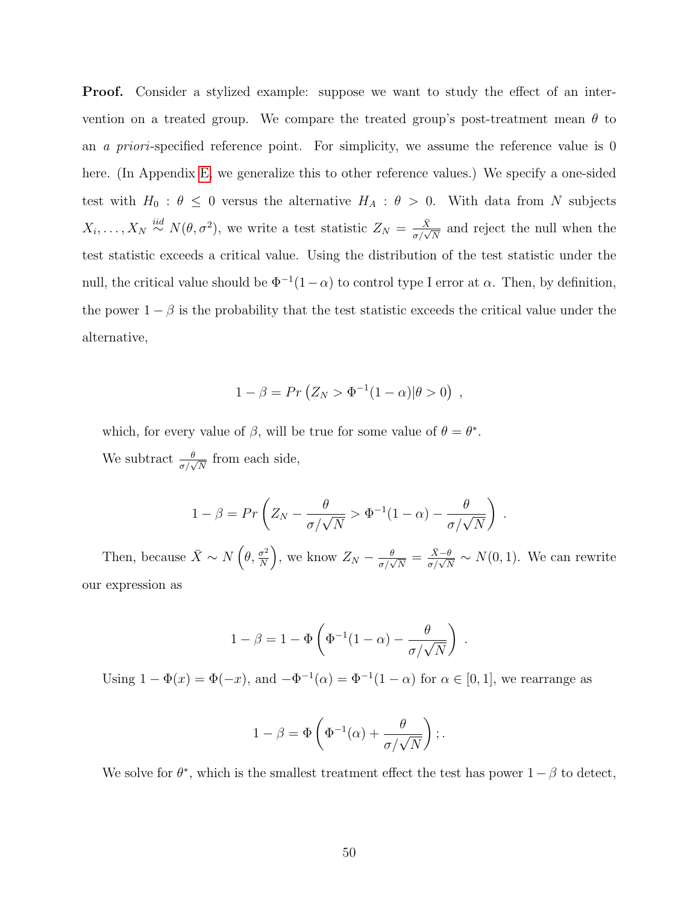**Proof.** Consider a stylized example: suppose we want to study the effect of an intervention on a treated group. We compare the treated group's post-treatment mean $\theta$ to an *a priori*-specified reference point. For simplicity, we assume the reference value is 0 here. (In Appendix E, we generalize this to other reference values.) We specify a one-sided test with $H_0 : \theta \leq 0$ versus the alternative $H_A : \theta > 0$. With data from $N$ subjects $X_i, \ldots, X_N \overset{iid}{\sim} N(\theta, \sigma^2)$, we write a test statistic $Z_N = \frac{\bar{X}}{\sigma/\sqrt{N}}$ and reject the null when the test statistic exceeds a critical value. Using the distribution of the test statistic under the null, the critical value should be $\Phi^{-1}(1-\alpha)$ to control type I error at $\alpha$. Then, by definition, the power $1 - \beta$ is the probability that the test statistic exceeds the critical value under the alternative,

$$1 - \beta = Pr\left(Z_N > \Phi^{-1}(1-\alpha) | \theta > 0\right) \ ,$$

which, for every value of $\beta$, will be true for some value of $\theta = \theta^*$.

We subtract $\frac{\theta}{\sigma/\sqrt{N}}$ from each side,

$$1 - \beta = Pr\left(Z_N - \frac{\theta}{\sigma/\sqrt{N}} > \Phi^{-1}(1-\alpha) - \frac{\theta}{\sigma/\sqrt{N}}\right) \ .$$

Then, because $\bar{X} \sim N\left(\theta, \frac{\sigma^2}{N}\right)$, we know $Z_N - \frac{\theta}{\sigma/\sqrt{N}} = \frac{\bar{X}-\theta}{\sigma/\sqrt{N}} \sim N(0,1)$. We can rewrite our expression as

$$1 - \beta = 1 - \Phi\left(\Phi^{-1}(1-\alpha) - \frac{\theta}{\sigma/\sqrt{N}}\right) \ .$$

Using $1 - \Phi(x) = \Phi(-x)$, and $-\Phi^{-1}(\alpha) = \Phi^{-1}(1-\alpha)$ for $\alpha \in [0,1]$, we rearrange as

$$1 - \beta = \Phi\left(\Phi^{-1}(\alpha) + \frac{\theta}{\sigma/\sqrt{N}}\right) \, ; .$$

We solve for $\theta^*$, which is the smallest treatment effect the test has power $1 - \beta$ to detect,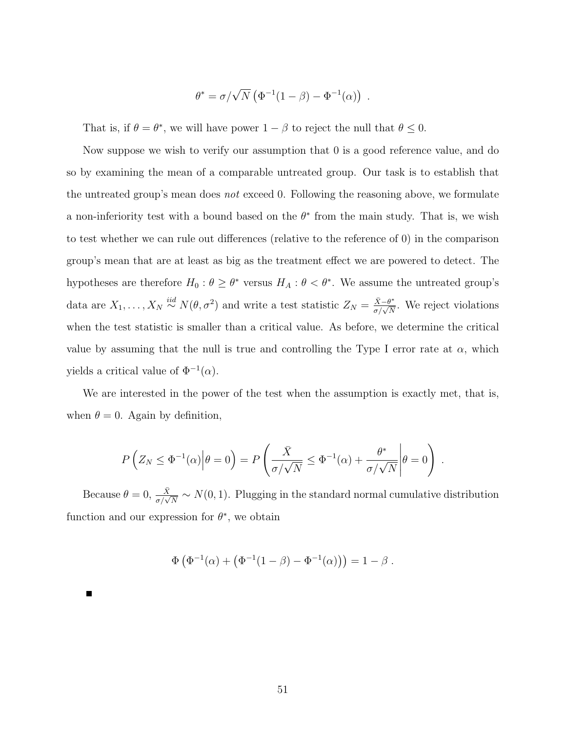$$\theta^* = \sigma/\sqrt{N}\left(\Phi^{-1}(1-\beta) - \Phi^{-1}(\alpha)\right) \ .$$

That is, if $\theta = \theta^*$, we will have power $1-\beta$ to reject the null that $\theta \leq 0$.

Now suppose we wish to verify our assumption that 0 is a good reference value, and do so by examining the mean of a comparable untreated group. Our task is to establish that the untreated group's mean does *not* exceed 0. Following the reasoning above, we formulate a non-inferiority test with a bound based on the $\theta^*$ from the main study. That is, we wish to test whether we can rule out differences (relative to the reference of 0) in the comparison group's mean that are at least as big as the treatment effect we are powered to detect. The hypotheses are therefore $H_0 : \theta \geq \theta^*$ versus $H_A : \theta < \theta^*$. We assume the untreated group's data are $X_1, \ldots, X_N \overset{iid}{\sim} N(\theta, \sigma^2)$ and write a test statistic $Z_N = \frac{\bar{X} - \theta^*}{\sigma/\sqrt{N}}$. We reject violations when the test statistic is smaller than a critical value. As before, we determine the critical value by assuming that the null is true and controlling the Type I error rate at $\alpha$, which yields a critical value of $\Phi^{-1}(\alpha)$.

We are interested in the power of the test when the assumption is exactly met, that is, when $\theta = 0$. Again by definition,

$$P\left(Z_N \leq \Phi^{-1}(\alpha) \middle| \theta = 0\right) = P\left(\frac{\bar{X}}{\sigma/\sqrt{N}} \leq \Phi^{-1}(\alpha) + \frac{\theta^*}{\sigma/\sqrt{N}} \middle| \theta = 0\right) \ .$$

Because $\theta = 0$, $\frac{\bar{X}}{\sigma/\sqrt{N}} \sim N(0,1)$. Plugging in the standard normal cumulative distribution function and our expression for $\theta^*$, we obtain

$$\Phi\left(\Phi^{-1}(\alpha) + \left(\Phi^{-1}(1-\beta) - \Phi^{-1}(\alpha)\right)\right) = 1 - \beta \ .$$

■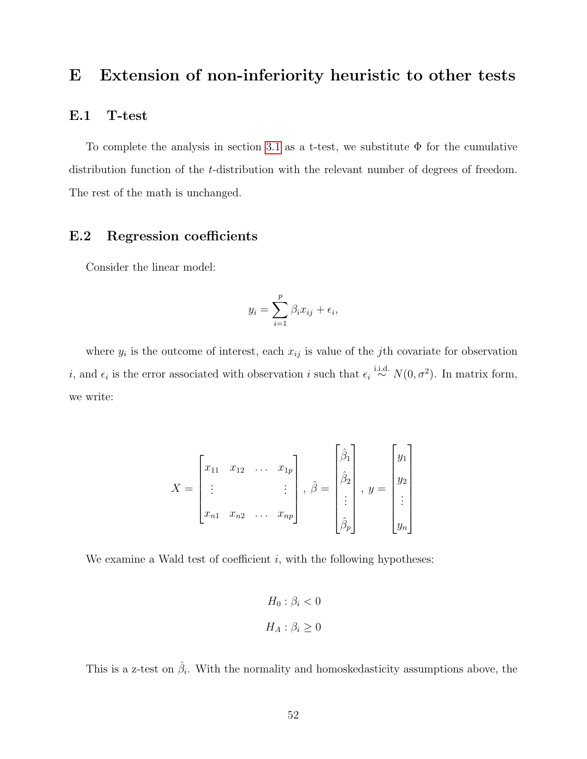# E Extension of non-inferiority heuristic to other tests

## E.1 T-test

To complete the analysis in section 3.1 as a t-test, we substitute $\Phi$ for the cumulative distribution function of the $t$-distribution with the relevant number of degrees of freedom. The rest of the math is unchanged.

## E.2 Regression coefficients

Consider the linear model:

$$y_i = \sum_{i=1}^{p} \beta_i x_{ij} + \epsilon_i,$$

where $y_i$ is the outcome of interest, each $x_{ij}$ is value of the $j$th covariate for observation $i$, and $\epsilon_i$ is the error associated with observation $i$ such that $\epsilon_i \overset{\text{i.i.d.}}{\sim} N(0, \sigma^2)$. In matrix form, we write:

$$X = \begin{bmatrix} x_{11} & x_{12} & \dots & x_{1p} \\ \vdots & & & \vdots \\ x_{n1} & x_{n2} & \dots & x_{np} \end{bmatrix},\ \hat{\beta} = \begin{bmatrix} \hat{\beta}_1 \\ \hat{\beta}_2 \\ \vdots \\ \hat{\beta}_p \end{bmatrix},\ y = \begin{bmatrix} y_1 \\ y_2 \\ \vdots \\ y_n \end{bmatrix}$$

We examine a Wald test of coefficient $i$, with the following hypotheses:

$$H_0 : \beta_i < 0$$

$$H_A : \beta_i \geq 0$$

This is a z-test on $\hat{\beta}_i$. With the normality and homoskedasticity assumptions above, the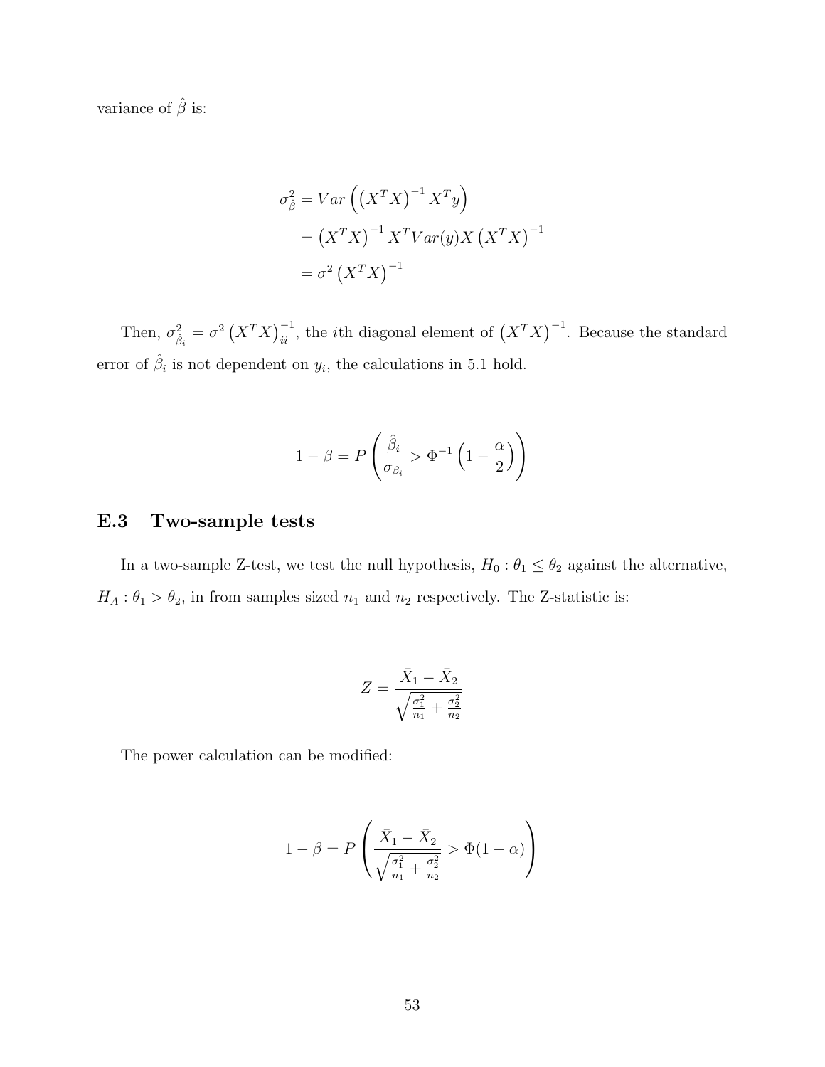variance of $\hat{\beta}$ is:

$$
\begin{aligned}
\sigma^2_{\hat{\beta}} &= Var\left(\left(X^TX\right)^{-1}X^Ty\right) \\
&= \left(X^TX\right)^{-1}X^TVar(y)X\left(X^TX\right)^{-1} \\
&= \sigma^2\left(X^TX\right)^{-1}
\end{aligned}
$$

Then, $\sigma^2_{\hat{\beta}_i} = \sigma^2\left(X^TX\right)^{-1}_{ii}$, the $i$th diagonal element of $\left(X^TX\right)^{-1}$. Because the standard error of $\hat{\beta}_i$ is not dependent on $y_i$, the calculations in 5.1 hold.

$$
1 - \beta = P\left(\frac{\hat{\beta}_i}{\sigma_{\beta_i}} > \Phi^{-1}\left(1 - \frac{\alpha}{2}\right)\right)
$$

## E.3 Two-sample tests

In a two-sample Z-test, we test the null hypothesis, $H_0: \theta_1 \leq \theta_2$ against the alternative, $H_A: \theta_1 > \theta_2$, in from samples sized $n_1$ and $n_2$ respectively. The Z-statistic is:

$$
Z = \frac{\bar{X}_1 - \bar{X}_2}{\sqrt{\frac{\sigma_1^2}{n_1} + \frac{\sigma_2^2}{n_2}}}
$$

The power calculation can be modified:

$$
1 - \beta = P\left(\frac{\bar{X}_1 - \bar{X}_2}{\sqrt{\frac{\sigma_1^2}{n_1} + \frac{\sigma_2^2}{n_2}}} > \Phi(1 - \alpha)\right)
$$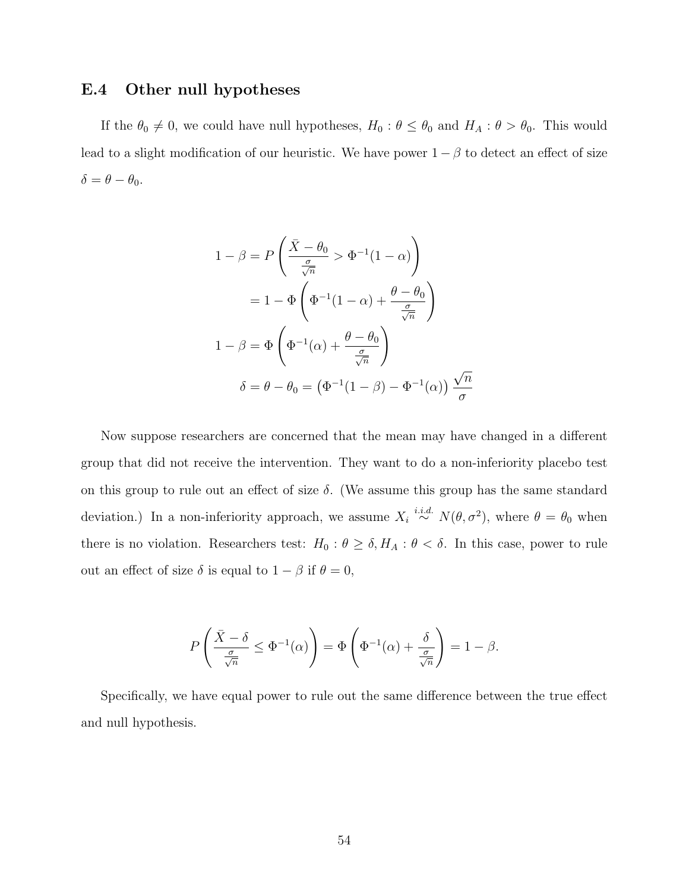## E.4 Other null hypotheses

If the $\theta_0 \neq 0$, we could have null hypotheses, $H_0 : \theta \leq \theta_0$ and $H_A : \theta > \theta_0$. This would lead to a slight modification of our heuristic. We have power $1 - \beta$ to detect an effect of size $\delta = \theta - \theta_0$.

$$
\begin{aligned}
1 - \beta &= P\left(\frac{\bar{X} - \theta_0}{\frac{\sigma}{\sqrt{n}}} > \Phi^{-1}(1 - \alpha)\right) \\
&= 1 - \Phi\left(\Phi^{-1}(1 - \alpha) + \frac{\theta - \theta_0}{\frac{\sigma}{\sqrt{n}}}\right) \\
1 - \beta &= \Phi\left(\Phi^{-1}(\alpha) + \frac{\theta - \theta_0}{\frac{\sigma}{\sqrt{n}}}\right) \\
\delta = \theta - \theta_0 &= \left(\Phi^{-1}(1 - \beta) - \Phi^{-1}(\alpha)\right)\frac{\sqrt{n}}{\sigma}
\end{aligned}
$$

Now suppose researchers are concerned that the mean may have changed in a different group that did not receive the intervention. They want to do a non-inferiority placebo test on this group to rule out an effect of size $\delta$. (We assume this group has the same standard deviation.) In a non-inferiority approach, we assume $X_i \overset{i.i.d.}{\sim} N(\theta, \sigma^2)$, where $\theta = \theta_0$ when there is no violation. Researchers test: $H_0 : \theta \geq \delta, H_A : \theta < \delta$. In this case, power to rule out an effect of size $\delta$ is equal to $1 - \beta$ if $\theta = 0$,

$$
P\left(\frac{\bar{X} - \delta}{\frac{\sigma}{\sqrt{n}}} \leq \Phi^{-1}(\alpha)\right) = \Phi\left(\Phi^{-1}(\alpha) + \frac{\delta}{\frac{\sigma}{\sqrt{n}}}\right) = 1 - \beta.
$$

Specifically, we have equal power to rule out the same difference between the true effect and null hypothesis.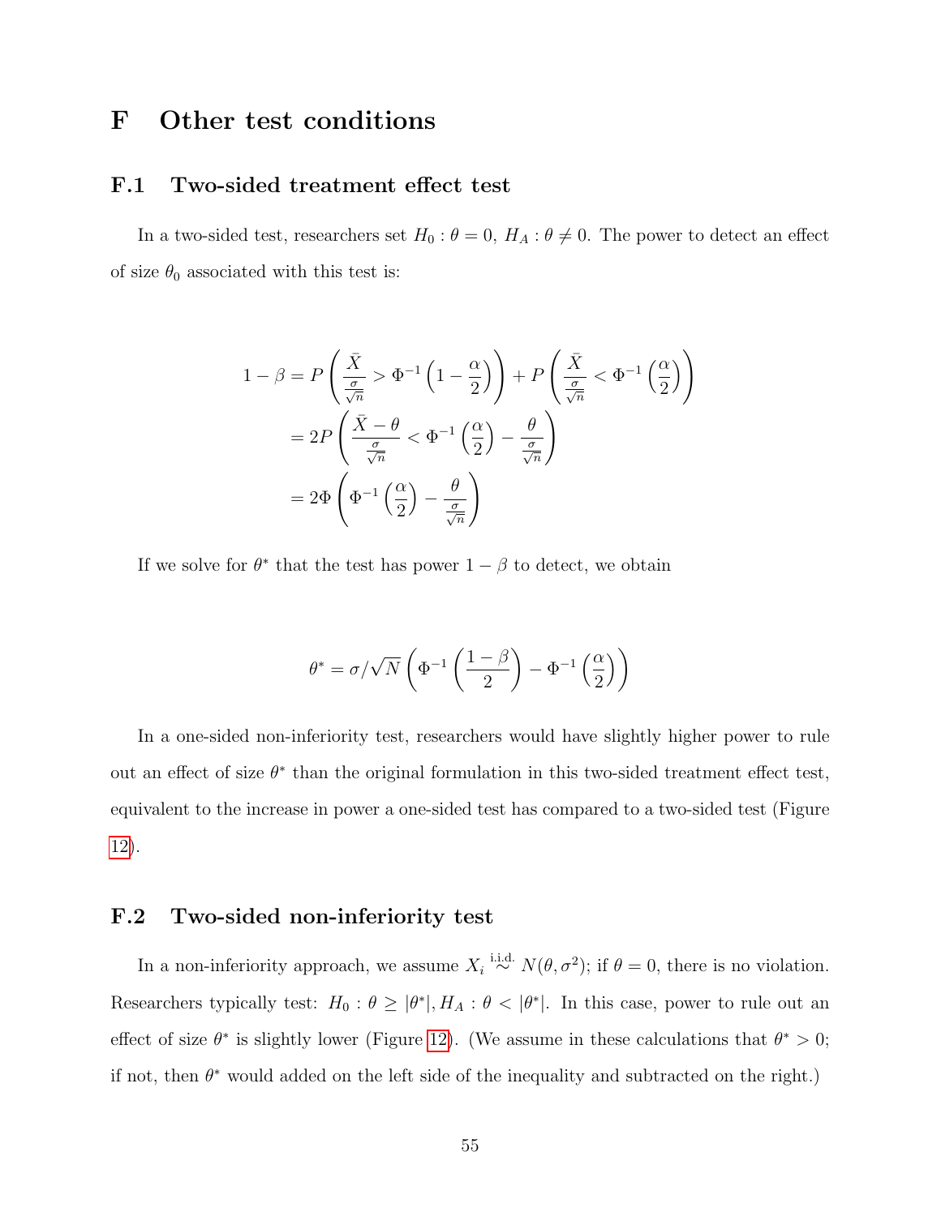# F Other test conditions

## F.1 Two-sided treatment effect test

In a two-sided test, researchers set $H_0 : \theta = 0$, $H_A : \theta \neq 0$. The power to detect an effect of size $\theta_0$ associated with this test is:

$$
\begin{aligned}
1 - \beta &= P\left(\frac{\bar{X}}{\frac{\sigma}{\sqrt{n}}} > \Phi^{-1}\left(1 - \frac{\alpha}{2}\right)\right) + P\left(\frac{\bar{X}}{\frac{\sigma}{\sqrt{n}}} < \Phi^{-1}\left(\frac{\alpha}{2}\right)\right) \\
&= 2P\left(\frac{\bar{X} - \theta}{\frac{\sigma}{\sqrt{n}}} < \Phi^{-1}\left(\frac{\alpha}{2}\right) - \frac{\theta}{\frac{\sigma}{\sqrt{n}}}\right) \\
&= 2\Phi\left(\Phi^{-1}\left(\frac{\alpha}{2}\right) - \frac{\theta}{\frac{\sigma}{\sqrt{n}}}\right)
\end{aligned}
$$

If we solve for $\theta^*$ that the test has power $1 - \beta$ to detect, we obtain

$$
\theta^* = \sigma/\sqrt{N}\left(\Phi^{-1}\left(\frac{1-\beta}{2}\right) - \Phi^{-1}\left(\frac{\alpha}{2}\right)\right)
$$

In a one-sided non-inferiority test, researchers would have slightly higher power to rule out an effect of size $\theta^*$ than the original formulation in this two-sided treatment effect test, equivalent to the increase in power a one-sided test has compared to a two-sided test (Figure 12).

## F.2 Two-sided non-inferiority test

In a non-inferiority approach, we assume $X_i \overset{\text{i.i.d.}}{\sim} N(\theta, \sigma^2)$; if $\theta = 0$, there is no violation. Researchers typically test: $H_0 : \theta \geq |\theta^*|, H_A : \theta < |\theta^*|$. In this case, power to rule out an effect of size $\theta^*$ is slightly lower (Figure 12). (We assume in these calculations that $\theta^* > 0$; if not, then $\theta^*$ would added on the left side of the inequality and subtracted on the right.)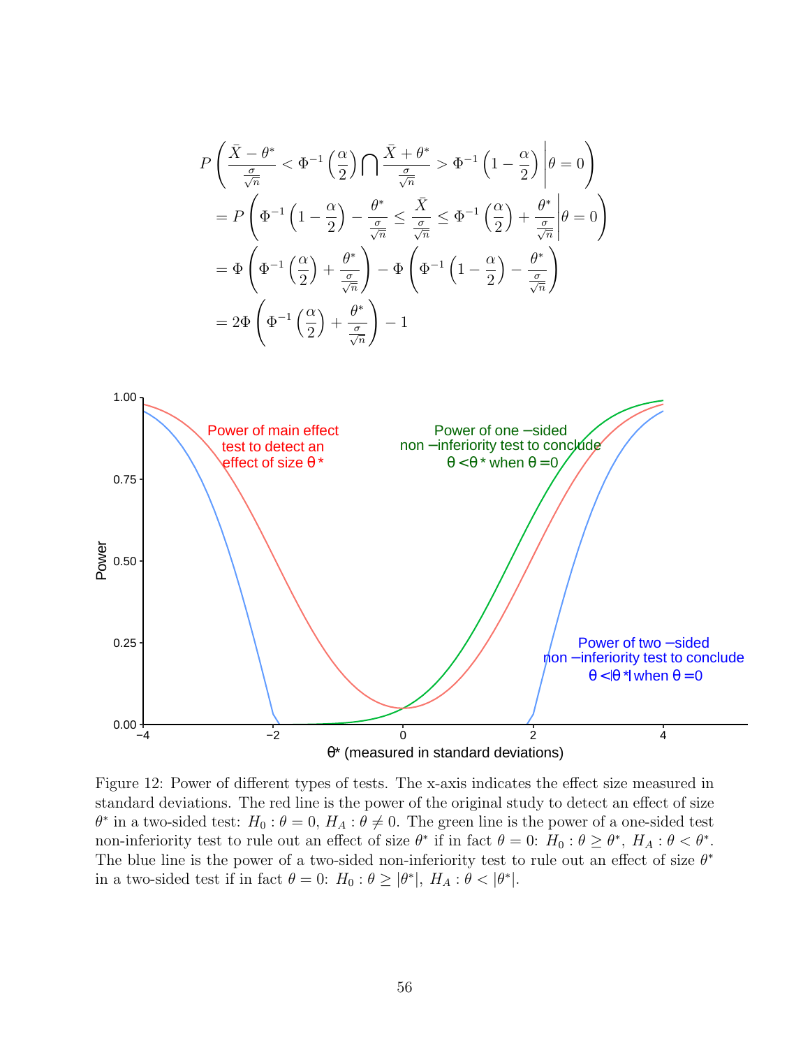$$
\begin{aligned}
&P\left(\frac{\bar{X}-\theta^*}{\frac{\sigma}{\sqrt{n}}} < \Phi^{-1}\left(\frac{\alpha}{2}\right) \bigcap \frac{\bar{X}+\theta^*}{\frac{\sigma}{\sqrt{n}}} > \Phi^{-1}\left(1-\frac{\alpha}{2}\right) \middle| \theta = 0\right) \\
&= P\left(\Phi^{-1}\left(1-\frac{\alpha}{2}\right) - \frac{\theta^*}{\frac{\sigma}{\sqrt{n}}} \leq \frac{\bar{X}}{\frac{\sigma}{\sqrt{n}}} \leq \Phi^{-1}\left(\frac{\alpha}{2}\right) + \frac{\theta^*}{\frac{\sigma}{\sqrt{n}}} \middle| \theta = 0\right) \\
&= \Phi\left(\Phi^{-1}\left(\frac{\alpha}{2}\right) + \frac{\theta^*}{\frac{\sigma}{\sqrt{n}}}\right) - \Phi\left(\Phi^{-1}\left(1-\frac{\alpha}{2}\right) - \frac{\theta^*}{\frac{\sigma}{\sqrt{n}}}\right) \\
&= 2\Phi\left(\Phi^{-1}\left(\frac{\alpha}{2}\right) + \frac{\theta^*}{\frac{\sigma}{\sqrt{n}}}\right) - 1
\end{aligned}
$$

Figure 12: Power of different types of tests. The x-axis indicates the effect size measured in standard deviations. The red line is the power of the original study to detect an effect of size $\theta^*$ in a two-sided test: $H_0 : \theta = 0$, $H_A : \theta \neq 0$. The green line is the power of a one-sided test non-inferiority test to rule out an effect of size $\theta^*$ if in fact $\theta = 0$: $H_0 : \theta \geq \theta^*$, $H_A : \theta < \theta^*$. The blue line is the power of a two-sided non-inferiority test to rule out an effect of size $\theta^*$ in a two-sided test if in fact $\theta = 0$: $H_0 : \theta \geq |\theta^*|$, $H_A : \theta < |\theta^*|$.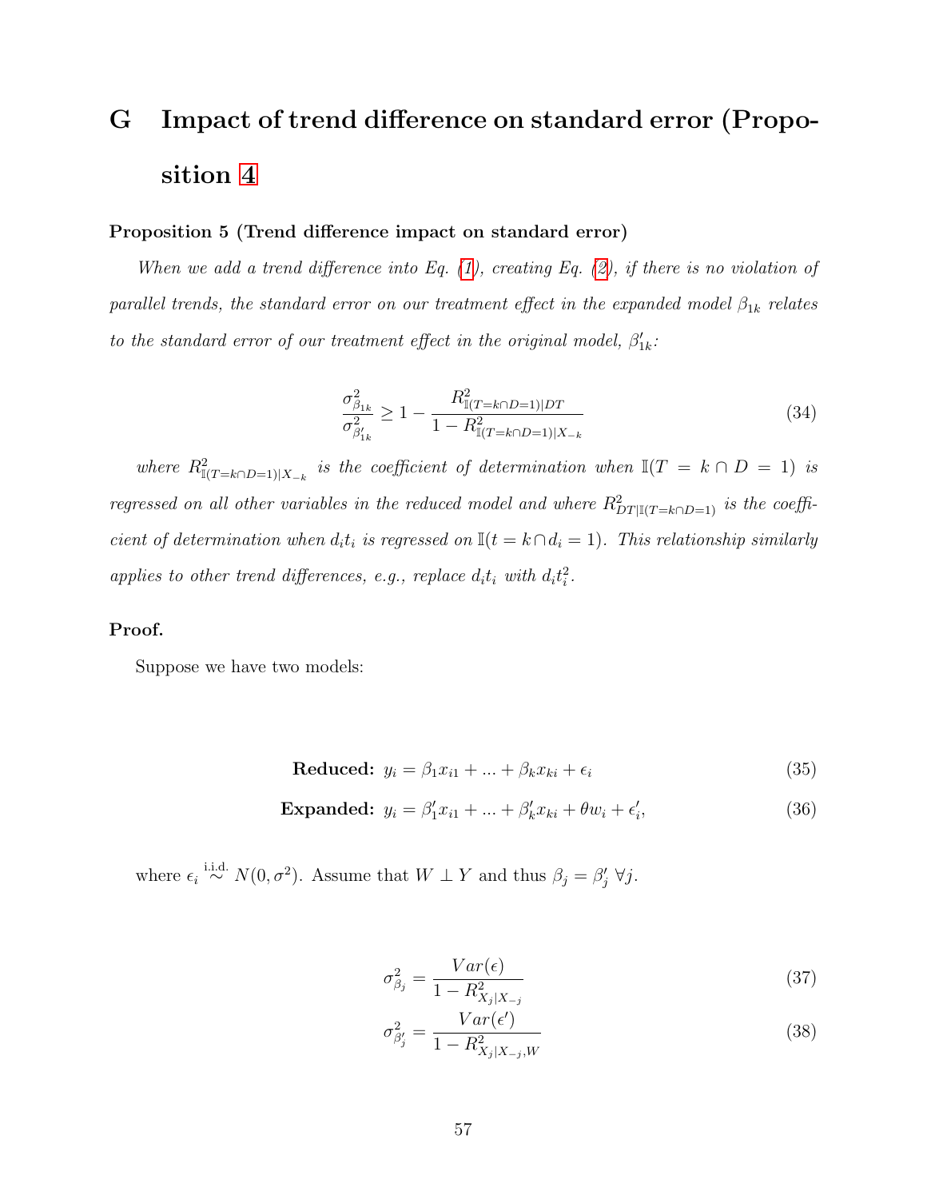# G Impact of trend difference on standard error (Proposition 4)

**Proposition 5 (Trend difference impact on standard error)**

*When we add a trend difference into Eq. (1), creating Eq. (2), if there is no violation of parallel trends, the standard error on our treatment effect in the expanded model $\beta_{1k}$ relates to the standard error of our treatment effect in the original model, $\beta'_{1k}$:*

$$\frac{\sigma^2_{\beta_{1k}}}{\sigma^2_{\beta'_{1k}}} \geq 1 - \frac{R^2_{\mathbb{I}(T=k \cap D=1)|DT}}{1 - R^2_{\mathbb{I}(T=k \cap D=1)|X_{-k}}} \tag{34}$$

*where $R^2_{\mathbb{I}(T=k \cap D=1)|X_{-k}}$ is the coefficient of determination when $\mathbb{I}(T = k \cap D = 1)$ is regressed on all other variables in the reduced model and where $R^2_{DT|\mathbb{I}(T=k \cap D=1)}$ is the coefficient of determination when $d_i t_i$ is regressed on $\mathbb{I}(t = k \cap d_i = 1)$. This relationship similarly applies to other trend differences, e.g., replace $d_i t_i$ with $d_i t_i^2$.*

**Proof.**

Suppose we have two models:

$$\textbf{Reduced: } y_i = \beta_1 x_{i1} + ... + \beta_k x_{ki} + \epsilon_i \tag{35}$$

$$\textbf{Expanded: } y_i = \beta'_1 x_{i1} + ... + \beta'_k x_{ki} + \theta w_i + \epsilon'_i, \tag{36}$$

where $\epsilon_i \overset{\text{i.i.d.}}{\sim} N(0, \sigma^2)$. Assume that $W \perp Y$ and thus $\beta_j = \beta'_j \ \forall j$.

$$\sigma^2_{\beta_j} = \frac{Var(\epsilon)}{1 - R^2_{X_j|X_{-j}}} \tag{37}$$

$$\sigma^2_{\beta'_j} = \frac{Var(\epsilon')}{1 - R^2_{X_j|X_{-j},W}} \tag{38}$$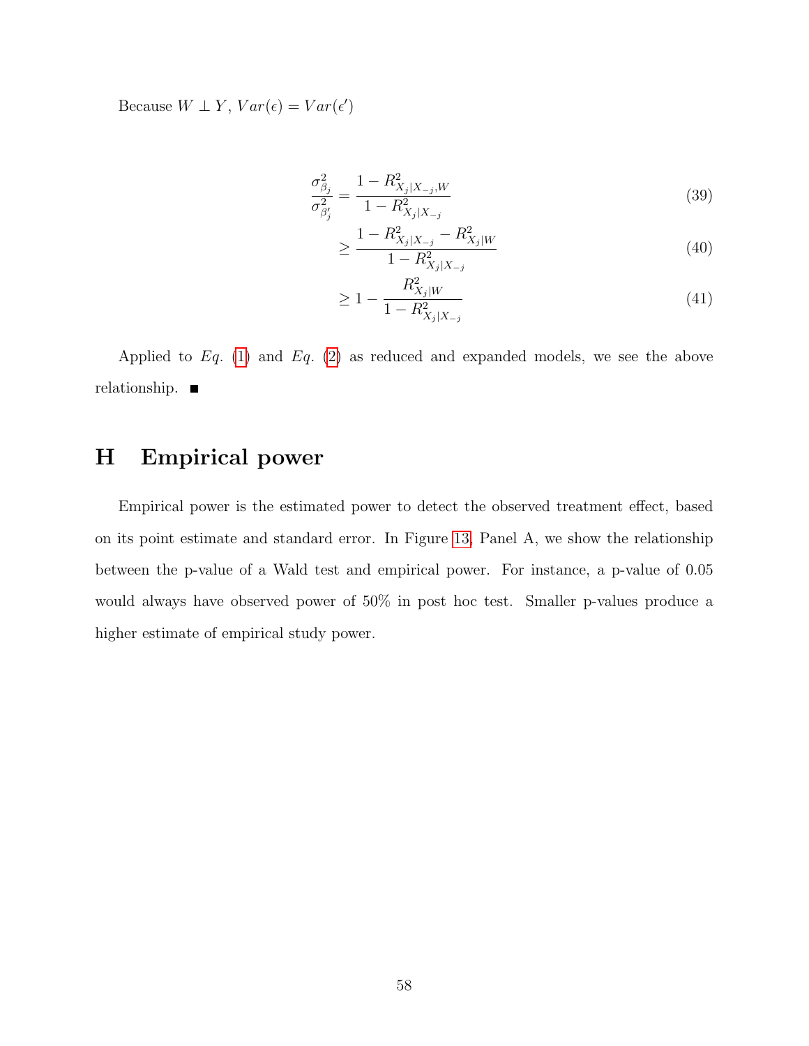Because $W \perp Y$, $Var(\epsilon) = Var(\epsilon')$

$$
\begin{aligned}
\frac{\sigma^2_{\beta_j}}{\sigma^2_{\beta'_j}} &= \frac{1 - R^2_{X_j|X_{-j},W}}{1 - R^2_{X_j|X_{-j}}} && (39) \\
&\geq \frac{1 - R^2_{X_j|X_{-j}} - R^2_{X_j|W}}{1 - R^2_{X_j|X_{-j}}} && (40) \\
&\geq 1 - \frac{R^2_{X_j|W}}{1 - R^2_{X_j|X_{-j}}} && (41)
\end{aligned}
$$

Applied to *Eq.* (1) and *Eq.* (2) as reduced and expanded models, we see the above relationship. ■

# H Empirical power

Empirical power is the estimated power to detect the observed treatment effect, based on its point estimate and standard error. In Figure 13, Panel A, we show the relationship between the p-value of a Wald test and empirical power. For instance, a p-value of 0.05 would always have observed power of 50% in post hoc test. Smaller p-values produce a higher estimate of empirical study power.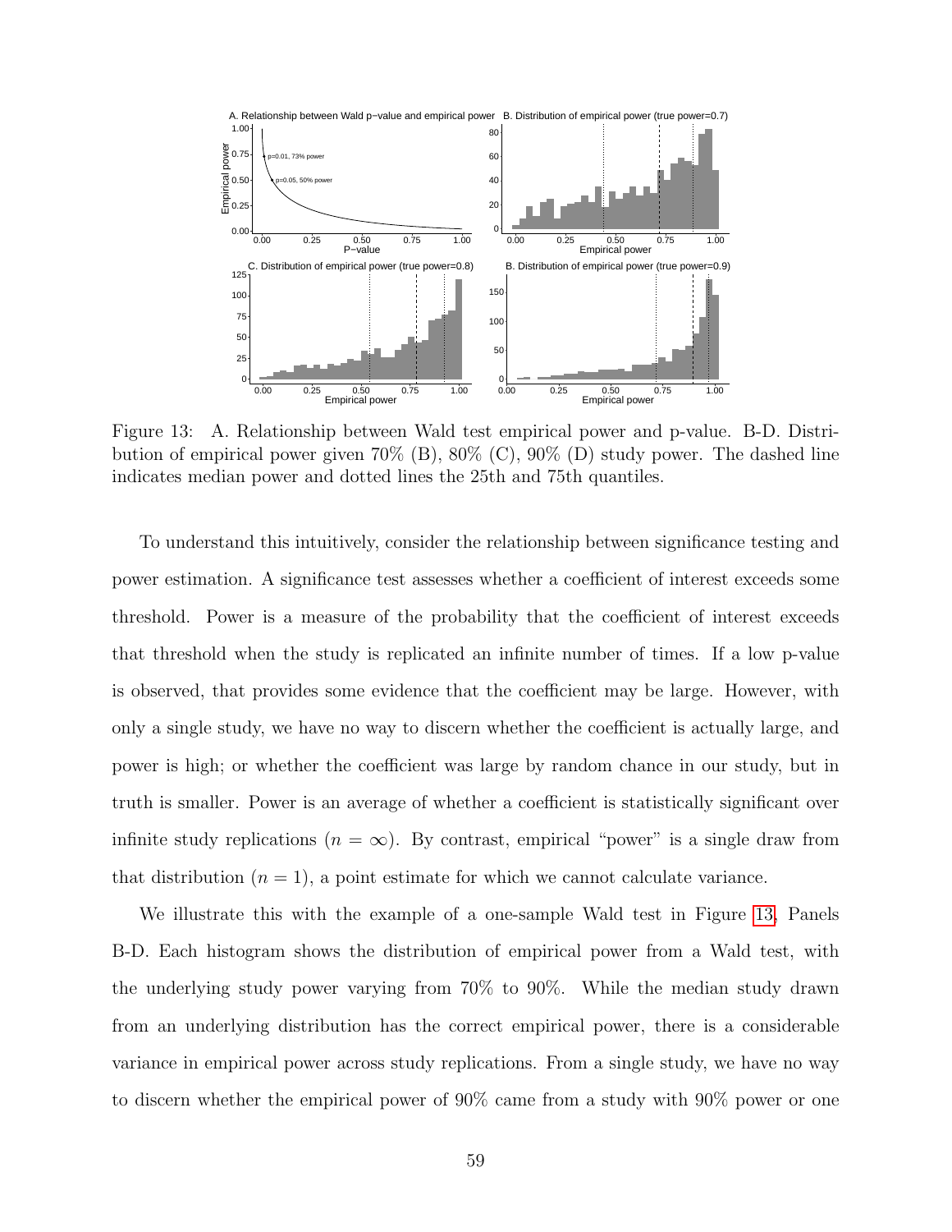Figure 13: A. Relationship between Wald test empirical power and p-value. B-D. Distribution of empirical power given 70% (B), 80% (C), 90% (D) study power. The dashed line indicates median power and dotted lines the 25th and 75th quantiles.

To understand this intuitively, consider the relationship between significance testing and power estimation. A significance test assesses whether a coefficient of interest exceeds some threshold. Power is a measure of the probability that the coefficient of interest exceeds that threshold when the study is replicated an infinite number of times. If a low p-value is observed, that provides some evidence that the coefficient may be large. However, with only a single study, we have no way to discern whether the coefficient is actually large, and power is high; or whether the coefficient was large by random chance in our study, but in truth is smaller. Power is an average of whether a coefficient is statistically significant over infinite study replications ($n = \infty$). By contrast, empirical "power" is a single draw from that distribution ($n = 1$), a point estimate for which we cannot calculate variance.

We illustrate this with the example of a one-sample Wald test in Figure 13, Panels B-D. Each histogram shows the distribution of empirical power from a Wald test, with the underlying study power varying from 70% to 90%. While the median study drawn from an underlying distribution has the correct empirical power, there is a considerable variance in empirical power across study replications. From a single study, we have no way to discern whether the empirical power of 90% came from a study with 90% power or one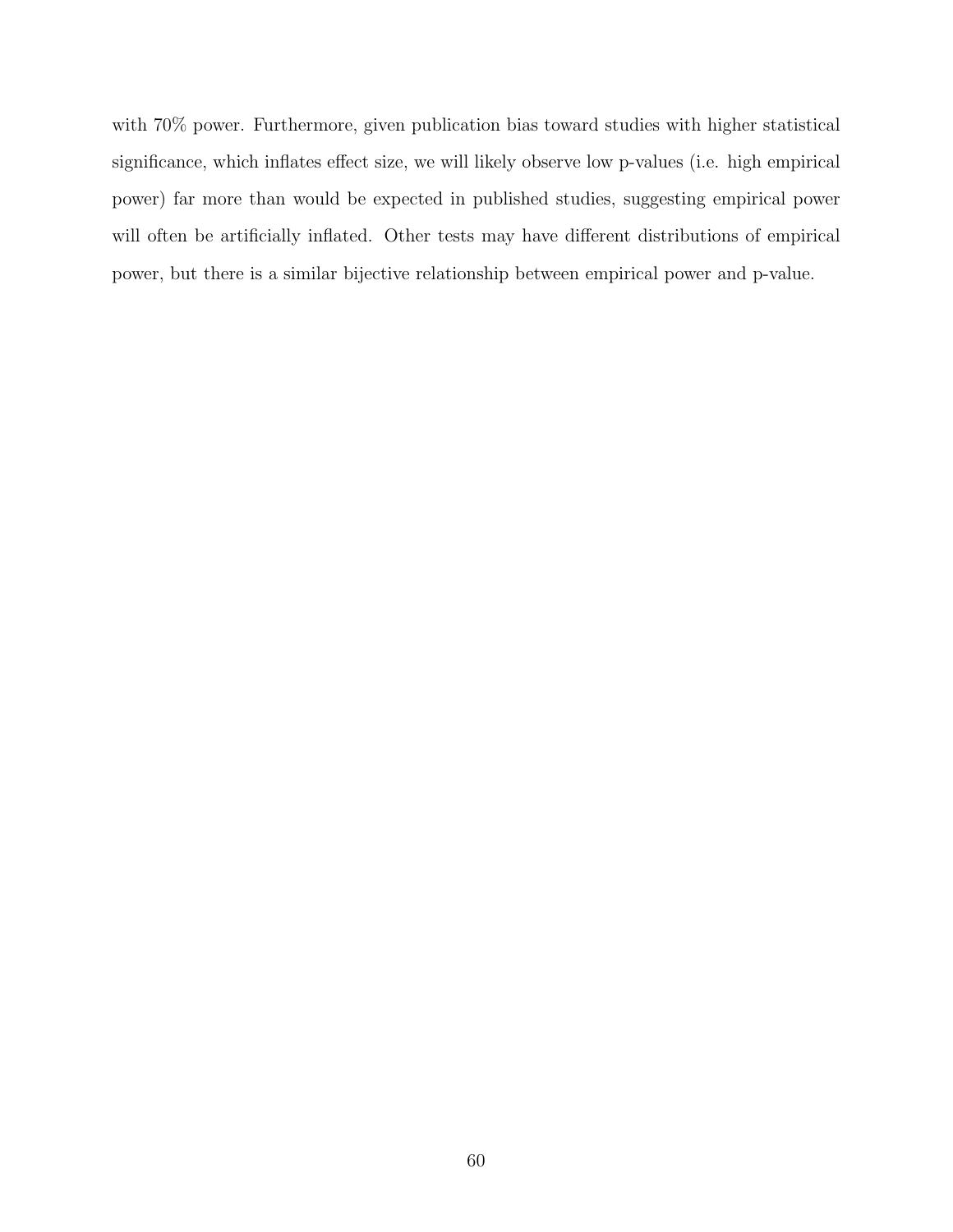with 70% power. Furthermore, given publication bias toward studies with higher statistical significance, which inflates effect size, we will likely observe low p-values (i.e. high empirical power) far more than would be expected in published studies, suggesting empirical power will often be artificially inflated. Other tests may have different distributions of empirical power, but there is a similar bijective relationship between empirical power and p-value.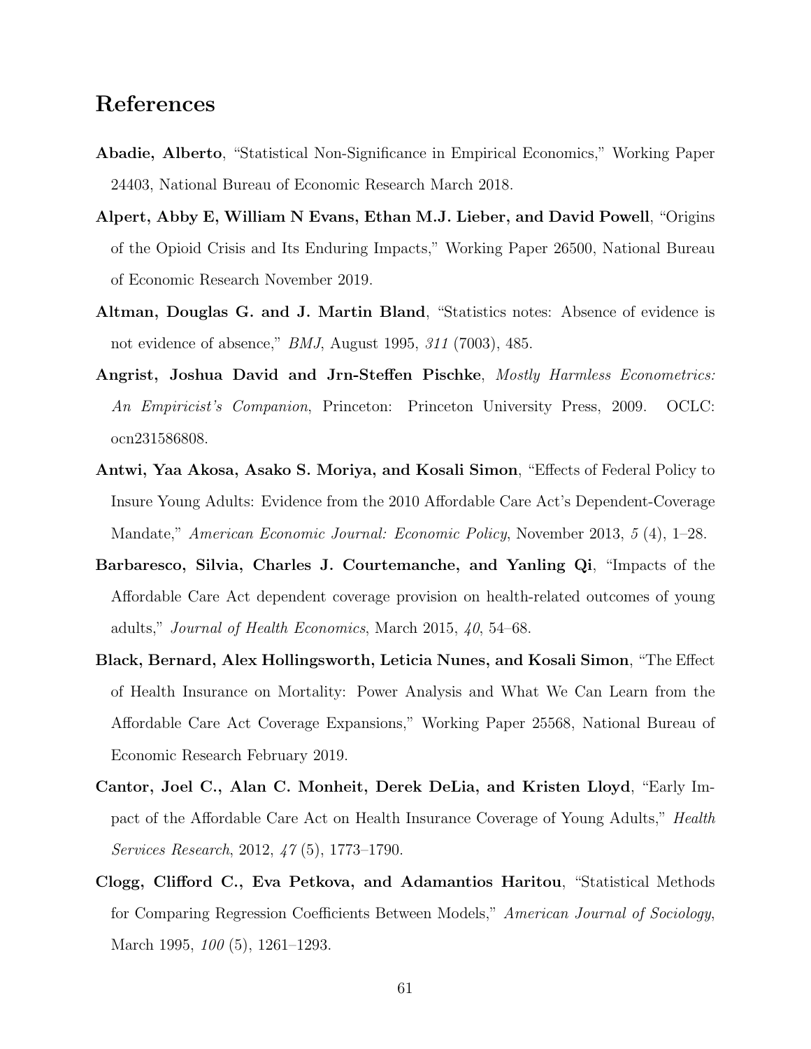## References

**Abadie, Alberto**, "Statistical Non-Significance in Empirical Economics," Working Paper 24403, National Bureau of Economic Research March 2018.

**Alpert, Abby E, William N Evans, Ethan M.J. Lieber, and David Powell**, "Origins of the Opioid Crisis and Its Enduring Impacts," Working Paper 26500, National Bureau of Economic Research November 2019.

**Altman, Douglas G. and J. Martin Bland**, "Statistics notes: Absence of evidence is not evidence of absence," *BMJ*, August 1995, *311* (7003), 485.

**Angrist, Joshua David and Jrn-Steffen Pischke**, *Mostly Harmless Econometrics: An Empiricist's Companion*, Princeton: Princeton University Press, 2009. OCLC: ocn231586808.

**Antwi, Yaa Akosa, Asako S. Moriya, and Kosali Simon**, "Effects of Federal Policy to Insure Young Adults: Evidence from the 2010 Affordable Care Act's Dependent-Coverage Mandate," *American Economic Journal: Economic Policy*, November 2013, *5* (4), 1–28.

**Barbaresco, Silvia, Charles J. Courtemanche, and Yanling Qi**, "Impacts of the Affordable Care Act dependent coverage provision on health-related outcomes of young adults," *Journal of Health Economics*, March 2015, *40*, 54–68.

**Black, Bernard, Alex Hollingsworth, Leticia Nunes, and Kosali Simon**, "The Effect of Health Insurance on Mortality: Power Analysis and What We Can Learn from the Affordable Care Act Coverage Expansions," Working Paper 25568, National Bureau of Economic Research February 2019.

**Cantor, Joel C., Alan C. Monheit, Derek DeLia, and Kristen Lloyd**, "Early Impact of the Affordable Care Act on Health Insurance Coverage of Young Adults," *Health Services Research*, 2012, *47* (5), 1773–1790.

**Clogg, Clifford C., Eva Petkova, and Adamantios Haritou**, "Statistical Methods for Comparing Regression Coefficients Between Models," *American Journal of Sociology*, March 1995, *100* (5), 1261–1293.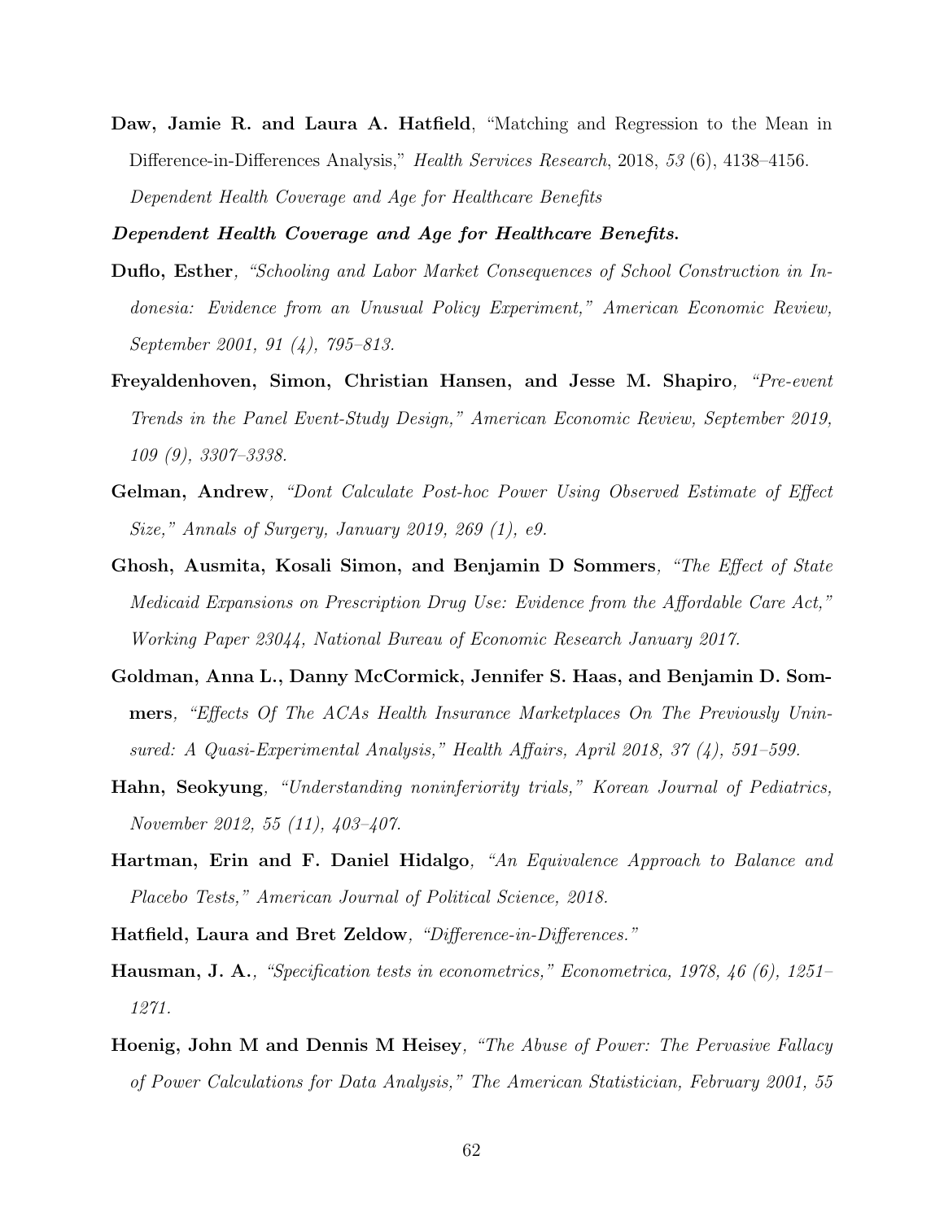**Daw, Jamie R. and Laura A. Hatfield**, "Matching and Regression to the Mean in Difference-in-Differences Analysis," *Health Services Research*, 2018, *53* (6), 4138–4156. *Dependent Health Coverage and Age for Healthcare Benefits*

***Dependent Health Coverage and Age for Healthcare Benefits.***

**Duflo, Esther**, *"Schooling and Labor Market Consequences of School Construction in Indonesia: Evidence from an Unusual Policy Experiment," American Economic Review, September 2001, 91 (4), 795–813.*

**Freyaldenhoven, Simon, Christian Hansen, and Jesse M. Shapiro**, *"Pre-event Trends in the Panel Event-Study Design," American Economic Review, September 2019, 109 (9), 3307–3338.*

**Gelman, Andrew**, *"Dont Calculate Post-hoc Power Using Observed Estimate of Effect Size," Annals of Surgery, January 2019, 269 (1), e9.*

**Ghosh, Ausmita, Kosali Simon, and Benjamin D Sommers**, *"The Effect of State Medicaid Expansions on Prescription Drug Use: Evidence from the Affordable Care Act," Working Paper 23044, National Bureau of Economic Research January 2017.*

**Goldman, Anna L., Danny McCormick, Jennifer S. Haas, and Benjamin D. Sommers**, *"Effects Of The ACAs Health Insurance Marketplaces On The Previously Uninsured: A Quasi-Experimental Analysis," Health Affairs, April 2018, 37 (4), 591–599.*

**Hahn, Seokyung**, *"Understanding noninferiority trials," Korean Journal of Pediatrics, November 2012, 55 (11), 403–407.*

**Hartman, Erin and F. Daniel Hidalgo**, *"An Equivalence Approach to Balance and Placebo Tests," American Journal of Political Science, 2018.*

**Hatfield, Laura and Bret Zeldow**, *"Difference-in-Differences."*

**Hausman, J. A.**, *"Specification tests in econometrics," Econometrica, 1978, 46 (6), 1251–1271.*

**Hoenig, John M and Dennis M Heisey**, *"The Abuse of Power: The Pervasive Fallacy of Power Calculations for Data Analysis," The American Statistician, February 2001, 55*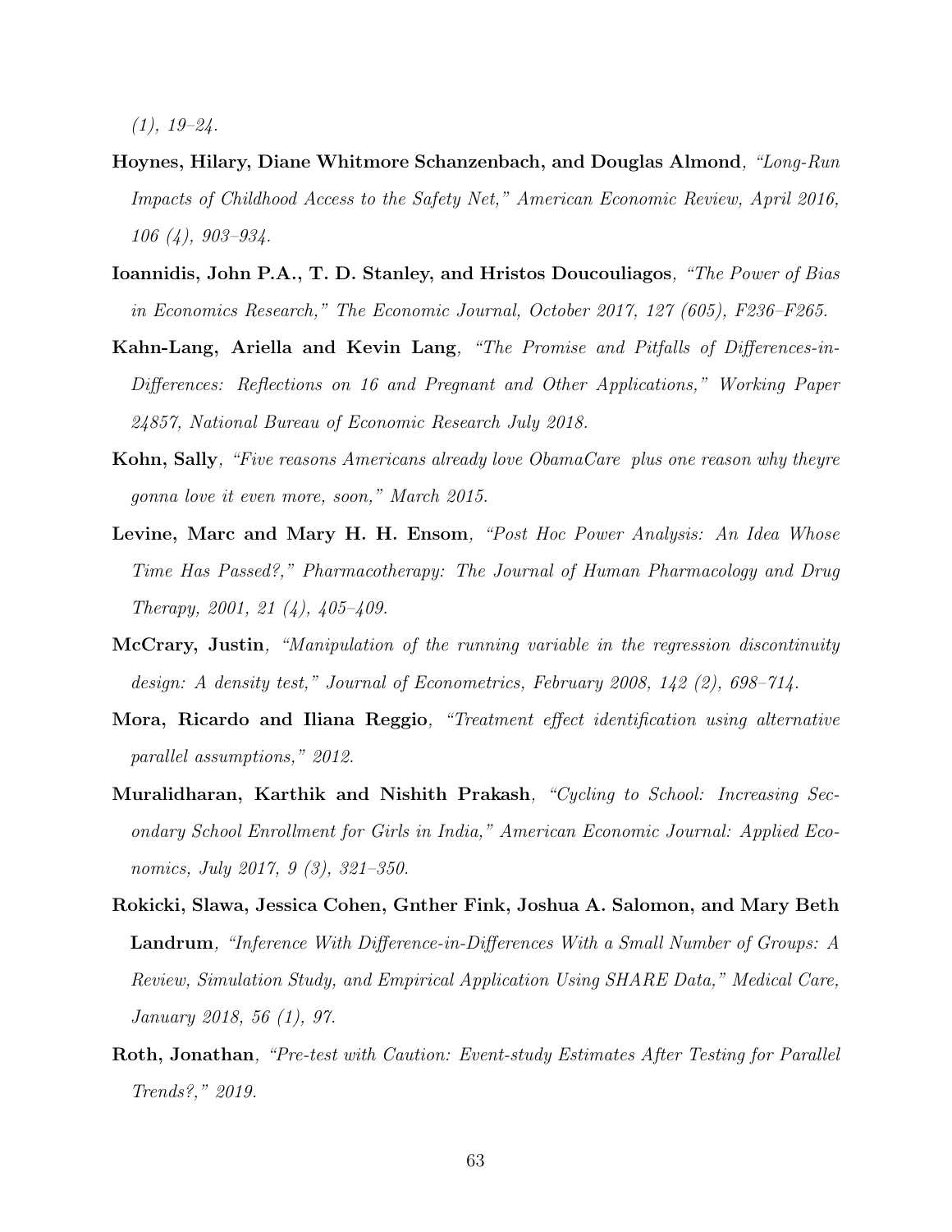*(1), 19–24.*

**Hoynes, Hilary, Diane Whitmore Schanzenbach, and Douglas Almond**, *"Long-Run Impacts of Childhood Access to the Safety Net," American Economic Review, April 2016, 106 (4), 903–934.*

**Ioannidis, John P.A., T. D. Stanley, and Hristos Doucouliagos**, *"The Power of Bias in Economics Research," The Economic Journal, October 2017, 127 (605), F236–F265.*

**Kahn-Lang, Ariella and Kevin Lang**, *"The Promise and Pitfalls of Differences-in-Differences: Reflections on 16 and Pregnant and Other Applications," Working Paper 24857, National Bureau of Economic Research July 2018.*

**Kohn, Sally**, *"Five reasons Americans already love ObamaCare plus one reason why theyre gonna love it even more, soon," March 2015.*

**Levine, Marc and Mary H. H. Ensom**, *"Post Hoc Power Analysis: An Idea Whose Time Has Passed?," Pharmacotherapy: The Journal of Human Pharmacology and Drug Therapy, 2001, 21 (4), 405–409.*

**McCrary, Justin**, *"Manipulation of the running variable in the regression discontinuity design: A density test," Journal of Econometrics, February 2008, 142 (2), 698–714.*

**Mora, Ricardo and Iliana Reggio**, *"Treatment effect identification using alternative parallel assumptions," 2012.*

**Muralidharan, Karthik and Nishith Prakash**, *"Cycling to School: Increasing Secondary School Enrollment for Girls in India," American Economic Journal: Applied Economics, July 2017, 9 (3), 321–350.*

**Rokicki, Slawa, Jessica Cohen, Gnther Fink, Joshua A. Salomon, and Mary Beth Landrum**, *"Inference With Difference-in-Differences With a Small Number of Groups: A Review, Simulation Study, and Empirical Application Using SHARE Data," Medical Care, January 2018, 56 (1), 97.*

**Roth, Jonathan**, *"Pre-test with Caution: Event-study Estimates After Testing for Parallel Trends?," 2019.*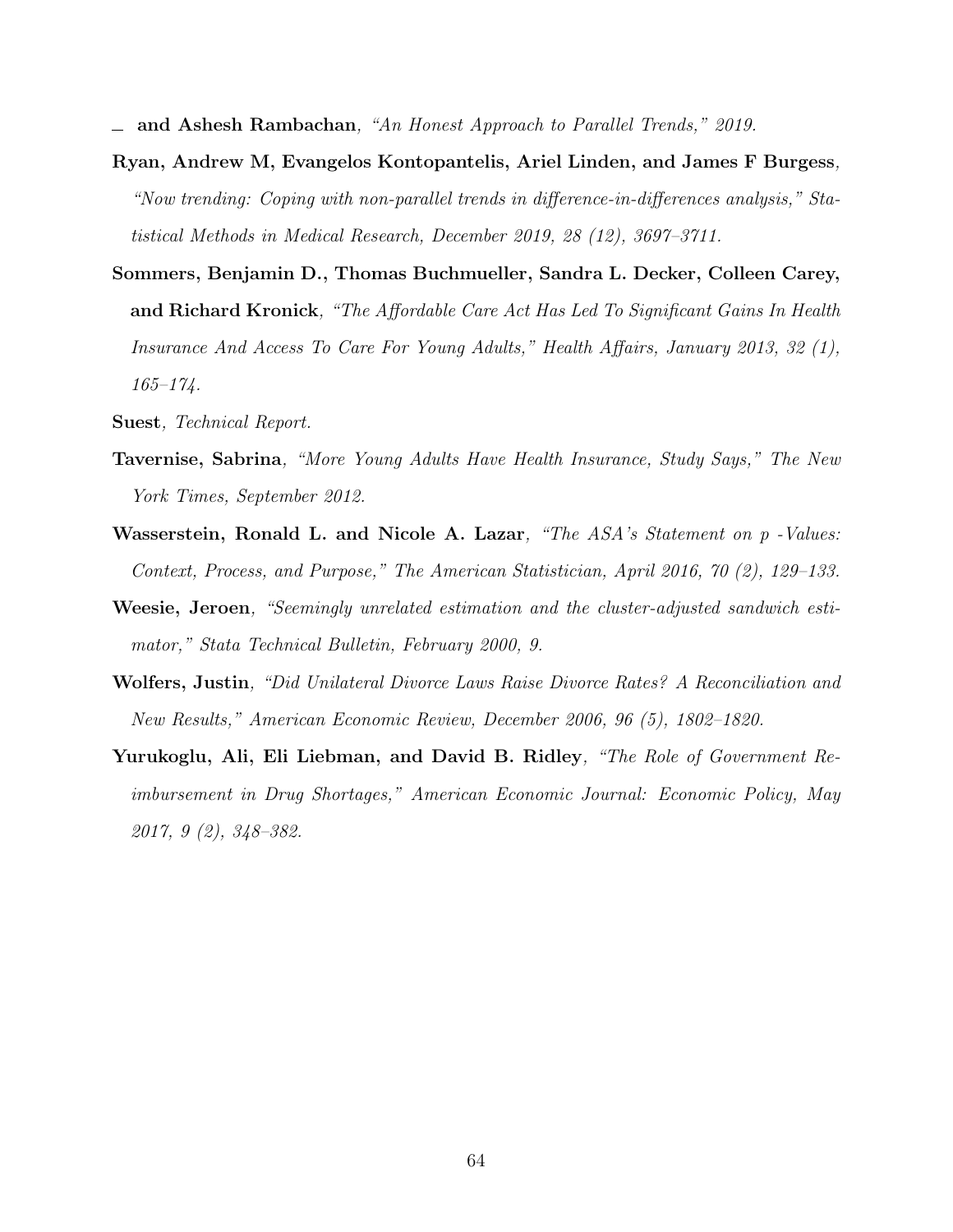— **and Ashesh Rambachan**, *"An Honest Approach to Parallel Trends,"* *2019.*

**Ryan, Andrew M, Evangelos Kontopantelis, Ariel Linden, and James F Burgess**, *"Now trending: Coping with non-parallel trends in difference-in-differences analysis," Statistical Methods in Medical Research, December 2019, 28 (12), 3697–3711.*

**Sommers, Benjamin D., Thomas Buchmueller, Sandra L. Decker, Colleen Carey, and Richard Kronick**, *"The Affordable Care Act Has Led To Significant Gains In Health Insurance And Access To Care For Young Adults," Health Affairs, January 2013, 32 (1), 165–174.*

**Suest**, *Technical Report.*

**Tavernise, Sabrina**, *"More Young Adults Have Health Insurance, Study Says," The New York Times, September 2012.*

**Wasserstein, Ronald L. and Nicole A. Lazar**, *"The ASA's Statement on p -Values: Context, Process, and Purpose," The American Statistician, April 2016, 70 (2), 129–133.*

**Weesie, Jeroen**, *"Seemingly unrelated estimation and the cluster-adjusted sandwich estimator," Stata Technical Bulletin, February 2000, 9.*

**Wolfers, Justin**, *"Did Unilateral Divorce Laws Raise Divorce Rates? A Reconciliation and New Results," American Economic Review, December 2006, 96 (5), 1802–1820.*

**Yurukoglu, Ali, Eli Liebman, and David B. Ridley**, *"The Role of Government Reimbursement in Drug Shortages," American Economic Journal: Economic Policy, May 2017, 9 (2), 348–382.*